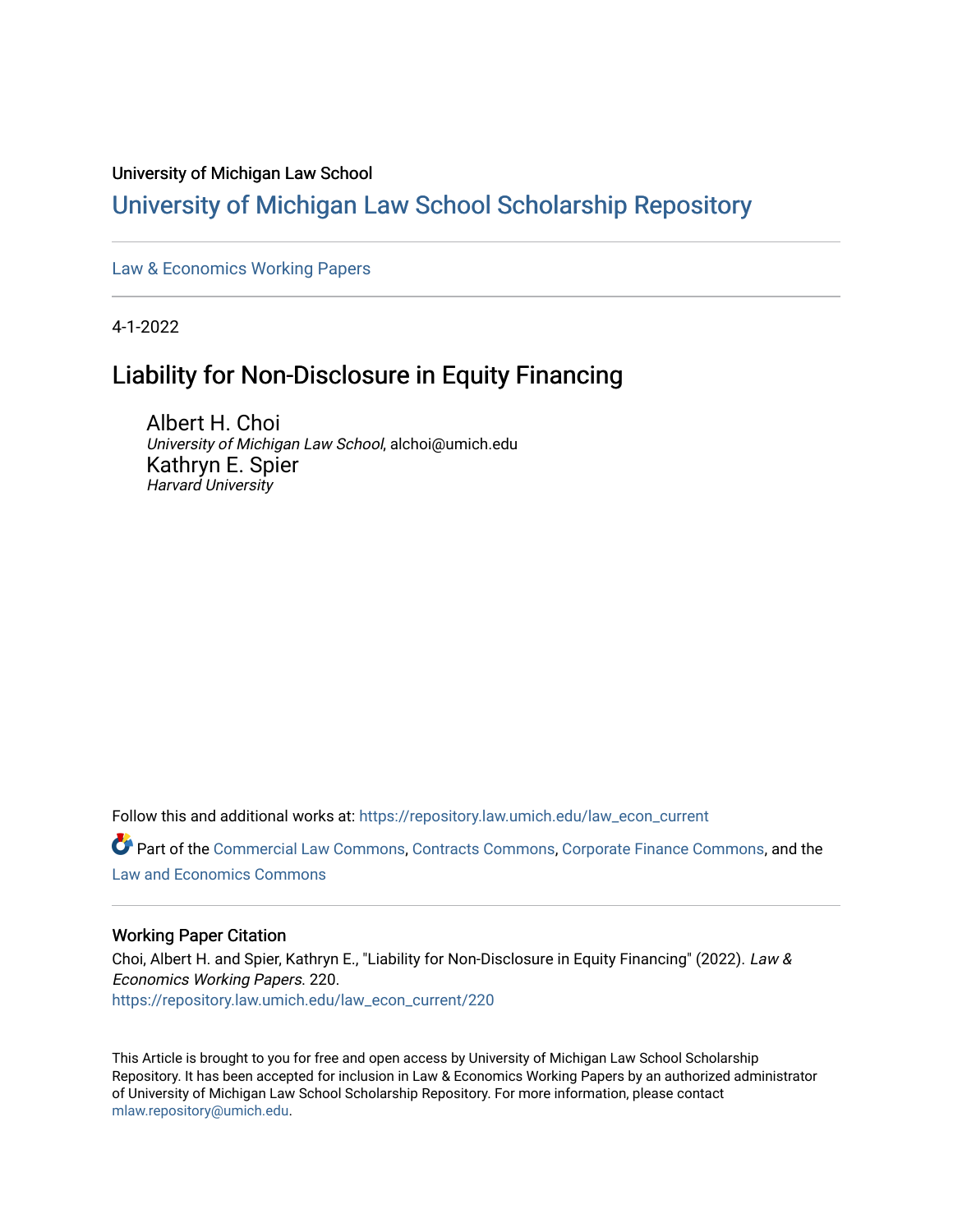University of Michigan Law School

# University of Michigan Law School Scholarship Repository

Law & Economics Working Papers

4-1-2022

## Liability for Non-Disclosure in Equity Financing

Albert H. Choi
*University of Michigan Law School*, alchoi@umich.edu

Kathryn E. Spier
*Harvard University*

Follow this and additional works at: https://repository.law.umich.edu/law_econ_current

Part of the Commercial Law Commons, Contracts Commons, Corporate Finance Commons, and the Law and Economics Commons

### Working Paper Citation

Choi, Albert H. and Spier, Kathryn E., "Liability for Non-Disclosure in Equity Financing" (2022). *Law & Economics Working Papers*. 220.
https://repository.law.umich.edu/law_econ_current/220

This Article is brought to you for free and open access by University of Michigan Law School Scholarship Repository. It has been accepted for inclusion in Law & Economics Working Papers by an authorized administrator of University of Michigan Law School Scholarship Repository. For more information, please contact mlaw.repository@umich.edu.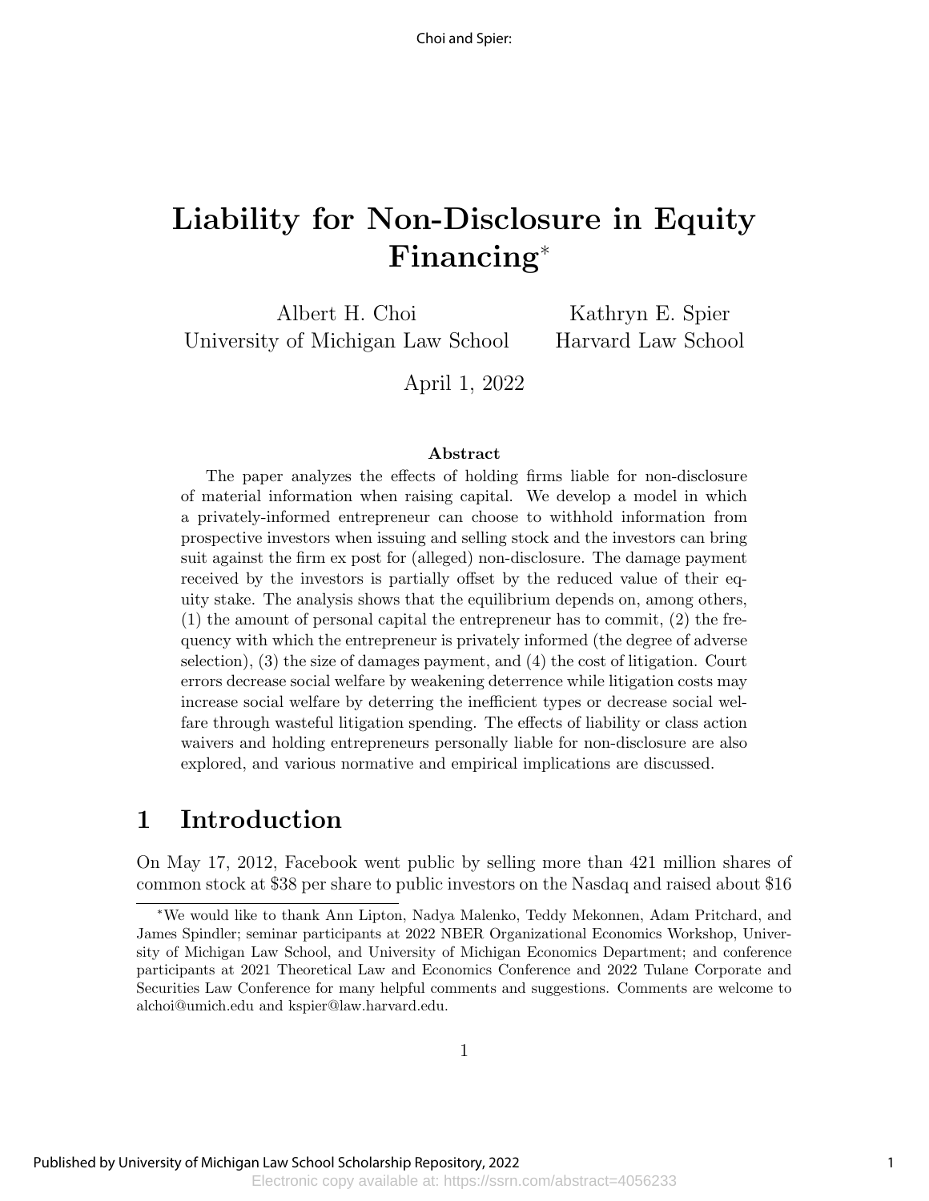# Liability for Non-Disclosure in Equity Financing*

Albert H. Choi
University of Michigan Law School

Kathryn E. Spier
Harvard Law School

April 1, 2022

### Abstract

The paper analyzes the effects of holding firms liable for non-disclosure of material information when raising capital. We develop a model in which a privately-informed entrepreneur can choose to withhold information from prospective investors when issuing and selling stock and the investors can bring suit against the firm ex post for (alleged) non-disclosure. The damage payment received by the investors is partially offset by the reduced value of their equity stake. The analysis shows that the equilibrium depends on, among others, (1) the amount of personal capital the entrepreneur has to commit, (2) the frequency with which the entrepreneur is privately informed (the degree of adverse selection), (3) the size of damages payment, and (4) the cost of litigation. Court errors decrease social welfare by weakening deterrence while litigation costs may increase social welfare by deterring the inefficient types or decrease social welfare through wasteful litigation spending. The effects of liability or class action waivers and holding entrepreneurs personally liable for non-disclosure are also explored, and various normative and empirical implications are discussed.

## 1 Introduction

On May 17, 2012, Facebook went public by selling more than 421 million shares of common stock at $38 per share to public investors on the Nasdaq and raised about $16

*We would like to thank Ann Lipton, Nadya Malenko, Teddy Mekonnen, Adam Pritchard, and James Spindler; seminar participants at 2022 NBER Organizational Economics Workshop, University of Michigan Law School, and University of Michigan Economics Department; and conference participants at 2021 Theoretical Law and Economics Conference and 2022 Tulane Corporate and Securities Law Conference for many helpful comments and suggestions. Comments are welcome to alchoi@umich.edu and kspier@law.harvard.edu.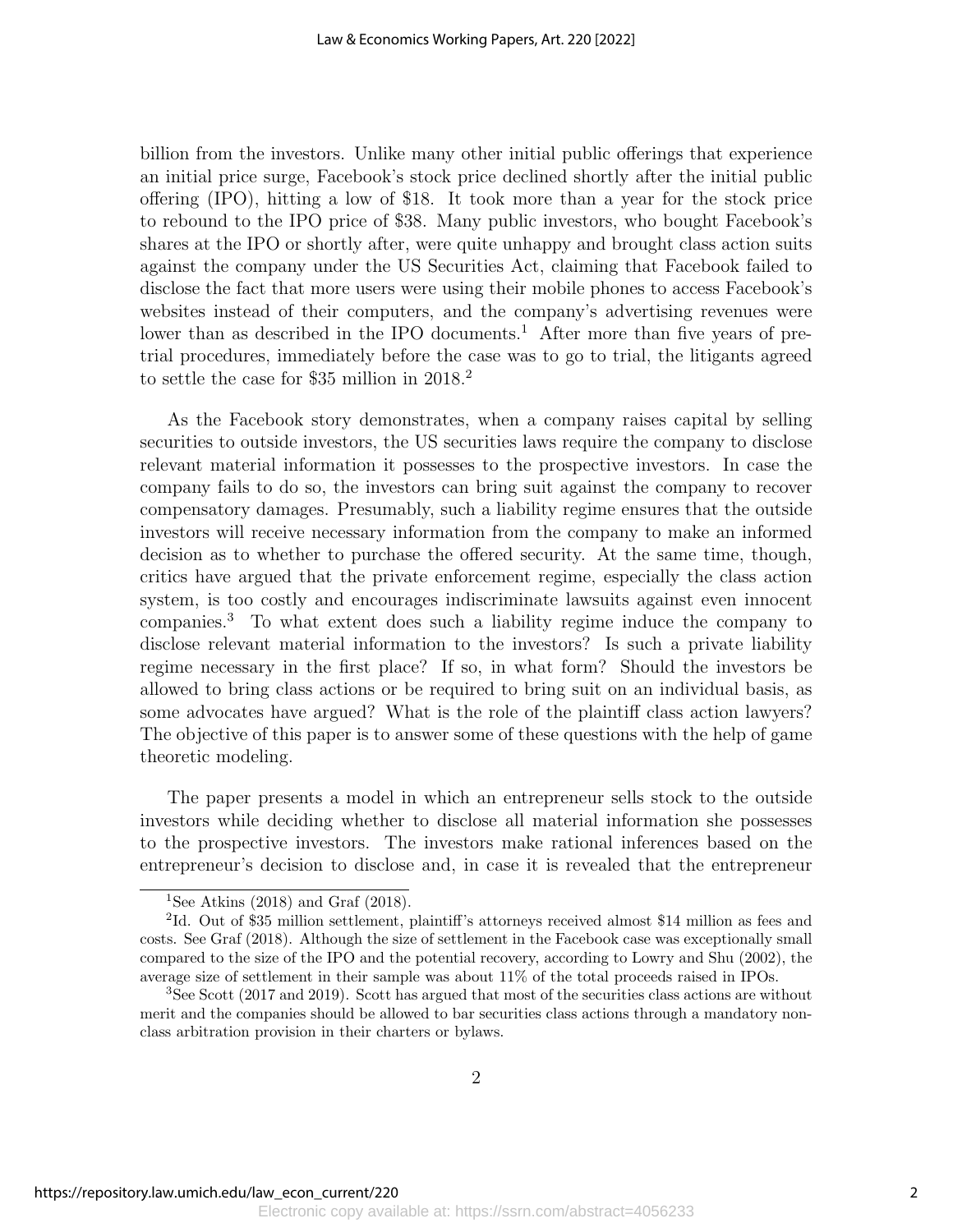billion from the investors. Unlike many other initial public offerings that experience an initial price surge, Facebook's stock price declined shortly after the initial public offering (IPO), hitting a low of \$18. It took more than a year for the stock price to rebound to the IPO price of \$38. Many public investors, who bought Facebook's shares at the IPO or shortly after, were quite unhappy and brought class action suits against the company under the US Securities Act, claiming that Facebook failed to disclose the fact that more users were using their mobile phones to access Facebook's websites instead of their computers, and the company's advertising revenues were lower than as described in the IPO documents.[1] After more than five years of pre-trial procedures, immediately before the case was to go to trial, the litigants agreed to settle the case for \$35 million in 2018.[2]

As the Facebook story demonstrates, when a company raises capital by selling securities to outside investors, the US securities laws require the company to disclose relevant material information it possesses to the prospective investors. In case the company fails to do so, the investors can bring suit against the company to recover compensatory damages. Presumably, such a liability regime ensures that the outside investors will receive necessary information from the company to make an informed decision as to whether to purchase the offered security. At the same time, though, critics have argued that the private enforcement regime, especially the class action system, is too costly and encourages indiscriminate lawsuits against even innocent companies.[3] To what extent does such a liability regime induce the company to disclose relevant material information to the investors? Is such a private liability regime necessary in the first place? If so, in what form? Should the investors be allowed to bring class actions or be required to bring suit on an individual basis, as some advocates have argued? What is the role of the plaintiff class action lawyers? The objective of this paper is to answer some of these questions with the help of game theoretic modeling.

The paper presents a model in which an entrepreneur sells stock to the outside investors while deciding whether to disclose all material information she possesses to the prospective investors. The investors make rational inferences based on the entrepreneur's decision to disclose and, in case it is revealed that the entrepreneur

[1] See Atkins (2018) and Graf (2018).

[2] Id. Out of \$35 million settlement, plaintiff's attorneys received almost \$14 million as fees and costs. See Graf (2018). Although the size of settlement in the Facebook case was exceptionally small compared to the size of the IPO and the potential recovery, according to Lowry and Shu (2002), the average size of settlement in their sample was about 11% of the total proceeds raised in IPOs.

[3] See Scott (2017 and 2019). Scott has argued that most of the securities class actions are without merit and the companies should be allowed to bar securities class actions through a mandatory non-class arbitration provision in their charters or bylaws.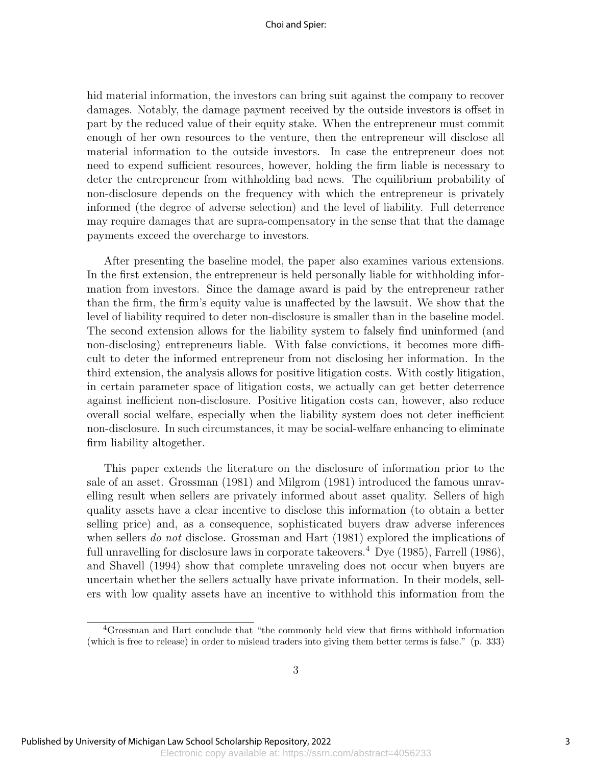hid material information, the investors can bring suit against the company to recover damages. Notably, the damage payment received by the outside investors is offset in part by the reduced value of their equity stake. When the entrepreneur must commit enough of her own resources to the venture, then the entrepreneur will disclose all material information to the outside investors. In case the entrepreneur does not need to expend sufficient resources, however, holding the firm liable is necessary to deter the entrepreneur from withholding bad news. The equilibrium probability of non-disclosure depends on the frequency with which the entrepreneur is privately informed (the degree of adverse selection) and the level of liability. Full deterrence may require damages that are supra-compensatory in the sense that that the damage payments exceed the overcharge to investors.

After presenting the baseline model, the paper also examines various extensions. In the first extension, the entrepreneur is held personally liable for withholding information from investors. Since the damage award is paid by the entrepreneur rather than the firm, the firm's equity value is unaffected by the lawsuit. We show that the level of liability required to deter non-disclosure is smaller than in the baseline model. The second extension allows for the liability system to falsely find uninformed (and non-disclosing) entrepreneurs liable. With false convictions, it becomes more difficult to deter the informed entrepreneur from not disclosing her information. In the third extension, the analysis allows for positive litigation costs. With costly litigation, in certain parameter space of litigation costs, we actually can get better deterrence against inefficient non-disclosure. Positive litigation costs can, however, also reduce overall social welfare, especially when the liability system does not deter inefficient non-disclosure. In such circumstances, it may be social-welfare enhancing to eliminate firm liability altogether.

This paper extends the literature on the disclosure of information prior to the sale of an asset. Grossman (1981) and Milgrom (1981) introduced the famous unravelling result when sellers are privately informed about asset quality. Sellers of high quality assets have a clear incentive to disclose this information (to obtain a better selling price) and, as a consequence, sophisticated buyers draw adverse inferences when sellers *do not* disclose. Grossman and Hart (1981) explored the implications of full unravelling for disclosure laws in corporate takeovers.[4] Dye (1985), Farrell (1986), and Shavell (1994) show that complete unraveling does not occur when buyers are uncertain whether the sellers actually have private information. In their models, sellers with low quality assets have an incentive to withhold this information from the

[4] Grossman and Hart conclude that "the commonly held view that firms withhold information (which is free to release) in order to mislead traders into giving them better terms is false." (p. 333)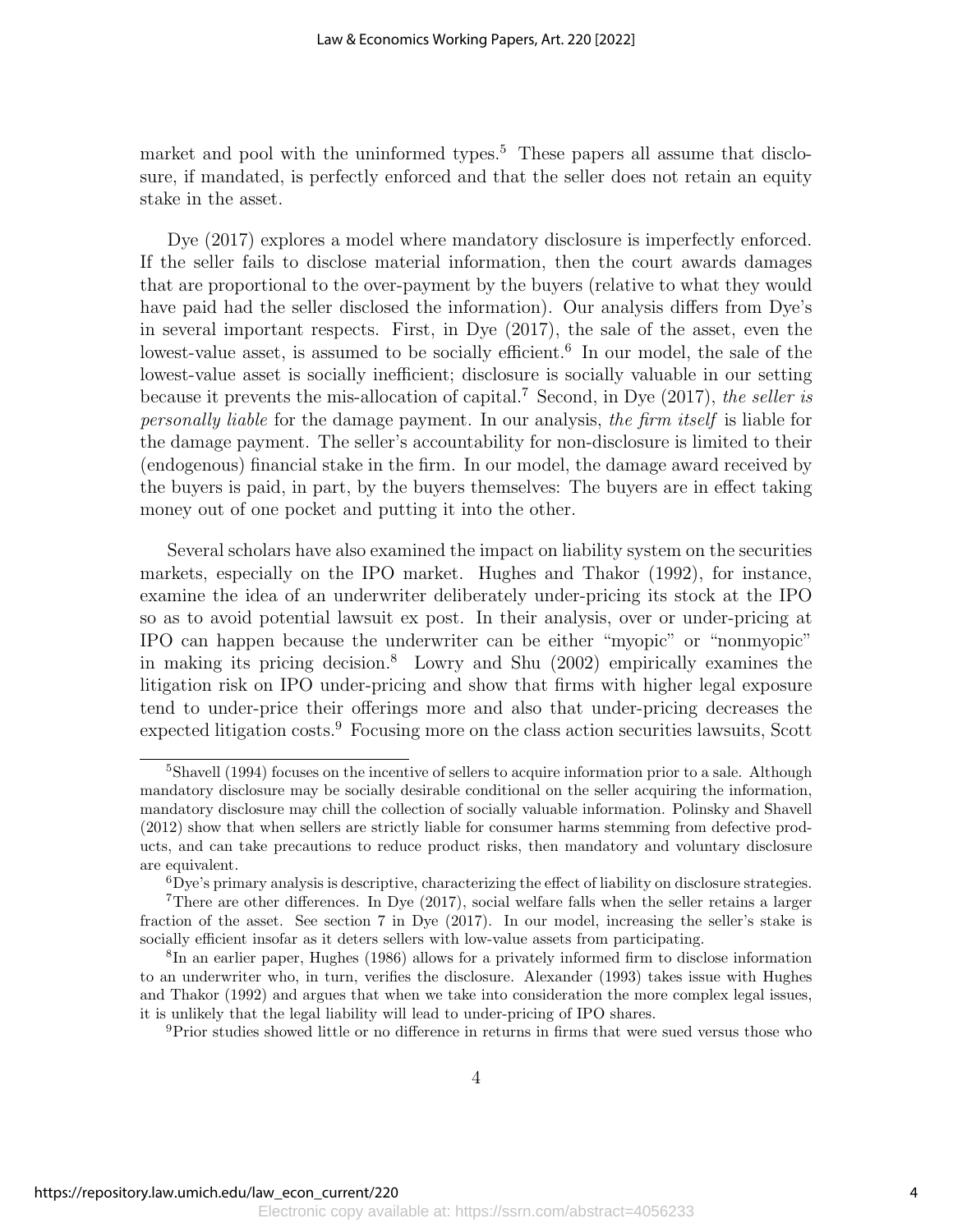market and pool with the uninformed types.[5] These papers all assume that disclosure, if mandated, is perfectly enforced and that the seller does not retain an equity stake in the asset.

Dye (2017) explores a model where mandatory disclosure is imperfectly enforced. If the seller fails to disclose material information, then the court awards damages that are proportional to the over-payment by the buyers (relative to what they would have paid had the seller disclosed the information). Our analysis differs from Dye's in several important respects. First, in Dye (2017), the sale of the asset, even the lowest-value asset, is assumed to be socially efficient.[6] In our model, the sale of the lowest-value asset is socially inefficient; disclosure is socially valuable in our setting because it prevents the mis-allocation of capital.[7] Second, in Dye (2017), *the seller is personally liable* for the damage payment. In our analysis, *the firm itself* is liable for the damage payment. The seller's accountability for non-disclosure is limited to their (endogenous) financial stake in the firm. In our model, the damage award received by the buyers is paid, in part, by the buyers themselves: The buyers are in effect taking money out of one pocket and putting it into the other.

Several scholars have also examined the impact on liability system on the securities markets, especially on the IPO market. Hughes and Thakor (1992), for instance, examine the idea of an underwriter deliberately under-pricing its stock at the IPO so as to avoid potential lawsuit ex post. In their analysis, over or under-pricing at IPO can happen because the underwriter can be either "myopic" or "nonmyopic" in making its pricing decision.[8] Lowry and Shu (2002) empirically examines the litigation risk on IPO under-pricing and show that firms with higher legal exposure tend to under-price their offerings more and also that under-pricing decreases the expected litigation costs.[9] Focusing more on the class action securities lawsuits, Scott

---

[5] Shavell (1994) focuses on the incentive of sellers to acquire information prior to a sale. Although mandatory disclosure may be socially desirable conditional on the seller acquiring the information, mandatory disclosure may chill the collection of socially valuable information. Polinsky and Shavell (2012) show that when sellers are strictly liable for consumer harms stemming from defective products, and can take precautions to reduce product risks, then mandatory and voluntary disclosure are equivalent.

[6] Dye's primary analysis is descriptive, characterizing the effect of liability on disclosure strategies.

[7] There are other differences. In Dye (2017), social welfare falls when the seller retains a larger fraction of the asset. See section 7 in Dye (2017). In our model, increasing the seller's stake is socially efficient insofar as it deters sellers with low-value assets from participating.

[8] In an earlier paper, Hughes (1986) allows for a privately informed firm to disclose information to an underwriter who, in turn, verifies the disclosure. Alexander (1993) takes issue with Hughes and Thakor (1992) and argues that when we take into consideration the more complex legal issues, it is unlikely that the legal liability will lead to under-pricing of IPO shares.

[9] Prior studies showed little or no difference in returns in firms that were sued versus those who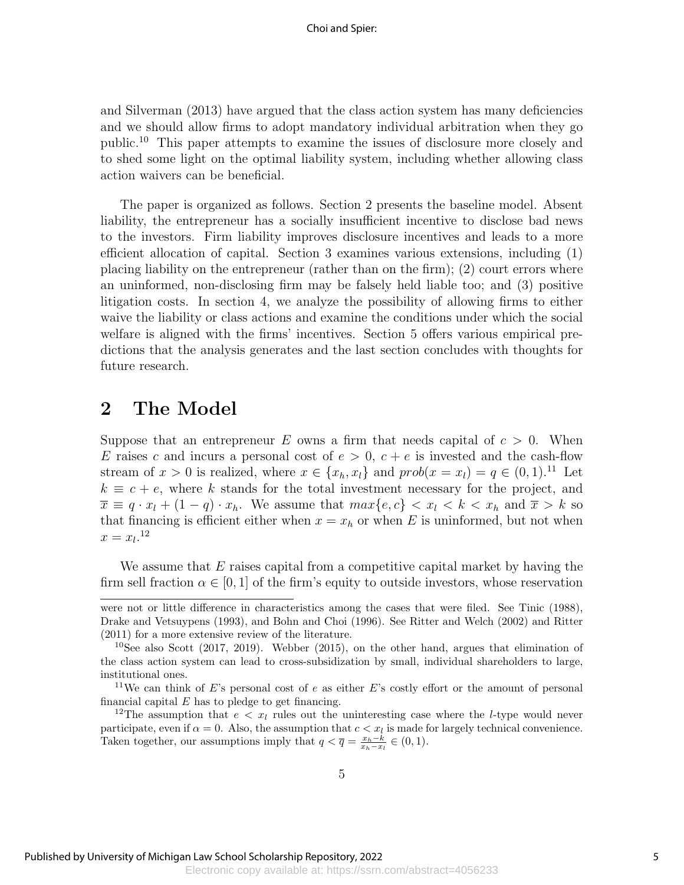and Silverman (2013) have argued that the class action system has many deficiencies and we should allow firms to adopt mandatory individual arbitration when they go public.[10] This paper attempts to examine the issues of disclosure more closely and to shed some light on the optimal liability system, including whether allowing class action waivers can be beneficial.

The paper is organized as follows. Section 2 presents the baseline model. Absent liability, the entrepreneur has a socially insufficient incentive to disclose bad news to the investors. Firm liability improves disclosure incentives and leads to a more efficient allocation of capital. Section 3 examines various extensions, including (1) placing liability on the entrepreneur (rather than on the firm); (2) court errors where an uninformed, non-disclosing firm may be falsely held liable too; and (3) positive litigation costs. In section 4, we analyze the possibility of allowing firms to either waive the liability or class actions and examine the conditions under which the social welfare is aligned with the firms' incentives. Section 5 offers various empirical predictions that the analysis generates and the last section concludes with thoughts for future research.

## 2 The Model

Suppose that an entrepreneur $E$ owns a firm that needs capital of $c > 0$. When $E$ raises $c$ and incurs a personal cost of $e > 0$, $c + e$ is invested and the cash-flow stream of $x > 0$ is realized, where $x \in \{x_h, x_l\}$ and $prob(x = x_l) = q \in (0, 1)$.[11] Let $k \equiv c + e$, where $k$ stands for the total investment necessary for the project, and $\overline{x} \equiv q \cdot x_l + (1 - q) \cdot x_h$. We assume that $max\{e, c\} < x_l < k < x_h$ and $\overline{x} > k$ so that financing is efficient either when $x = x_h$ or when $E$ is uninformed, but not when $x = x_l$.[12]

We assume that $E$ raises capital from a competitive capital market by having the firm sell fraction $\alpha \in [0, 1]$ of the firm's equity to outside investors, whose reservation

were not or little difference in characteristics among the cases that were filed. See Tinic (1988), Drake and Vetsuypens (1993), and Bohn and Choi (1996). See Ritter and Welch (2002) and Ritter (2011) for a more extensive review of the literature.

[10] See also Scott (2017, 2019). Webber (2015), on the other hand, argues that elimination of the class action system can lead to cross-subsidization by small, individual shareholders to large, institutional ones.

[11] We can think of $E$'s personal cost of $e$ as either $E$'s costly effort or the amount of personal financial capital $E$ has to pledge to get financing.

[12] The assumption that $e < x_l$ rules out the uninteresting case where the $l$-type would never participate, even if $\alpha = 0$. Also, the assumption that $c < x_l$ is made for largely technical convenience. Taken together, our assumptions imply that $q < \overline{q} = \frac{x_h - k}{x_h - x_l} \in (0, 1)$.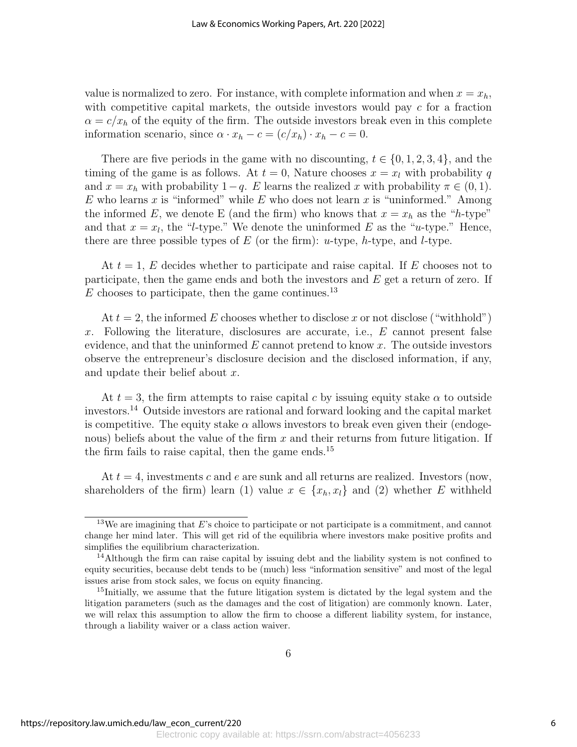value is normalized to zero. For instance, with complete information and when $x = x_h$, with competitive capital markets, the outside investors would pay $c$ for a fraction $\alpha = c/x_h$ of the equity of the firm. The outside investors break even in this complete information scenario, since $\alpha \cdot x_h - c = (c/x_h) \cdot x_h - c = 0$.

There are five periods in the game with no discounting, $t \in \{0, 1, 2, 3, 4\}$, and the timing of the game is as follows. At $t = 0$, Nature chooses $x = x_l$ with probability $q$ and $x = x_h$ with probability $1 - q$. $E$ learns the realized $x$ with probability $\pi \in (0, 1)$. $E$ who learns $x$ is "informed" while $E$ who does not learn $x$ is "uninformed." Among the informed $E$, we denote E (and the firm) who knows that $x = x_h$ as the "$h$-type" and that $x = x_l$, the "$l$-type." We denote the uninformed $E$ as the "$u$-type." Hence, there are three possible types of $E$ (or the firm): $u$-type, $h$-type, and $l$-type.

At $t = 1$, $E$ decides whether to participate and raise capital. If $E$ chooses not to participate, then the game ends and both the investors and $E$ get a return of zero. If $E$ chooses to participate, then the game continues.[13]

At $t = 2$, the informed $E$ chooses whether to disclose $x$ or not disclose ("withhold") $x$. Following the literature, disclosures are accurate, i.e., $E$ cannot present false evidence, and that the uninformed $E$ cannot pretend to know $x$. The outside investors observe the entrepreneur's disclosure decision and the disclosed information, if any, and update their belief about $x$.

At $t = 3$, the firm attempts to raise capital $c$ by issuing equity stake $\alpha$ to outside investors.[14] Outside investors are rational and forward looking and the capital market is competitive. The equity stake $\alpha$ allows investors to break even given their (endogenous) beliefs about the value of the firm $x$ and their returns from future litigation. If the firm fails to raise capital, then the game ends.[15]

At $t = 4$, investments $c$ and $e$ are sunk and all returns are realized. Investors (now, shareholders of the firm) learn (1) value $x \in \{x_h, x_l\}$ and (2) whether $E$ withheld

---

[13] We are imagining that $E$'s choice to participate or not participate is a commitment, and cannot change her mind later. This will get rid of the equilibria where investors make positive profits and simplifies the equilibrium characterization.

[14] Although the firm can raise capital by issuing debt and the liability system is not confined to equity securities, because debt tends to be (much) less "information sensitive" and most of the legal issues arise from stock sales, we focus on equity financing.

[15] Initially, we assume that the future litigation system is dictated by the legal system and the litigation parameters (such as the damages and the cost of litigation) are commonly known. Later, we will relax this assumption to allow the firm to choose a different liability system, for instance, through a liability waiver or a class action waiver.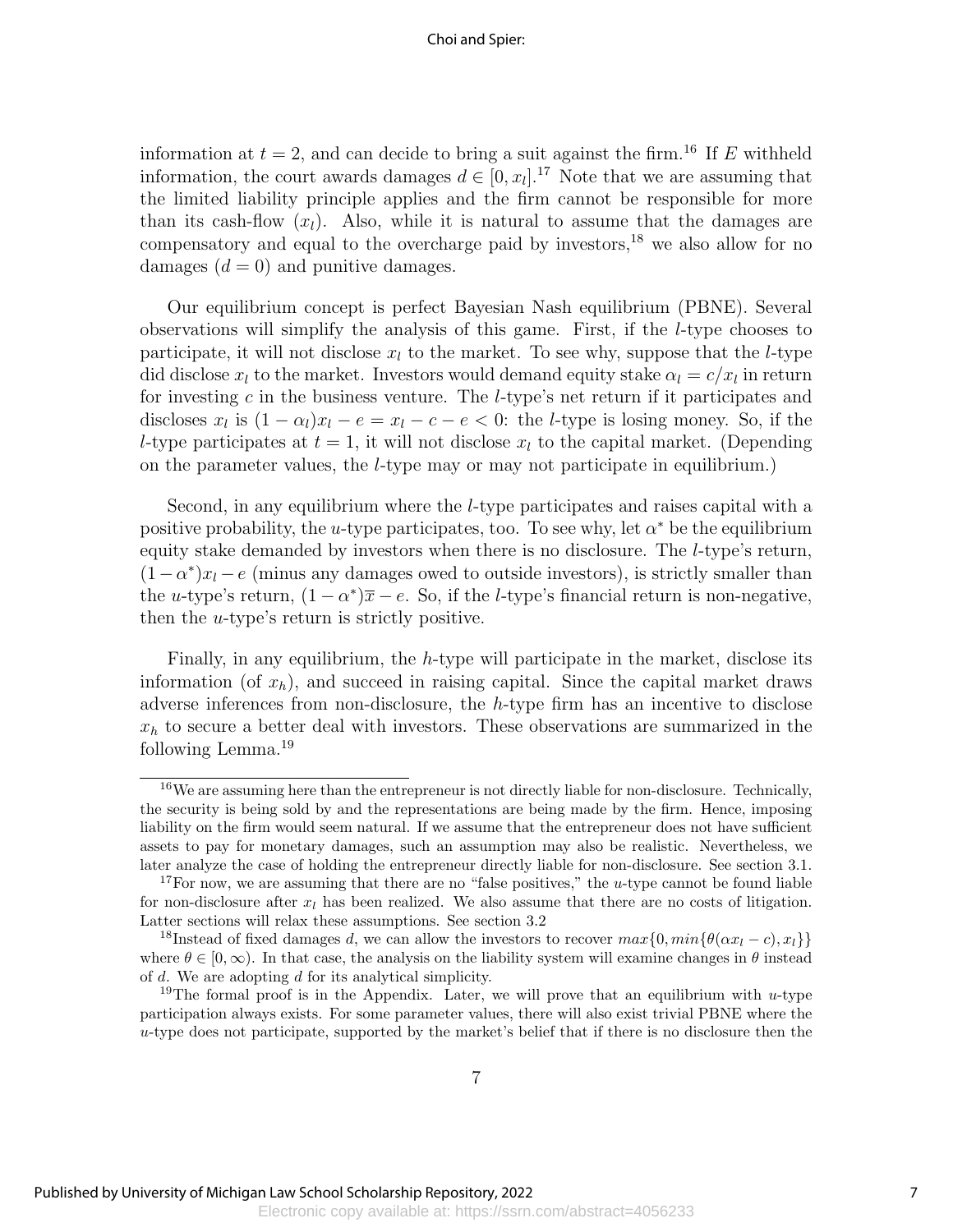information at $t = 2$, and can decide to bring a suit against the firm.[16] If $E$ withheld information, the court awards damages $d \in [0, x_l]$.[17] Note that we are assuming that the limited liability principle applies and the firm cannot be responsible for more than its cash-flow ($x_l$). Also, while it is natural to assume that the damages are compensatory and equal to the overcharge paid by investors,[18] we also allow for no damages ($d = 0$) and punitive damages.

Our equilibrium concept is perfect Bayesian Nash equilibrium (PBNE). Several observations will simplify the analysis of this game. First, if the $l$-type chooses to participate, it will not disclose $x_l$ to the market. To see why, suppose that the $l$-type did disclose $x_l$ to the market. Investors would demand equity stake $\alpha_l = c/x_l$ in return for investing $c$ in the business venture. The $l$-type's net return if it participates and discloses $x_l$ is $(1 - \alpha_l)x_l - e = x_l - c - e < 0$: the $l$-type is losing money. So, if the $l$-type participates at $t = 1$, it will not disclose $x_l$ to the capital market. (Depending on the parameter values, the $l$-type may or may not participate in equilibrium.)

Second, in any equilibrium where the $l$-type participates and raises capital with a positive probability, the $u$-type participates, too. To see why, let $\alpha^*$ be the equilibrium equity stake demanded by investors when there is no disclosure. The $l$-type's return, $(1-\alpha^*)x_l - e$ (minus any damages owed to outside investors), is strictly smaller than the $u$-type's return, $(1 - \alpha^*)\overline{x} - e$. So, if the $l$-type's financial return is non-negative, then the $u$-type's return is strictly positive.

Finally, in any equilibrium, the $h$-type will participate in the market, disclose its information (of $x_h$), and succeed in raising capital. Since the capital market draws adverse inferences from non-disclosure, the $h$-type firm has an incentive to disclose $x_h$ to secure a better deal with investors. These observations are summarized in the following Lemma.[19]

---

[16] We are assuming here than the entrepreneur is not directly liable for non-disclosure. Technically, the security is being sold by and the representations are being made by the firm. Hence, imposing liability on the firm would seem natural. If we assume that the entrepreneur does not have sufficient assets to pay for monetary damages, such an assumption may also be realistic. Nevertheless, we later analyze the case of holding the entrepreneur directly liable for non-disclosure. See section 3.1.

[17] For now, we are assuming that there are no "false positives," the $u$-type cannot be found liable for non-disclosure after $x_l$ has been realized. We also assume that there are no costs of litigation. Latter sections will relax these assumptions. See section 3.2

[18] Instead of fixed damages $d$, we can allow the investors to recover $max\{0, min\{\theta(\alpha x_l - c), x_l\}\}$ where $\theta \in [0, \infty)$. In that case, the analysis on the liability system will examine changes in $\theta$ instead of $d$. We are adopting $d$ for its analytical simplicity.

[19] The formal proof is in the Appendix. Later, we will prove that an equilibrium with $u$-type participation always exists. For some parameter values, there will also exist trivial PBNE where the $u$-type does not participate, supported by the market's belief that if there is no disclosure then the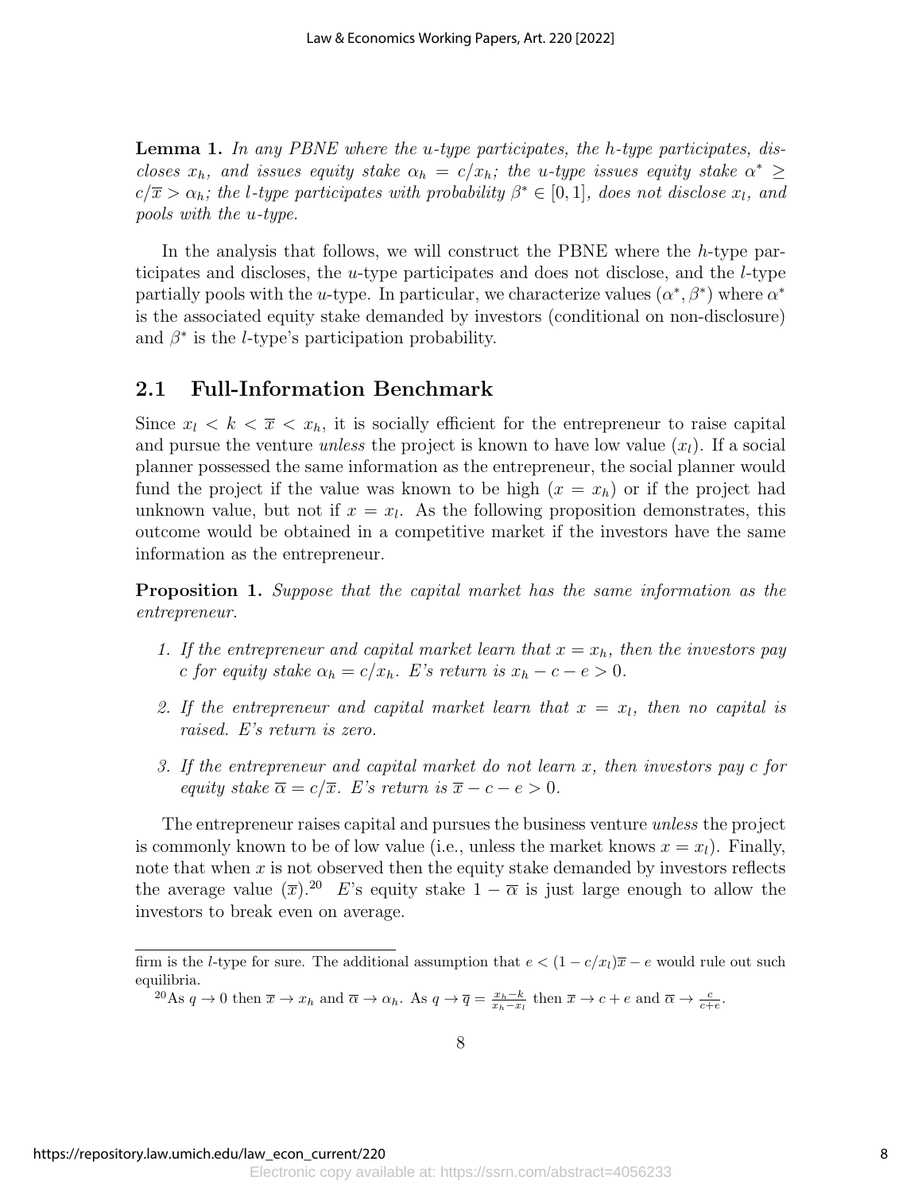**Lemma 1.** *In any PBNE where the u-type participates, the h-type participates, discloses $x_h$, and issues equity stake $\alpha_h = c/x_h$; the u-type issues equity stake $\alpha^* \geq c/\overline{x} > \alpha_h$; the l-type participates with probability $\beta^* \in [0,1]$, does not disclose $x_l$, and pools with the u-type.*

In the analysis that follows, we will construct the PBNE where the $h$-type participates and discloses, the $u$-type participates and does not disclose, and the $l$-type partially pools with the $u$-type. In particular, we characterize values $(\alpha^*, \beta^*)$ where $\alpha^*$ is the associated equity stake demanded by investors (conditional on non-disclosure) and $\beta^*$ is the $l$-type's participation probability.

## 2.1 Full-Information Benchmark

Since $x_l < k < \overline{x} < x_h$, it is socially efficient for the entrepreneur to raise capital and pursue the venture *unless* the project is known to have low value ($x_l$). If a social planner possessed the same information as the entrepreneur, the social planner would fund the project if the value was known to be high ($x = x_h$) or if the project had unknown value, but not if $x = x_l$. As the following proposition demonstrates, this outcome would be obtained in a competitive market if the investors have the same information as the entrepreneur.

**Proposition 1.** *Suppose that the capital market has the same information as the entrepreneur.*

1. *If the entrepreneur and capital market learn that $x = x_h$, then the investors pay $c$ for equity stake $\alpha_h = c/x_h$. E's return is $x_h - c - e > 0$.*
2. *If the entrepreneur and capital market learn that $x = x_l$, then no capital is raised. E's return is zero.*
3. *If the entrepreneur and capital market do not learn $x$, then investors pay $c$ for equity stake $\overline{\alpha} = c/\overline{x}$. E's return is $\overline{x} - c - e > 0$.*

The entrepreneur raises capital and pursues the business venture *unless* the project is commonly known to be of low value (i.e., unless the market knows $x = x_l$). Finally, note that when $x$ is not observed then the equity stake demanded by investors reflects the average value ($\overline{x}$).[20] $E$'s equity stake $1 - \overline{\alpha}$ is just large enough to allow the investors to break even on average.

---

firm is the $l$-type for sure. The additional assumption that $e < (1 - c/x_l)\overline{x} - e$ would rule out such equilibria.

[20] As $q \to 0$ then $\overline{x} \to x_h$ and $\overline{\alpha} \to \alpha_h$. As $q \to \overline{q} = \frac{x_h - k}{x_h - x_l}$ then $\overline{x} \to c + e$ and $\overline{\alpha} \to \frac{c}{c+e}$.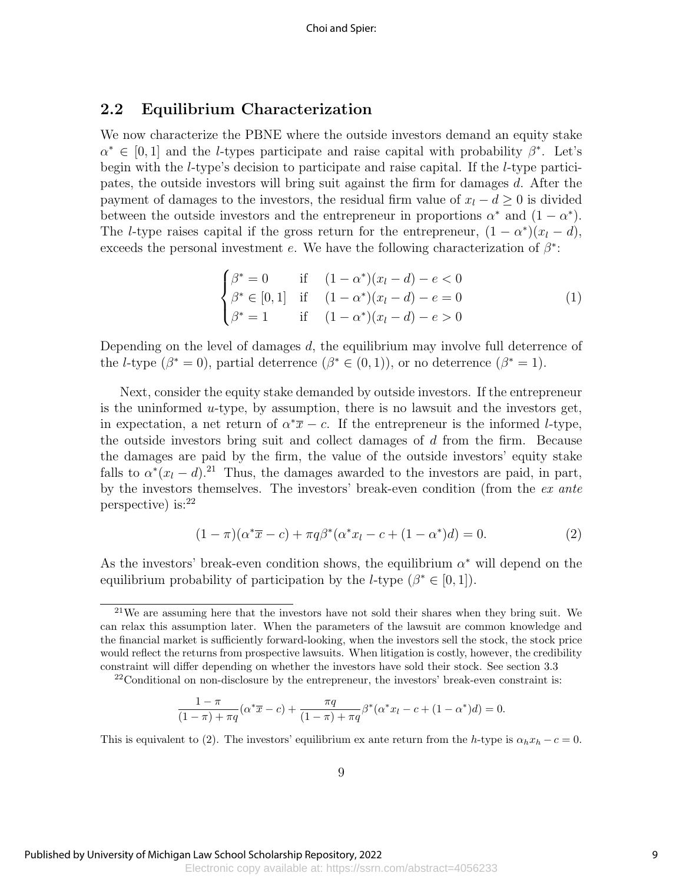## 2.2 Equilibrium Characterization

We now characterize the PBNE where the outside investors demand an equity stake $\alpha^* \in [0,1]$ and the $l$-types participate and raise capital with probability $\beta^*$. Let's begin with the $l$-type's decision to participate and raise capital. If the $l$-type participates, the outside investors will bring suit against the firm for damages $d$. After the payment of damages to the investors, the residual firm value of $x_l - d \geq 0$ is divided between the outside investors and the entrepreneur in proportions $\alpha^*$ and $(1-\alpha^*)$. The $l$-type raises capital if the gross return for the entrepreneur, $(1-\alpha^*)(x_l - d)$, exceeds the personal investment $e$. We have the following characterization of $\beta^*$:

$$\begin{cases} \beta^* = 0 & \text{if} \quad (1-\alpha^*)(x_l - d) - e < 0 \\ \beta^* \in [0,1] & \text{if} \quad (1-\alpha^*)(x_l - d) - e = 0 \\ \beta^* = 1 & \text{if} \quad (1-\alpha^*)(x_l - d) - e > 0 \end{cases} \tag{1}$$

Depending on the level of damages $d$, the equilibrium may involve full deterrence of the $l$-type ($\beta^* = 0$), partial deterrence ($\beta^* \in (0,1)$), or no deterrence ($\beta^* = 1$).

Next, consider the equity stake demanded by outside investors. If the entrepreneur is the uninformed $u$-type, by assumption, there is no lawsuit and the investors get, in expectation, a net return of $\alpha^*\overline{x} - c$. If the entrepreneur is the informed $l$-type, the outside investors bring suit and collect damages of $d$ from the firm. Because the damages are paid by the firm, the value of the outside investors' equity stake falls to $\alpha^*(x_l - d)$.[21] Thus, the damages awarded to the investors are paid, in part, by the investors themselves. The investors' break-even condition (from the *ex ante* perspective) is:[22]

$$(1-\pi)(\alpha^*\overline{x} - c) + \pi q \beta^*(\alpha^* x_l - c + (1-\alpha^*)d) = 0. \tag{2}$$

As the investors' break-even condition shows, the equilibrium $\alpha^*$ will depend on the equilibrium probability of participation by the $l$-type ($\beta^* \in [0,1]$).

[21] We are assuming here that the investors have not sold their shares when they bring suit. We can relax this assumption later. When the parameters of the lawsuit are common knowledge and the financial market is sufficiently forward-looking, when the investors sell the stock, the stock price would reflect the returns from prospective lawsuits. When litigation is costly, however, the credibility constraint will differ depending on whether the investors have sold their stock. See section 3.3

[22] Conditional on non-disclosure by the entrepreneur, the investors' break-even constraint is:

$$\frac{1-\pi}{(1-\pi)+\pi q}(\alpha^*\overline{x} - c) + \frac{\pi q}{(1-\pi)+\pi q}\beta^*(\alpha^* x_l - c + (1-\alpha^*)d) = 0.$$

This is equivalent to (2). The investors' equilibrium ex ante return from the $h$-type is $\alpha_h x_h - c = 0$.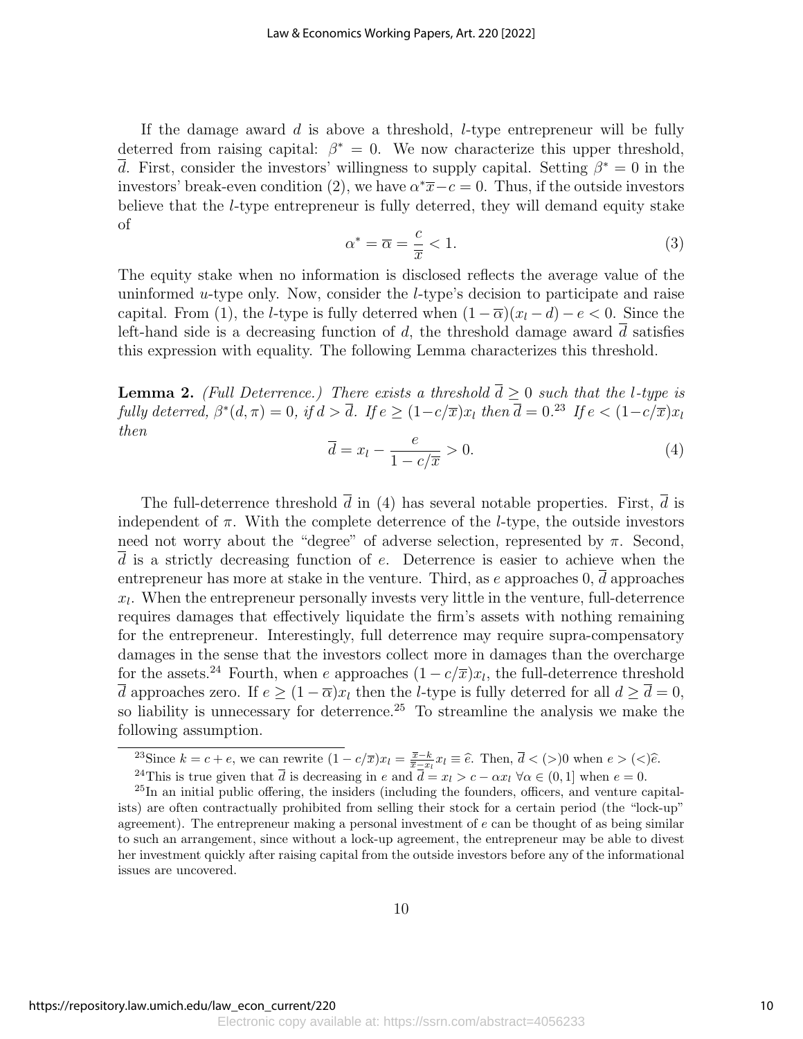If the damage award $d$ is above a threshold, $l$-type entrepreneur will be fully deterred from raising capital: $\beta^* = 0$. We now characterize this upper threshold, $\overline{d}$. First, consider the investors' willingness to supply capital. Setting $\beta^* = 0$ in the investors' break-even condition (2), we have $\alpha^* \overline{x} - c = 0$. Thus, if the outside investors believe that the $l$-type entrepreneur is fully deterred, they will demand equity stake of

$$\alpha^* = \overline{\alpha} = \frac{c}{\overline{x}} < 1. \tag{3}$$

The equity stake when no information is disclosed reflects the average value of the uninformed $u$-type only. Now, consider the $l$-type's decision to participate and raise capital. From (1), the $l$-type is fully deterred when $(1 - \overline{\alpha})(x_l - d) - e < 0$. Since the left-hand side is a decreasing function of $d$, the threshold damage award $\overline{d}$ satisfies this expression with equality. The following Lemma characterizes this threshold.

**Lemma 2.** *(Full Deterrence.) There exists a threshold $\overline{d} \geq 0$ such that the $l$-type is fully deterred, $\beta^*(d, \pi) = 0$, if $d > \overline{d}$. If $e \geq (1 - c/\overline{x})x_l$ then $\overline{d} = 0$.*[23] *If $e < (1 - c/\overline{x})x_l$ then*

$$\overline{d} = x_l - \frac{e}{1 - c/\overline{x}} > 0. \tag{4}$$

The full-deterrence threshold $\overline{d}$ in (4) has several notable properties. First, $\overline{d}$ is independent of $\pi$. With the complete deterrence of the $l$-type, the outside investors need not worry about the "degree" of adverse selection, represented by $\pi$. Second, $\overline{d}$ is a strictly decreasing function of $e$. Deterrence is easier to achieve when the entrepreneur has more at stake in the venture. Third, as $e$ approaches 0, $\overline{d}$ approaches $x_l$. When the entrepreneur personally invests very little in the venture, full-deterrence requires damages that effectively liquidate the firm's assets with nothing remaining for the entrepreneur. Interestingly, full deterrence may require supra-compensatory damages in the sense that the investors collect more in damages than the overcharge for the assets.[24] Fourth, when $e$ approaches $(1 - c/\overline{x})x_l$, the full-deterrence threshold $\overline{d}$ approaches zero. If $e \geq (1 - \overline{\alpha})x_l$ then the $l$-type is fully deterred for all $d \geq \overline{d} = 0$, so liability is unnecessary for deterrence.[25] To streamline the analysis we make the following assumption.

---

[23] Since $k = c + e$, we can rewrite $(1 - c/\overline{x})x_l = \frac{\overline{x} - k}{\overline{x} - x_l} x_l \equiv \widehat{e}$. Then, $\overline{d} < (>) 0$ when $e > (<) \widehat{e}$.

[24] This is true given that $\overline{d}$ is decreasing in $e$ and $\overline{d} = x_l > c - \alpha x_l \ \forall \alpha \in (0, 1]$ when $e = 0$.

[25] In an initial public offering, the insiders (including the founders, officers, and venture capitalists) are often contractually prohibited from selling their stock for a certain period (the "lock-up" agreement). The entrepreneur making a personal investment of $e$ can be thought of as being similar to such an arrangement, since without a lock-up agreement, the entrepreneur may be able to divest her investment quickly after raising capital from the outside investors before any of the informational issues are uncovered.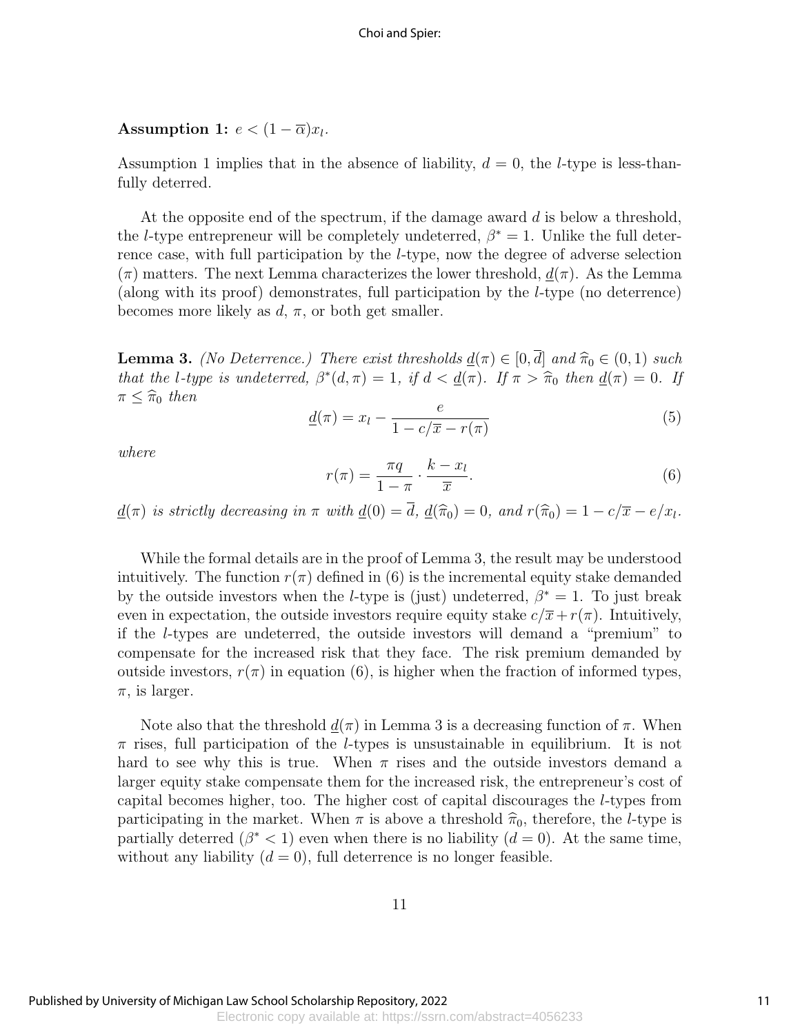**Assumption 1:** $e < (1 - \overline{\alpha})x_l$.

Assumption 1 implies that in the absence of liability, $d = 0$, the $l$-type is less-than-fully deterred.

At the opposite end of the spectrum, if the damage award $d$ is below a threshold, the $l$-type entrepreneur will be completely undeterred, $\beta^* = 1$. Unlike the full deterrence case, with full participation by the $l$-type, now the degree of adverse selection ($\pi$) matters. The next Lemma characterizes the lower threshold, $\underline{d}(\pi)$. As the Lemma (along with its proof) demonstrates, full participation by the $l$-type (no deterrence) becomes more likely as $d$, $\pi$, or both get smaller.

**Lemma 3.** *(No Deterrence.) There exist thresholds $\underline{d}(\pi) \in [0, \overline{d}]$ and $\widehat{\pi}_0 \in (0, 1)$ such that the $l$-type is undeterred, $\beta^*(d, \pi) = 1$, if $d < \underline{d}(\pi)$. If $\pi > \widehat{\pi}_0$ then $\underline{d}(\pi) = 0$. If $\pi \leq \widehat{\pi}_0$ then*

$$\underline{d}(\pi) = x_l - \frac{e}{1 - c/\overline{x} - r(\pi)} \tag{5}$$

*where*

$$r(\pi) = \frac{\pi q}{1 - \pi} \cdot \frac{k - x_l}{\overline{x}}. \tag{6}$$

*$\underline{d}(\pi)$ is strictly decreasing in $\pi$ with $\underline{d}(0) = \overline{d}$, $\underline{d}(\widehat{\pi}_0) = 0$, and $r(\widehat{\pi}_0) = 1 - c/\overline{x} - e/x_l$.*

While the formal details are in the proof of Lemma 3, the result may be understood intuitively. The function $r(\pi)$ defined in (6) is the incremental equity stake demanded by the outside investors when the $l$-type is (just) undeterred, $\beta^* = 1$. To just break even in expectation, the outside investors require equity stake $c/\overline{x} + r(\pi)$. Intuitively, if the $l$-types are undeterred, the outside investors will demand a "premium" to compensate for the increased risk that they face. The risk premium demanded by outside investors, $r(\pi)$ in equation (6), is higher when the fraction of informed types, $\pi$, is larger.

Note also that the threshold $\underline{d}(\pi)$ in Lemma 3 is a decreasing function of $\pi$. When $\pi$ rises, full participation of the $l$-types is unsustainable in equilibrium. It is not hard to see why this is true. When $\pi$ rises and the outside investors demand a larger equity stake compensate them for the increased risk, the entrepreneur's cost of capital becomes higher, too. The higher cost of capital discourages the $l$-types from participating in the market. When $\pi$ is above a threshold $\widehat{\pi}_0$, therefore, the $l$-type is partially deterred ($\beta^* < 1$) even when there is no liability ($d = 0$). At the same time, without any liability ($d = 0$), full deterrence is no longer feasible.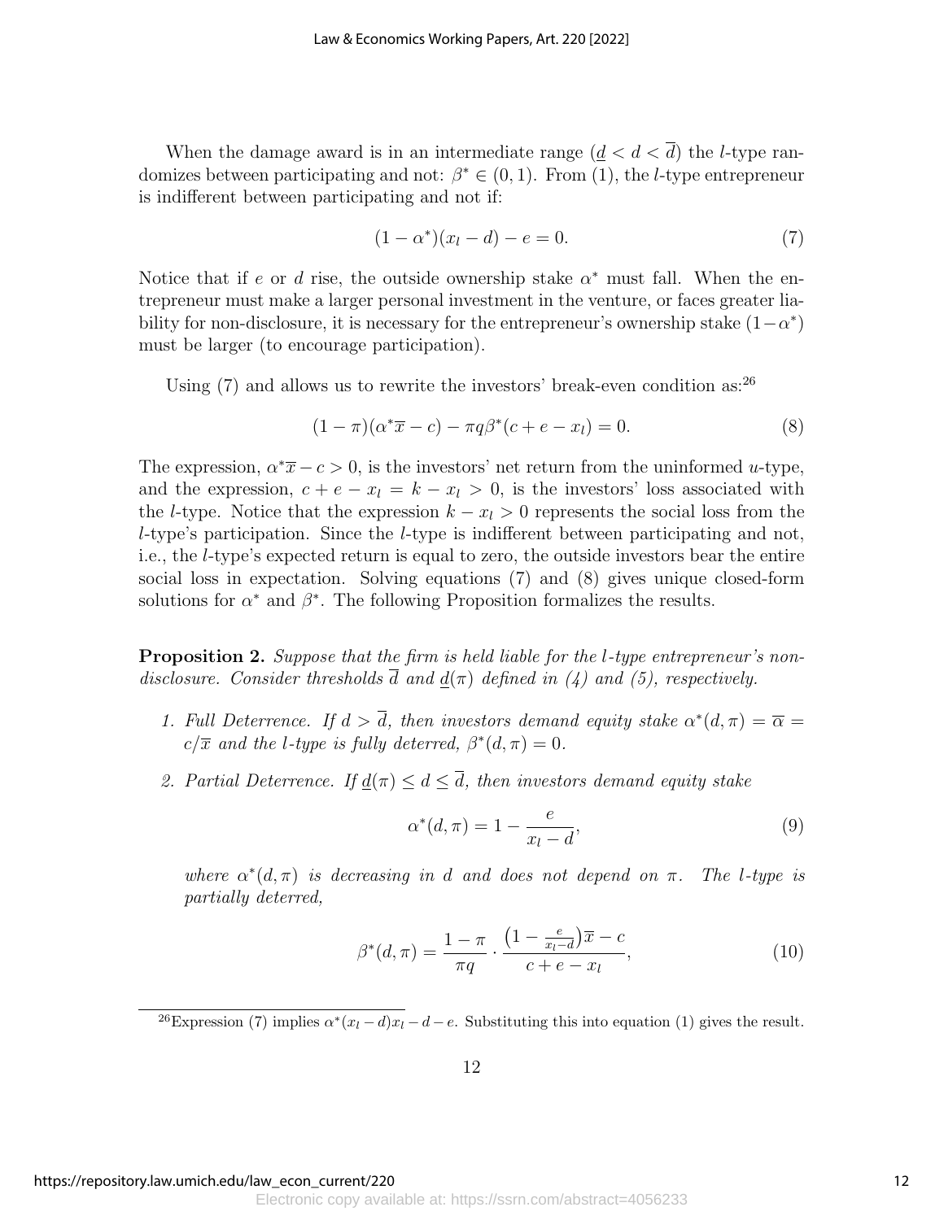When the damage award is in an intermediate range ($\underline{d} < d < \overline{d}$) the $l$-type randomizes between participating and not: $\beta^* \in (0, 1)$. From (1), the $l$-type entrepreneur is indifferent between participating and not if:

$$(1 - \alpha^*)(x_l - d) - e = 0. \tag{7}$$

Notice that if $e$ or $d$ rise, the outside ownership stake $\alpha^*$ must fall. When the entrepreneur must make a larger personal investment in the venture, or faces greater liability for non-disclosure, it is necessary for the entrepreneur's ownership stake $(1-\alpha^*)$ must be larger (to encourage participation).

Using (7) and allows us to rewrite the investors' break-even condition as:[26]

$$(1 - \pi)(\alpha^* \overline{x} - c) - \pi q \beta^*(c + e - x_l) = 0. \tag{8}$$

The expression, $\alpha^* \overline{x} - c > 0$, is the investors' net return from the uninformed $u$-type, and the expression, $c + e - x_l = k - x_l > 0$, is the investors' loss associated with the $l$-type. Notice that the expression $k - x_l > 0$ represents the social loss from the $l$-type's participation. Since the $l$-type is indifferent between participating and not, i.e., the $l$-type's expected return is equal to zero, the outside investors bear the entire social loss in expectation. Solving equations (7) and (8) gives unique closed-form solutions for $\alpha^*$ and $\beta^*$. The following Proposition formalizes the results.

**Proposition 2.** *Suppose that the firm is held liable for the $l$-type entrepreneur's non-disclosure. Consider thresholds $\overline{d}$ and $\underline{d}(\pi)$ defined in (4) and (5), respectively.*

1. *Full Deterrence. If $d > \overline{d}$, then investors demand equity stake $\alpha^*(d, \pi) = \overline{\alpha} = c/\overline{x}$ and the $l$-type is fully deterred, $\beta^*(d, \pi) = 0$.*

2. *Partial Deterrence. If $\underline{d}(\pi) \leq d \leq \overline{d}$, then investors demand equity stake*

$$\alpha^*(d, \pi) = 1 - \frac{e}{x_l - d}, \tag{9}$$

*where $\alpha^*(d, \pi)$ is decreasing in $d$ and does not depend on $\pi$. The $l$-type is partially deterred,*

$$\beta^*(d, \pi) = \frac{1 - \pi}{\pi q} \cdot \frac{\left(1 - \frac{e}{x_l - d}\right)\overline{x} - c}{c + e - x_l}, \tag{10}$$

[26] Expression (7) implies $\alpha^*(x_l - d)x_l - d - e$. Substituting this into equation (1) gives the result.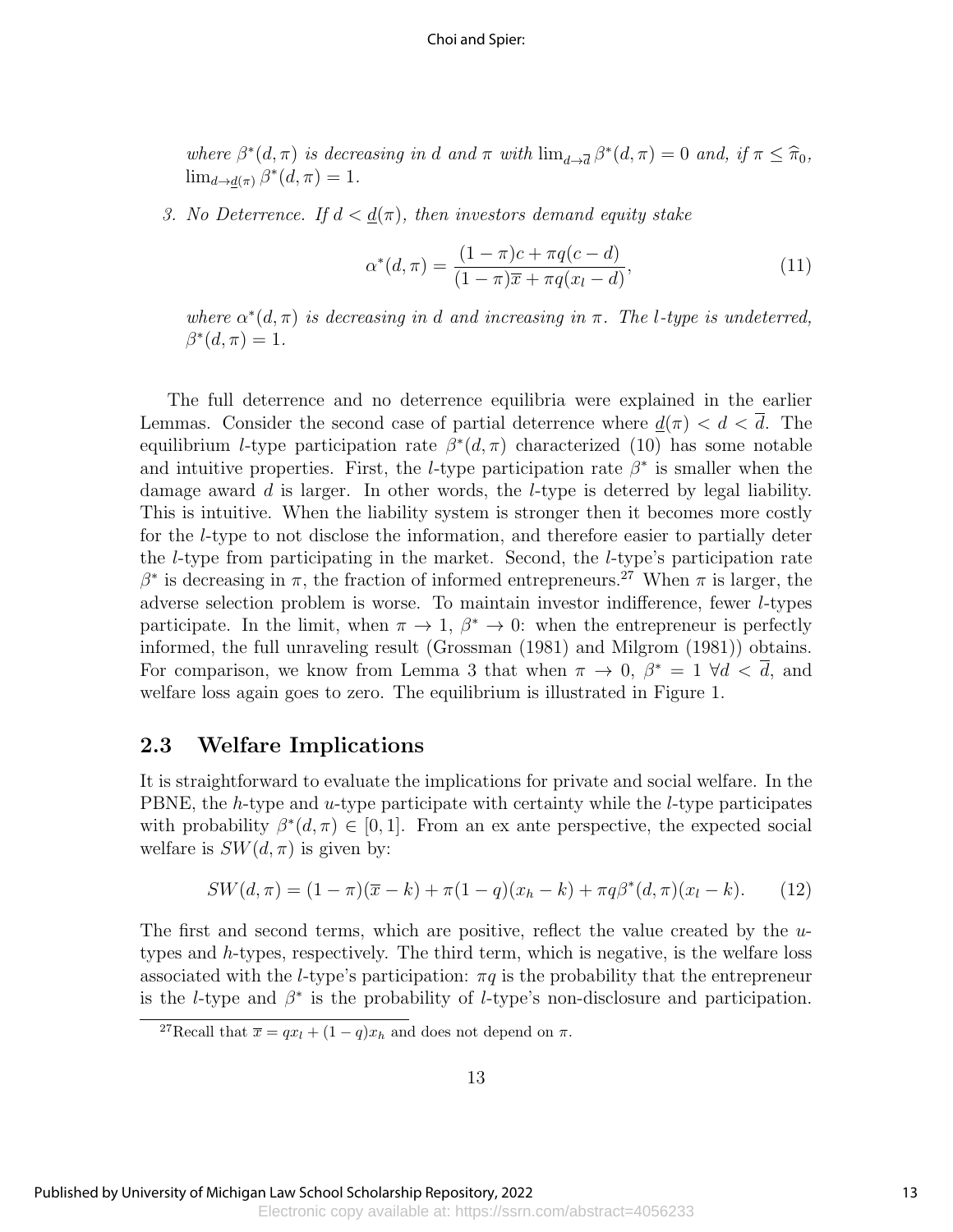*where $\beta^*(d,\pi)$ is decreasing in $d$ and $\pi$ with $\lim_{d\to\overline{d}} \beta^*(d,\pi) = 0$ and, if $\pi \le \widehat{\pi}_0$, $\lim_{d\to\underline{d}(\pi)} \beta^*(d,\pi) = 1$.*

3. *No Deterrence. If $d < \underline{d}(\pi)$, then investors demand equity stake*

$$\alpha^*(d,\pi) = \frac{(1-\pi)c + \pi q(c-d)}{(1-\pi)\overline{x} + \pi q(x_l - d)}, \tag{11}$$

*where $\alpha^*(d,\pi)$ is decreasing in $d$ and increasing in $\pi$. The $l$-type is undeterred, $\beta^*(d,\pi) = 1$.*

The full deterrence and no deterrence equilibria were explained in the earlier Lemmas. Consider the second case of partial deterrence where $\underline{d}(\pi) < d < \overline{d}$. The equilibrium $l$-type participation rate $\beta^*(d,\pi)$ characterized (10) has some notable and intuitive properties. First, the $l$-type participation rate $\beta^*$ is smaller when the damage award $d$ is larger. In other words, the $l$-type is deterred by legal liability. This is intuitive. When the liability system is stronger then it becomes more costly for the $l$-type to not disclose the information, and therefore easier to partially deter the $l$-type from participating in the market. Second, the $l$-type's participation rate $\beta^*$ is decreasing in $\pi$, the fraction of informed entrepreneurs.[27] When $\pi$ is larger, the adverse selection problem is worse. To maintain investor indifference, fewer $l$-types participate. In the limit, when $\pi \to 1$, $\beta^* \to 0$: when the entrepreneur is perfectly informed, the full unraveling result (Grossman (1981) and Milgrom (1981)) obtains. For comparison, we know from Lemma 3 that when $\pi \to 0$, $\beta^* = 1\ \forall d < \overline{d}$, and welfare loss again goes to zero. The equilibrium is illustrated in Figure 1.

## 2.3 Welfare Implications

It is straightforward to evaluate the implications for private and social welfare. In the PBNE, the $h$-type and $u$-type participate with certainty while the $l$-type participates with probability $\beta^*(d,\pi) \in [0,1]$. From an ex ante perspective, the expected social welfare is $SW(d,\pi)$ is given by:

$$SW(d,\pi) = (1-\pi)(\overline{x} - k) + \pi(1-q)(x_h - k) + \pi q \beta^*(d,\pi)(x_l - k). \tag{12}$$

The first and second terms, which are positive, reflect the value created by the $u$-types and $h$-types, respectively. The third term, which is negative, is the welfare loss associated with the $l$-type's participation: $\pi q$ is the probability that the entrepreneur is the $l$-type and $\beta^*$ is the probability of $l$-type's non-disclosure and participation.

[27] Recall that $\overline{x} = qx_l + (1-q)x_h$ and does not depend on $\pi$.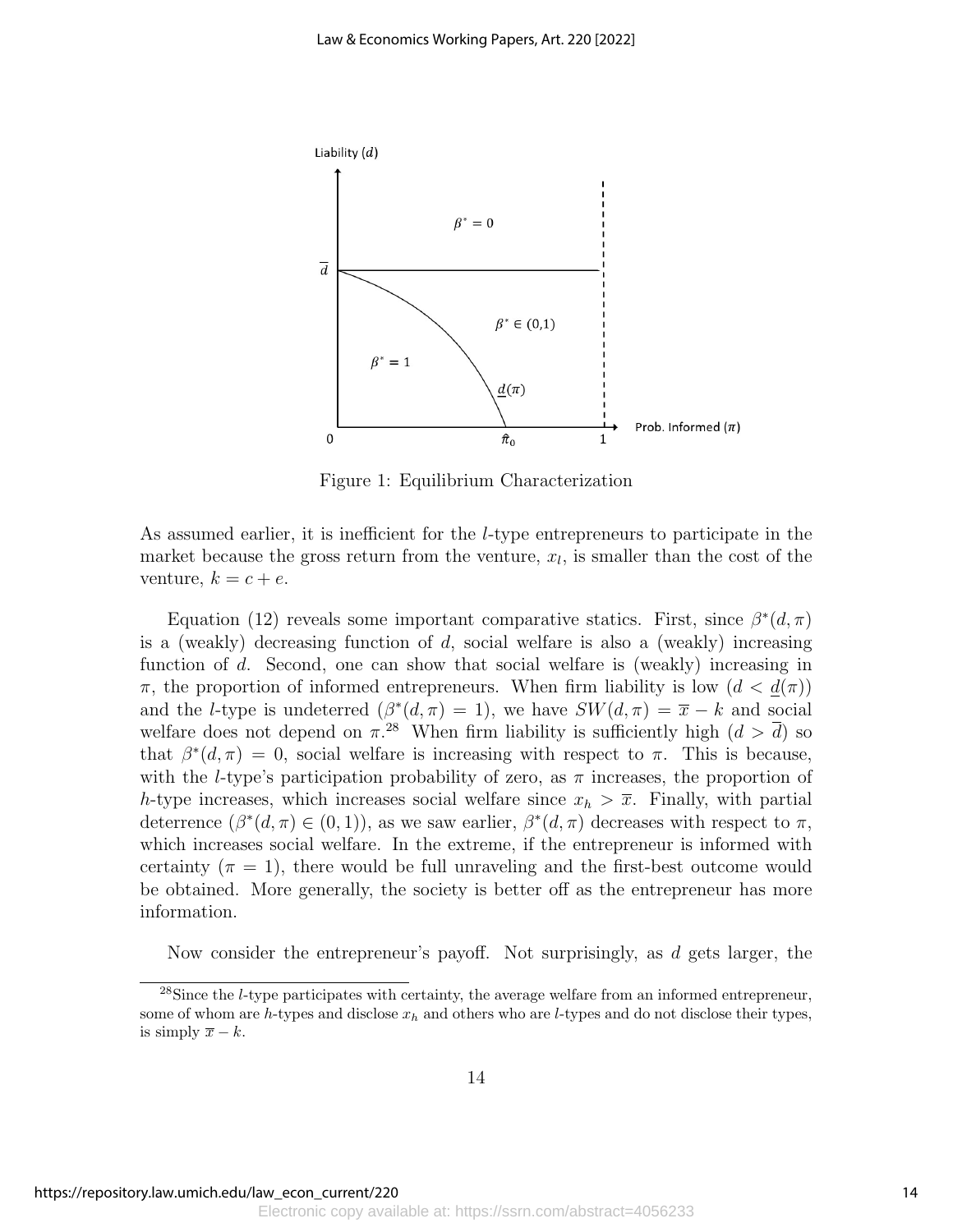Figure 1: Equilibrium Characterization

As assumed earlier, it is inefficient for the $l$-type entrepreneurs to participate in the market because the gross return from the venture, $x_l$, is smaller than the cost of the venture, $k = c + e$.

Equation (12) reveals some important comparative statics. First, since $\beta^*(d, \pi)$ is a (weakly) decreasing function of $d$, social welfare is also a (weakly) increasing function of $d$. Second, one can show that social welfare is (weakly) increasing in $\pi$, the proportion of informed entrepreneurs. When firm liability is low ($d < \underline{d}(\pi)$) and the $l$-type is undeterred ($\beta^*(d, \pi) = 1$), we have $SW(d, \pi) = \overline{x} - k$ and social welfare does not depend on $\pi$.[28] When firm liability is sufficiently high ($d > \overline{d}$) so that $\beta^*(d, \pi) = 0$, social welfare is increasing with respect to $\pi$. This is because, with the $l$-type's participation probability of zero, as $\pi$ increases, the proportion of $h$-type increases, which increases social welfare since $x_h > \overline{x}$. Finally, with partial deterrence ($\beta^*(d, \pi) \in (0, 1)$), as we saw earlier, $\beta^*(d, \pi)$ decreases with respect to $\pi$, which increases social welfare. In the extreme, if the entrepreneur is informed with certainty ($\pi = 1$), there would be full unraveling and the first-best outcome would be obtained. More generally, the society is better off as the entrepreneur has more information.

Now consider the entrepreneur's payoff. Not surprisingly, as $d$ gets larger, the

[28] Since the $l$-type participates with certainty, the average welfare from an informed entrepreneur, some of whom are $h$-types and disclose $x_h$ and others who are $l$-types and do not disclose their types, is simply $\overline{x} - k$.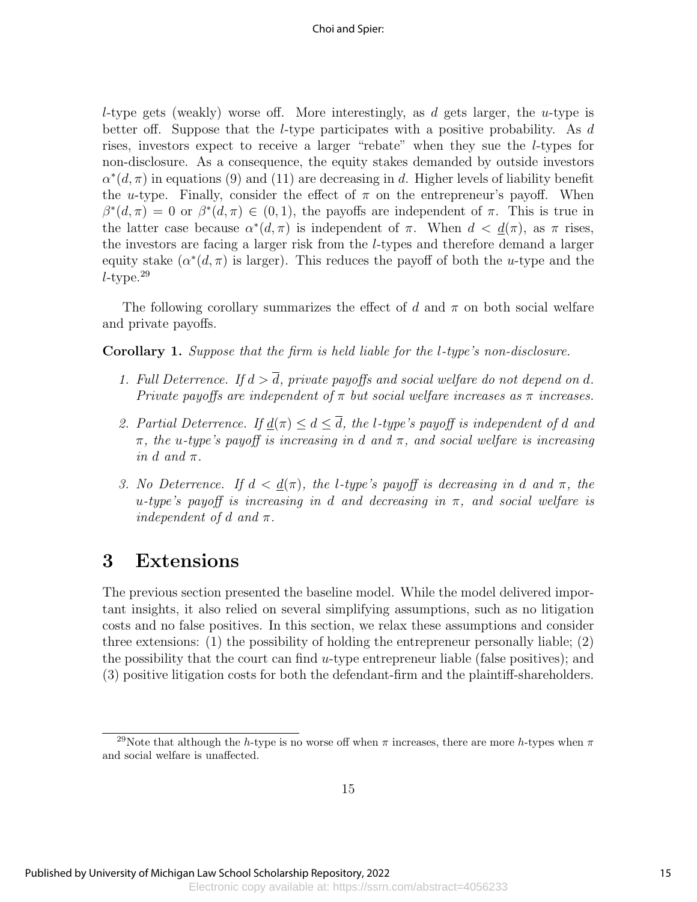$l$-type gets (weakly) worse off. More interestingly, as $d$ gets larger, the $u$-type is better off. Suppose that the $l$-type participates with a positive probability. As $d$ rises, investors expect to receive a larger "rebate" when they sue the $l$-types for non-disclosure. As a consequence, the equity stakes demanded by outside investors $\alpha^*(d, \pi)$ in equations (9) and (11) are decreasing in $d$. Higher levels of liability benefit the $u$-type. Finally, consider the effect of $\pi$ on the entrepreneur's payoff. When $\beta^*(d, \pi) = 0$ or $\beta^*(d, \pi) \in (0, 1)$, the payoffs are independent of $\pi$. This is true in the latter case because $\alpha^*(d, \pi)$ is independent of $\pi$. When $d < \underline{d}(\pi)$, as $\pi$ rises, the investors are facing a larger risk from the $l$-types and therefore demand a larger equity stake ($\alpha^*(d, \pi)$ is larger). This reduces the payoff of both the $u$-type and the $l$-type.[29]

The following corollary summarizes the effect of $d$ and $\pi$ on both social welfare and private payoffs.

**Corollary 1.** *Suppose that the firm is held liable for the $l$-type's non-disclosure.*

1. *Full Deterrence. If $d > \overline{d}$, private payoffs and social welfare do not depend on $d$. Private payoffs are independent of $\pi$ but social welfare increases as $\pi$ increases.*
2. *Partial Deterrence. If $\underline{d}(\pi) \leq d \leq \overline{d}$, the $l$-type's payoff is independent of $d$ and $\pi$, the $u$-type's payoff is increasing in $d$ and $\pi$, and social welfare is increasing in $d$ and $\pi$.*
3. *No Deterrence. If $d < \underline{d}(\pi)$, the $l$-type's payoff is decreasing in $d$ and $\pi$, the $u$-type's payoff is increasing in $d$ and decreasing in $\pi$, and social welfare is independent of $d$ and $\pi$.*

# 3 Extensions

The previous section presented the baseline model. While the model delivered important insights, it also relied on several simplifying assumptions, such as no litigation costs and no false positives. In this section, we relax these assumptions and consider three extensions: (1) the possibility of holding the entrepreneur personally liable; (2) the possibility that the court can find $u$-type entrepreneur liable (false positives); and (3) positive litigation costs for both the defendant-firm and the plaintiff-shareholders.

[29] Note that although the $h$-type is no worse off when $\pi$ increases, there are more $h$-types when $\pi$ and social welfare is unaffected.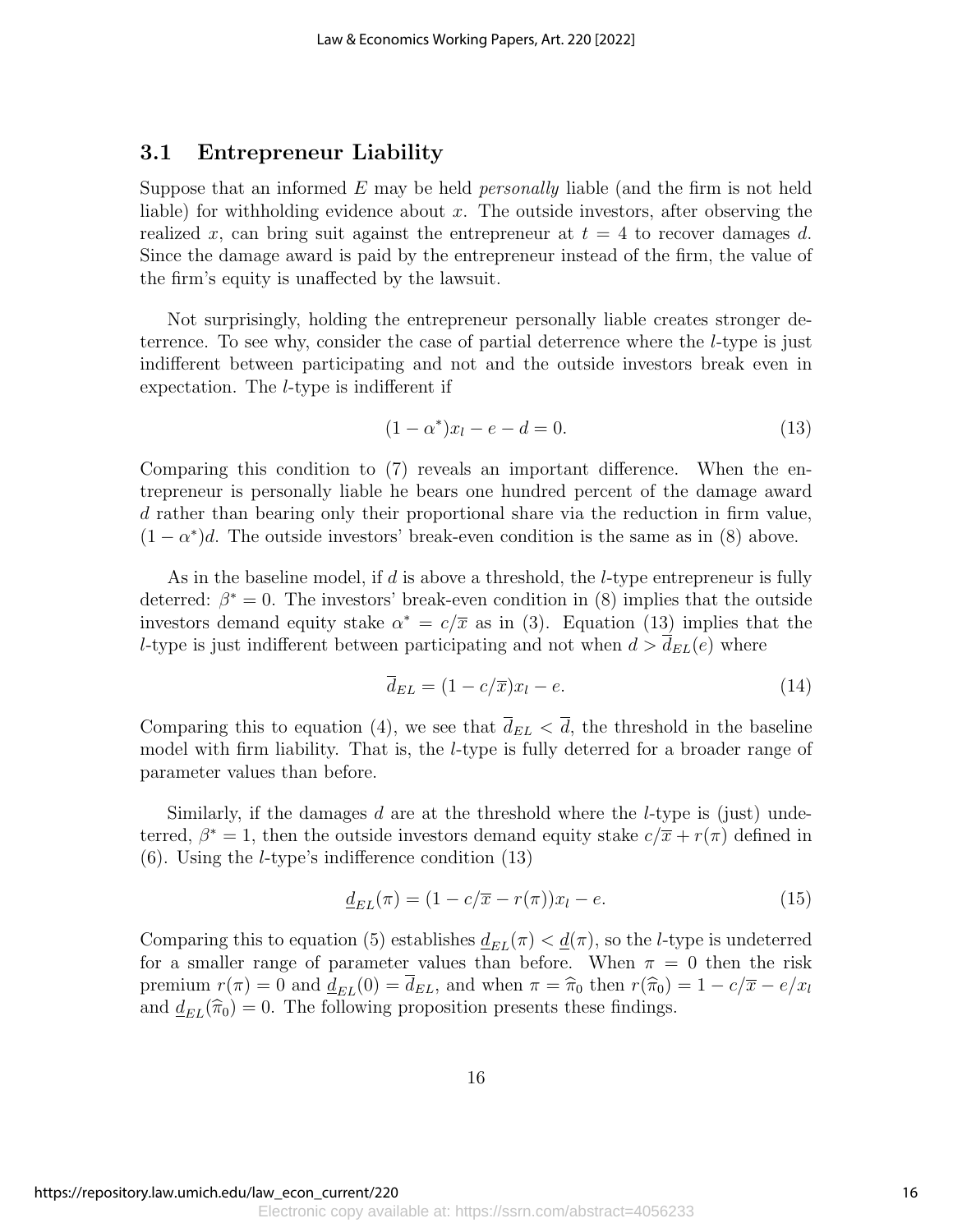### 3.1 Entrepreneur Liability

Suppose that an informed $E$ may be held *personally* liable (and the firm is not held liable) for withholding evidence about $x$. The outside investors, after observing the realized $x$, can bring suit against the entrepreneur at $t = 4$ to recover damages $d$. Since the damage award is paid by the entrepreneur instead of the firm, the value of the firm's equity is unaffected by the lawsuit.

Not surprisingly, holding the entrepreneur personally liable creates stronger deterrence. To see why, consider the case of partial deterrence where the $l$-type is just indifferent between participating and not and the outside investors break even in expectation. The $l$-type is indifferent if

$$(1 - \alpha^*)x_l - e - d = 0. \tag{13}$$

Comparing this condition to (7) reveals an important difference. When the entrepreneur is personally liable he bears one hundred percent of the damage award $d$ rather than bearing only their proportional share via the reduction in firm value, $(1 - \alpha^*)d$. The outside investors' break-even condition is the same as in (8) above.

As in the baseline model, if $d$ is above a threshold, the $l$-type entrepreneur is fully deterred: $\beta^* = 0$. The investors' break-even condition in (8) implies that the outside investors demand equity stake $\alpha^* = c/\overline{x}$ as in (3). Equation (13) implies that the $l$-type is just indifferent between participating and not when $d > \overline{d}_{EL}(e)$ where

$$\overline{d}_{EL} = (1 - c/\overline{x})x_l - e. \tag{14}$$

Comparing this to equation (4), we see that $\overline{d}_{EL} < \overline{d}$, the threshold in the baseline model with firm liability. That is, the $l$-type is fully deterred for a broader range of parameter values than before.

Similarly, if the damages $d$ are at the threshold where the $l$-type is (just) undeterred, $\beta^* = 1$, then the outside investors demand equity stake $c/\overline{x} + r(\pi)$ defined in (6). Using the $l$-type's indifference condition (13)

$$\underline{d}_{EL}(\pi) = (1 - c/\overline{x} - r(\pi))x_l - e. \tag{15}$$

Comparing this to equation (5) establishes $\underline{d}_{EL}(\pi) < \underline{d}(\pi)$, so the $l$-type is undeterred for a smaller range of parameter values than before. When $\pi = 0$ then the risk premium $r(\pi) = 0$ and $\underline{d}_{EL}(0) = \overline{d}_{EL}$, and when $\pi = \widehat{\pi}_0$ then $r(\widehat{\pi}_0) = 1 - c/\overline{x} - e/x_l$ and $\underline{d}_{EL}(\widehat{\pi}_0) = 0$. The following proposition presents these findings.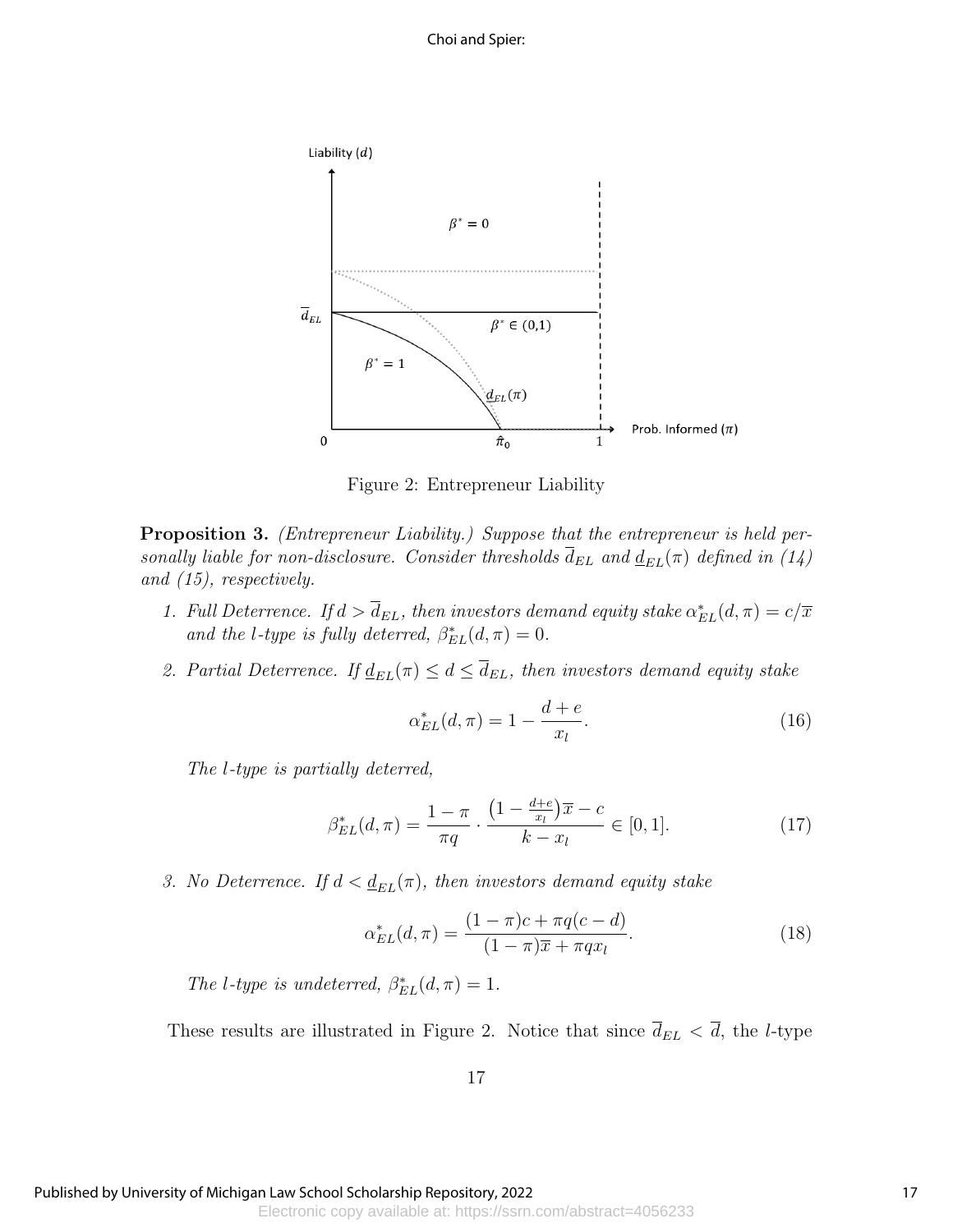Figure 2: Entrepreneur Liability

**Proposition 3.** *(Entrepreneur Liability.) Suppose that the entrepreneur is held personally liable for non-disclosure. Consider thresholds $\overline{d}_{EL}$ and $\underline{d}_{EL}(\pi)$ defined in (14) and (15), respectively.*

1. *Full Deterrence. If $d > \overline{d}_{EL}$, then investors demand equity stake $\alpha^*_{EL}(d,\pi) = c/\overline{x}$ and the $l$-type is fully deterred, $\beta^*_{EL}(d,\pi) = 0$.*

2. *Partial Deterrence. If $\underline{d}_{EL}(\pi) \leq d \leq \overline{d}_{EL}$, then investors demand equity stake*

$$\alpha^*_{EL}(d,\pi) = 1 - \frac{d+e}{x_l}. \tag{16}$$

*The $l$-type is partially deterred,*

$$\beta^*_{EL}(d,\pi) = \frac{1-\pi}{\pi q} \cdot \frac{\left(1 - \frac{d+e}{x_l}\right)\overline{x} - c}{k - x_l} \in [0,1]. \tag{17}$$

3. *No Deterrence. If $d < \underline{d}_{EL}(\pi)$, then investors demand equity stake*

$$\alpha^*_{EL}(d,\pi) = \frac{(1-\pi)c + \pi q(c-d)}{(1-\pi)\overline{x} + \pi q x_l}. \tag{18}$$

*The $l$-type is undeterred, $\beta^*_{EL}(d,\pi) = 1$.*

These results are illustrated in Figure 2. Notice that since $\overline{d}_{EL} < \overline{d}$, the $l$-type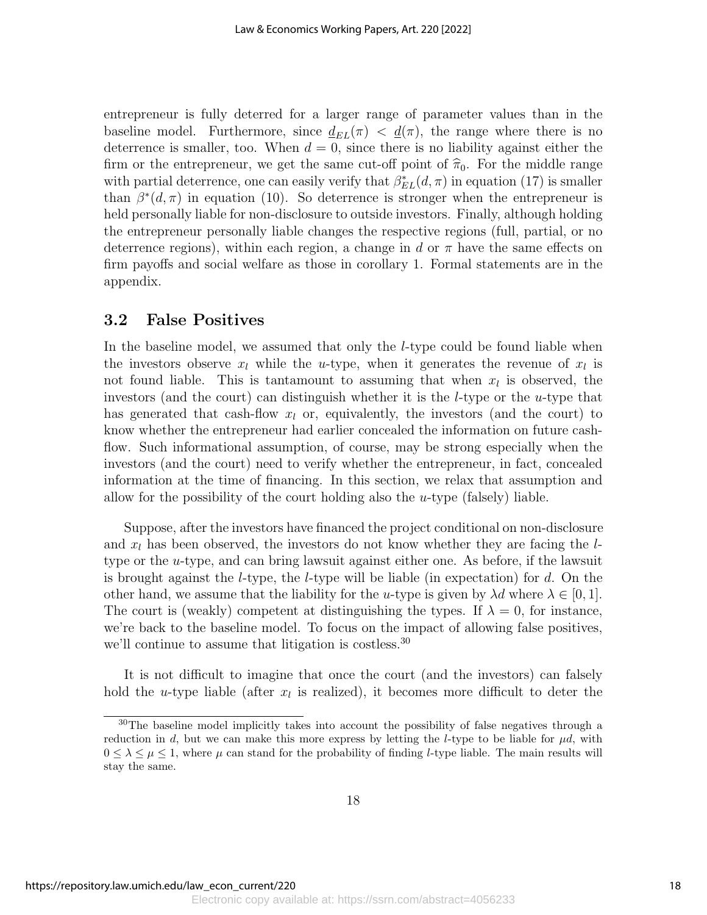entrepreneur is fully deterred for a larger range of parameter values than in the baseline model. Furthermore, since $\underline{d}_{EL}(\pi) < \underline{d}(\pi)$, the range where there is no deterrence is smaller, too. When $d = 0$, since there is no liability against either the firm or the entrepreneur, we get the same cut-off point of $\widehat{\pi}_0$. For the middle range with partial deterrence, one can easily verify that $\beta^*_{EL}(d, \pi)$ in equation (17) is smaller than $\beta^*(d, \pi)$ in equation (10). So deterrence is stronger when the entrepreneur is held personally liable for non-disclosure to outside investors. Finally, although holding the entrepreneur personally liable changes the respective regions (full, partial, or no deterrence regions), within each region, a change in $d$ or $\pi$ have the same effects on firm payoffs and social welfare as those in corollary 1. Formal statements are in the appendix.

## 3.2 False Positives

In the baseline model, we assumed that only the $l$-type could be found liable when the investors observe $x_l$ while the $u$-type, when it generates the revenue of $x_l$ is not found liable. This is tantamount to assuming that when $x_l$ is observed, the investors (and the court) can distinguish whether it is the $l$-type or the $u$-type that has generated that cash-flow $x_l$ or, equivalently, the investors (and the court) to know whether the entrepreneur had earlier concealed the information on future cash-flow. Such informational assumption, of course, may be strong especially when the investors (and the court) need to verify whether the entrepreneur, in fact, concealed information at the time of financing. In this section, we relax that assumption and allow for the possibility of the court holding also the $u$-type (falsely) liable.

Suppose, after the investors have financed the project conditional on non-disclosure and $x_l$ has been observed, the investors do not know whether they are facing the $l$-type or the $u$-type, and can bring lawsuit against either one. As before, if the lawsuit is brought against the $l$-type, the $l$-type will be liable (in expectation) for $d$. On the other hand, we assume that the liability for the $u$-type is given by $\lambda d$ where $\lambda \in [0, 1]$. The court is (weakly) competent at distinguishing the types. If $\lambda = 0$, for instance, we're back to the baseline model. To focus on the impact of allowing false positives, we'll continue to assume that litigation is costless.[30]

It is not difficult to imagine that once the court (and the investors) can falsely hold the $u$-type liable (after $x_l$ is realized), it becomes more difficult to deter the

[30] The baseline model implicitly takes into account the possibility of false negatives through a reduction in $d$, but we can make this more express by letting the $l$-type to be liable for $\mu d$, with $0 \leq \lambda \leq \mu \leq 1$, where $\mu$ can stand for the probability of finding $l$-type liable. The main results will stay the same.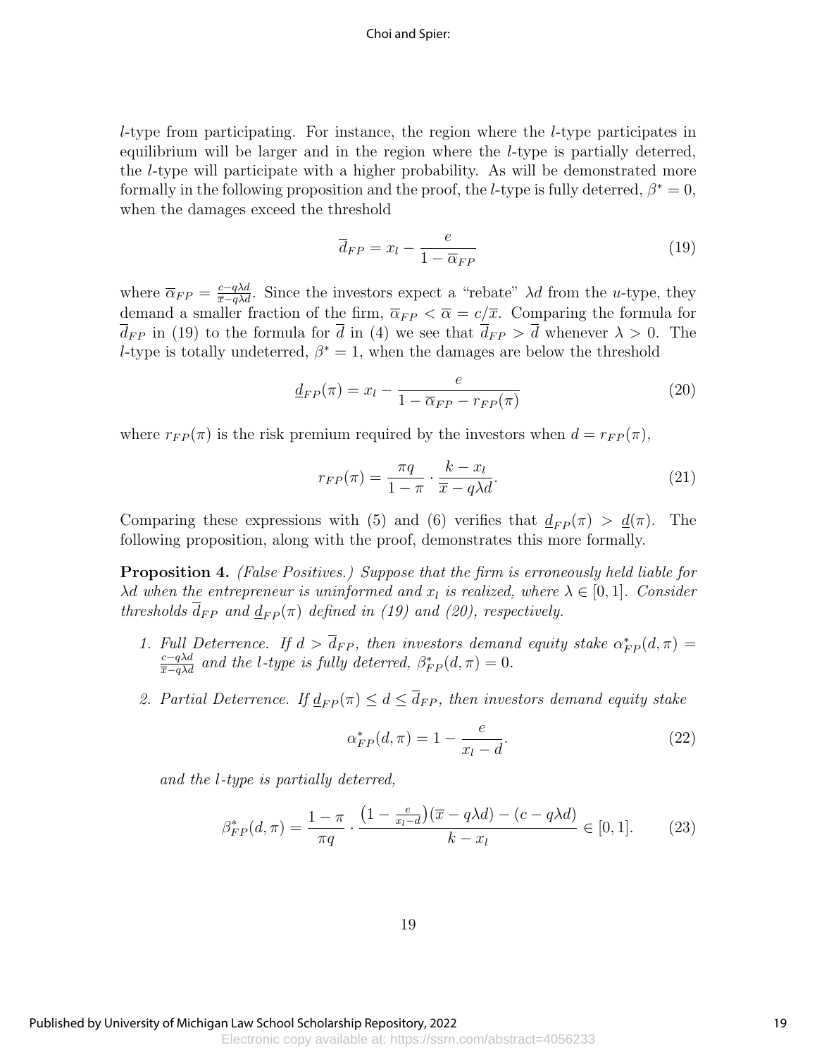$l$-type from participating. For instance, the region where the $l$-type participates in equilibrium will be larger and in the region where the $l$-type is partially deterred, the $l$-type will participate with a higher probability. As will be demonstrated more formally in the following proposition and the proof, the $l$-type is fully deterred, $\beta^* = 0$, when the damages exceed the threshold

$$\overline{d}_{FP} = x_l - \frac{e}{1 - \overline{\alpha}_{FP}} \tag{19}$$

where $\overline{\alpha}_{FP} = \frac{c - q\lambda d}{\overline{x} - q\lambda d}$. Since the investors expect a "rebate" $\lambda d$ from the $u$-type, they demand a smaller fraction of the firm, $\overline{\alpha}_{FP} < \overline{\alpha} = c/\overline{x}$. Comparing the formula for $\overline{d}_{FP}$ in (19) to the formula for $\overline{d}$ in (4) we see that $\overline{d}_{FP} > \overline{d}$ whenever $\lambda > 0$. The $l$-type is totally undeterred, $\beta^* = 1$, when the damages are below the threshold

$$\underline{d}_{FP}(\pi) = x_l - \frac{e}{1 - \overline{\alpha}_{FP} - r_{FP}(\pi)} \tag{20}$$

where $r_{FP}(\pi)$ is the risk premium required by the investors when $d = r_{FP}(\pi)$,

$$r_{FP}(\pi) = \frac{\pi q}{1 - \pi} \cdot \frac{k - x_l}{\overline{x} - q\lambda d}. \tag{21}$$

Comparing these expressions with (5) and (6) verifies that $\underline{d}_{FP}(\pi) > \underline{d}(\pi)$. The following proposition, along with the proof, demonstrates this more formally.

**Proposition 4.** *(False Positives.) Suppose that the firm is erroneously held liable for $\lambda d$ when the entrepreneur is uninformed and $x_l$ is realized, where $\lambda \in [0, 1]$. Consider thresholds $\overline{d}_{FP}$ and $\underline{d}_{FP}(\pi)$ defined in (19) and (20), respectively.*

1. *Full Deterrence. If $d > \overline{d}_{FP}$, then investors demand equity stake $\alpha^*_{FP}(d, \pi) = \frac{c - q\lambda d}{\overline{x} - q\lambda d}$ and the $l$-type is fully deterred, $\beta^*_{FP}(d, \pi) = 0$.*

2. *Partial Deterrence. If $\underline{d}_{FP}(\pi) \leq d \leq \overline{d}_{FP}$, then investors demand equity stake*

$$\alpha^*_{FP}(d, \pi) = 1 - \frac{e}{x_l - d}. \tag{22}$$

*and the $l$-type is partially deterred,*

$$\beta^*_{FP}(d, \pi) = \frac{1 - \pi}{\pi q} \cdot \frac{\left(1 - \frac{e}{x_l - d}\right)(\overline{x} - q\lambda d) - (c - q\lambda d)}{k - x_l} \in [0, 1]. \tag{23}$$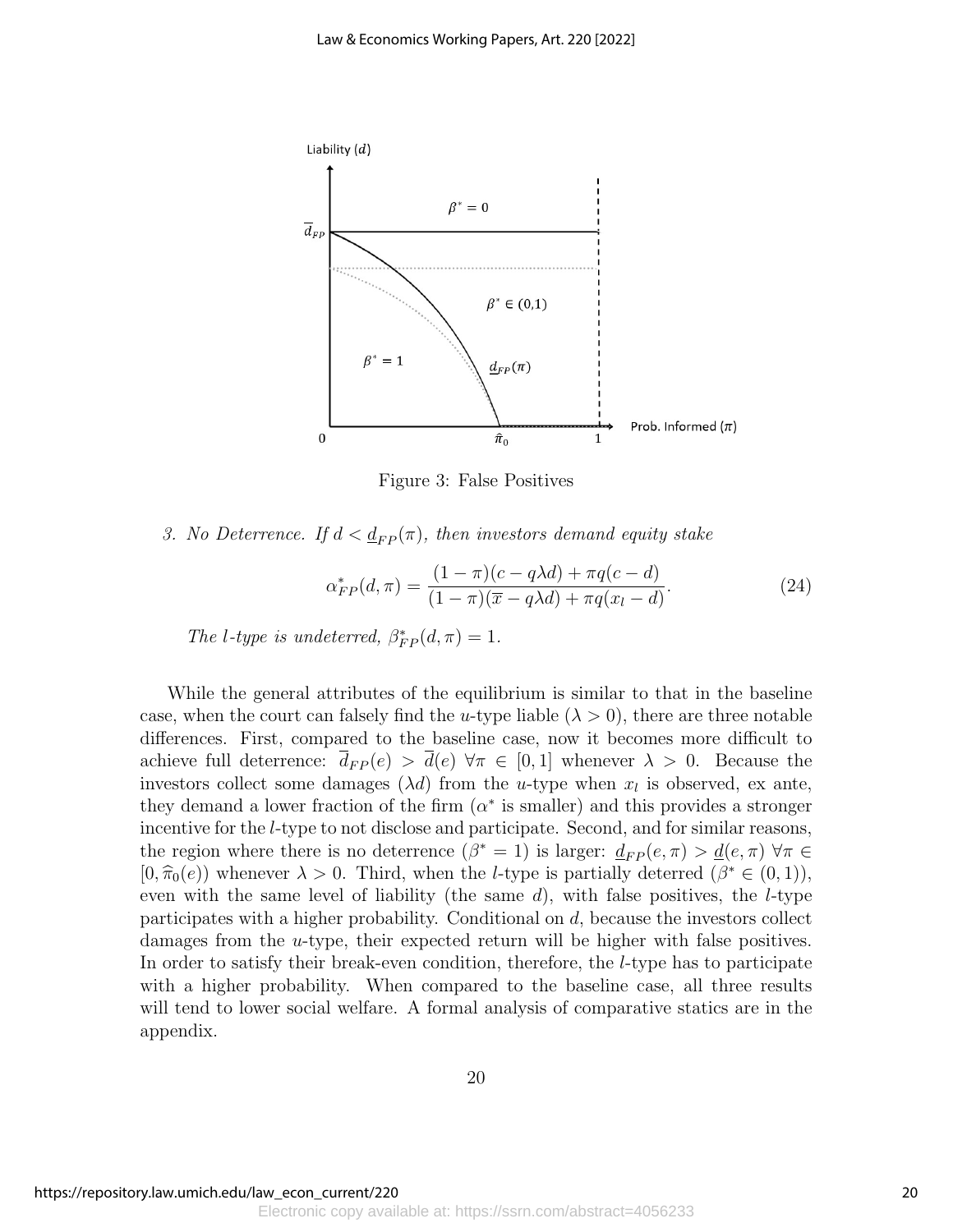Figure 3: False Positives

*3. No Deterrence. If $d < \underline{d}_{FP}(\pi)$, then investors demand equity stake*

$$\alpha^*_{FP}(d,\pi) = \frac{(1-\pi)(c - q\lambda d) + \pi q(c-d)}{(1-\pi)(\overline{x} - q\lambda d) + \pi q(x_l - d)}. \tag{24}$$

*The $l$-type is undeterred, $\beta^*_{FP}(d,\pi) = 1$.*

While the general attributes of the equilibrium is similar to that in the baseline case, when the court can falsely find the $u$-type liable ($\lambda > 0$), there are three notable differences. First, compared to the baseline case, now it becomes more difficult to achieve full deterrence: $\overline{d}_{FP}(e) > \overline{d}(e)$ $\forall \pi \in [0,1]$ whenever $\lambda > 0$. Because the investors collect some damages ($\lambda d$) from the $u$-type when $x_l$ is observed, ex ante, they demand a lower fraction of the firm ($\alpha^*$ is smaller) and this provides a stronger incentive for the $l$-type to not disclose and participate. Second, and for similar reasons, the region where there is no deterrence ($\beta^* = 1$) is larger: $\underline{d}_{FP}(e,\pi) > \underline{d}(e,\pi)$ $\forall \pi \in [0, \widehat{\pi}_0(e))$ whenever $\lambda > 0$. Third, when the $l$-type is partially deterred ($\beta^* \in (0,1)$), even with the same level of liability (the same $d$), with false positives, the $l$-type participates with a higher probability. Conditional on $d$, because the investors collect damages from the $u$-type, their expected return will be higher with false positives. In order to satisfy their break-even condition, therefore, the $l$-type has to participate with a higher probability. When compared to the baseline case, all three results will tend to lower social welfare. A formal analysis of comparative statics are in the appendix.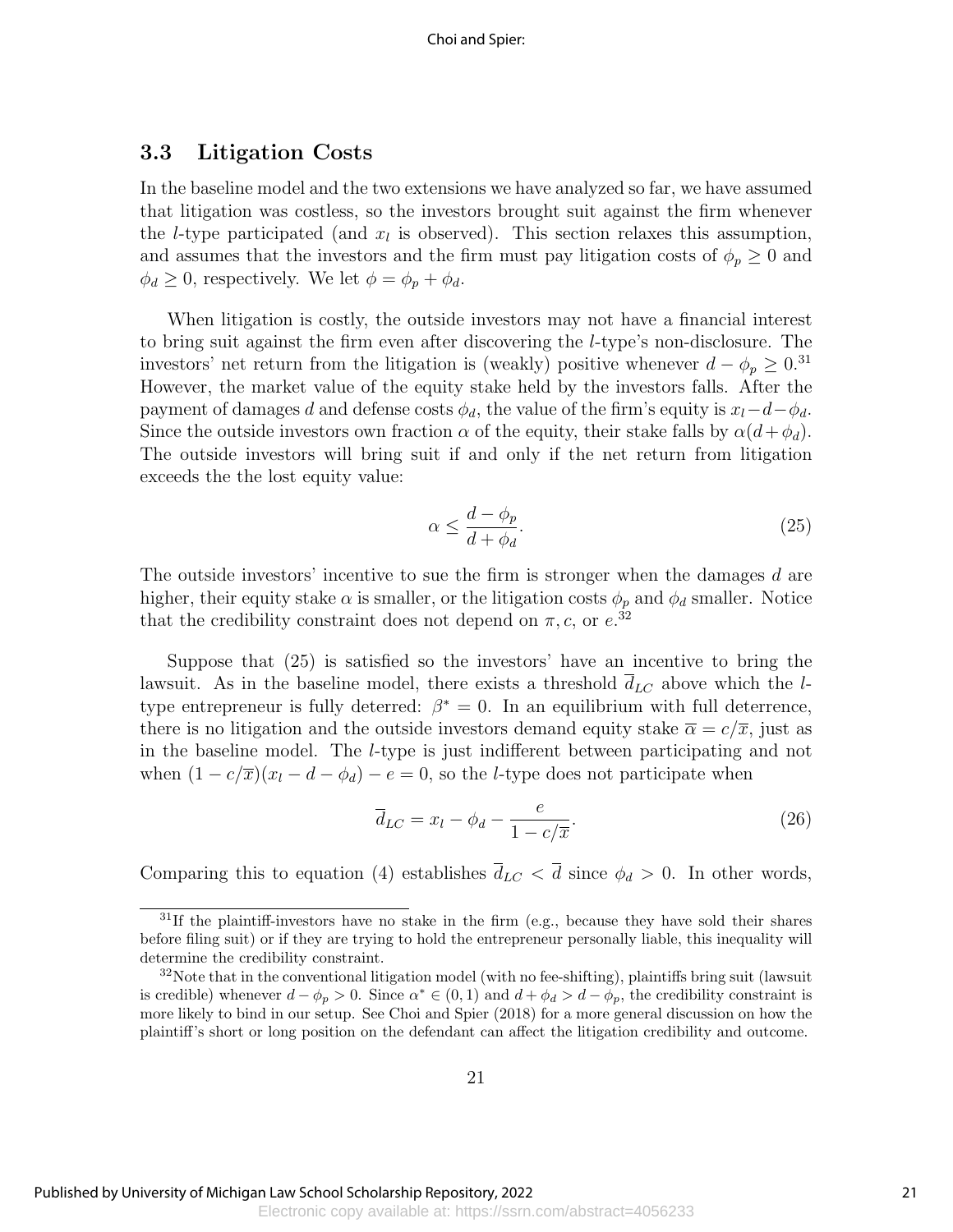### 3.3 Litigation Costs

In the baseline model and the two extensions we have analyzed so far, we have assumed that litigation was costless, so the investors brought suit against the firm whenever the $l$-type participated (and $x_l$ is observed). This section relaxes this assumption, and assumes that the investors and the firm must pay litigation costs of $\phi_p \geq 0$ and $\phi_d \geq 0$, respectively. We let $\phi = \phi_p + \phi_d$.

When litigation is costly, the outside investors may not have a financial interest to bring suit against the firm even after discovering the $l$-type's non-disclosure. The investors' net return from the litigation is (weakly) positive whenever $d - \phi_p \geq 0$.[31] However, the market value of the equity stake held by the investors falls. After the payment of damages $d$ and defense costs $\phi_d$, the value of the firm's equity is $x_l - d - \phi_d$. Since the outside investors own fraction $\alpha$ of the equity, their stake falls by $\alpha(d + \phi_d)$. The outside investors will bring suit if and only if the net return from litigation exceeds the the lost equity value:

$$\alpha \leq \frac{d - \phi_p}{d + \phi_d}. \tag{25}$$

The outside investors' incentive to sue the firm is stronger when the damages $d$ are higher, their equity stake $\alpha$ is smaller, or the litigation costs $\phi_p$ and $\phi_d$ smaller. Notice that the credibility constraint does not depend on $\pi, c$, or $e$.[32]

Suppose that (25) is satisfied so the investors' have an incentive to bring the lawsuit. As in the baseline model, there exists a threshold $\overline{d}_{LC}$ above which the $l$-type entrepreneur is fully deterred: $\beta^* = 0$. In an equilibrium with full deterrence, there is no litigation and the outside investors demand equity stake $\overline{\alpha} = c/\overline{x}$, just as in the baseline model. The $l$-type is just indifferent between participating and not when $(1 - c/\overline{x})(x_l - d - \phi_d) - e = 0$, so the $l$-type does not participate when

$$\overline{d}_{LC} = x_l - \phi_d - \frac{e}{1 - c/\overline{x}}. \tag{26}$$

Comparing this to equation (4) establishes $\overline{d}_{LC} < \overline{d}$ since $\phi_d > 0$. In other words,

---

[31] If the plaintiff-investors have no stake in the firm (e.g., because they have sold their shares before filing suit) or if they are trying to hold the entrepreneur personally liable, this inequality will determine the credibility constraint.

[32] Note that in the conventional litigation model (with no fee-shifting), plaintiffs bring suit (lawsuit is credible) whenever $d - \phi_p > 0$. Since $\alpha^* \in (0, 1)$ and $d + \phi_d > d - \phi_p$, the credibility constraint is more likely to bind in our setup. See Choi and Spier (2018) for a more general discussion on how the plaintiff's short or long position on the defendant can affect the litigation credibility and outcome.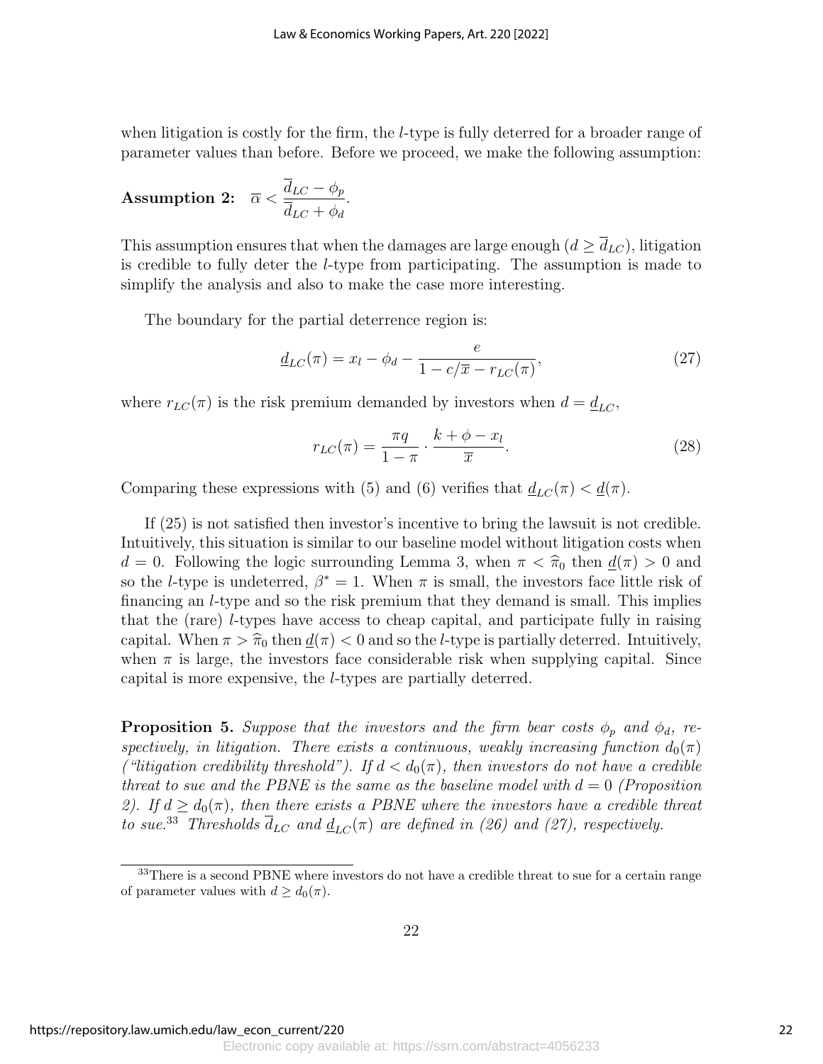when litigation is costly for the firm, the $l$-type is fully deterred for a broader range of parameter values than before. Before we proceed, we make the following assumption:

**Assumption 2:** $\overline{\alpha} < \dfrac{\overline{d}_{LC} - \phi_p}{\overline{d}_{LC} + \phi_d}$.

This assumption ensures that when the damages are large enough ($d \geq \overline{d}_{LC}$), litigation is credible to fully deter the $l$-type from participating. The assumption is made to simplify the analysis and also to make the case more interesting.

The boundary for the partial deterrence region is:

$$\underline{d}_{LC}(\pi) = x_l - \phi_d - \frac{e}{1 - c/\overline{x} - r_{LC}(\pi)}, \tag{27}$$

where $r_{LC}(\pi)$ is the risk premium demanded by investors when $d = \underline{d}_{LC}$,

$$r_{LC}(\pi) = \frac{\pi q}{1 - \pi} \cdot \frac{k + \phi - x_l}{\overline{x}}. \tag{28}$$

Comparing these expressions with (5) and (6) verifies that $\underline{d}_{LC}(\pi) < \underline{d}(\pi)$.

If (25) is not satisfied then investor's incentive to bring the lawsuit is not credible. Intuitively, this situation is similar to our baseline model without litigation costs when $d = 0$. Following the logic surrounding Lemma 3, when $\pi < \widehat{\pi}_0$ then $\underline{d}(\pi) > 0$ and so the $l$-type is undeterred, $\beta^* = 1$. When $\pi$ is small, the investors face little risk of financing an $l$-type and so the risk premium that they demand is small. This implies that the (rare) $l$-types have access to cheap capital, and participate fully in raising capital. When $\pi > \widehat{\pi}_0$ then $\underline{d}(\pi) < 0$ and so the $l$-type is partially deterred. Intuitively, when $\pi$ is large, the investors face considerable risk when supplying capital. Since capital is more expensive, the $l$-types are partially deterred.

**Proposition 5.** *Suppose that the investors and the firm bear costs $\phi_p$ and $\phi_d$, respectively, in litigation. There exists a continuous, weakly increasing function $d_0(\pi)$ ("litigation credibility threshold"). If $d < d_0(\pi)$, then investors do not have a credible threat to sue and the PBNE is the same as the baseline model with $d = 0$ (Proposition 2). If $d \geq d_0(\pi)$, then there exists a PBNE where the investors have a credible threat to sue.*[33] *Thresholds $\overline{d}_{LC}$ and $\underline{d}_{LC}(\pi)$ are defined in (26) and (27), respectively.*

[33] There is a second PBNE where investors do not have a credible threat to sue for a certain range of parameter values with $d \geq d_0(\pi)$.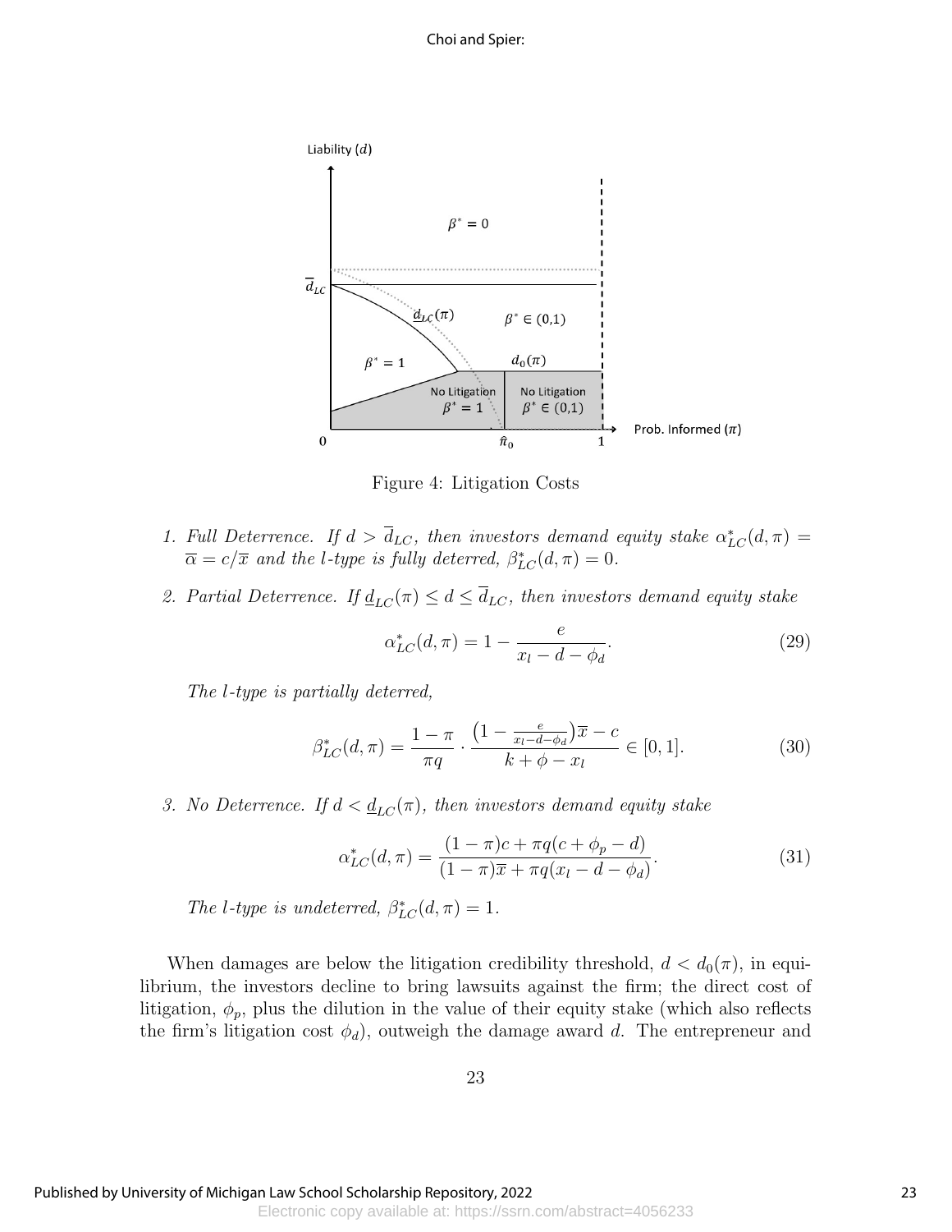Figure 4: Litigation Costs

1. *Full Deterrence. If $d > \overline{d}_{LC}$, then investors demand equity stake $\alpha^*_{LC}(d, \pi) = \overline{\alpha} = c/\overline{x}$ and the l-type is fully deterred, $\beta^*_{LC}(d, \pi) = 0$.*

2. *Partial Deterrence. If $\underline{d}_{LC}(\pi) \leq d \leq \overline{d}_{LC}$, then investors demand equity stake*

$$\alpha^*_{LC}(d, \pi) = 1 - \frac{e}{x_l - d - \phi_d}. \tag{29}$$

*The l-type is partially deterred,*

$$\beta^*_{LC}(d, \pi) = \frac{1-\pi}{\pi q} \cdot \frac{\left(1 - \frac{e}{x_l - d - \phi_d}\right)\overline{x} - c}{k + \phi - x_l} \in [0, 1]. \tag{30}$$

3. *No Deterrence. If $d < \underline{d}_{LC}(\pi)$, then investors demand equity stake*

$$\alpha^*_{LC}(d, \pi) = \frac{(1-\pi)c + \pi q(c + \phi_p - d)}{(1-\pi)\overline{x} + \pi q(x_l - d - \phi_d)}. \tag{31}$$

*The l-type is undeterred, $\beta^*_{LC}(d, \pi) = 1$.*

When damages are below the litigation credibility threshold, $d < d_0(\pi)$, in equilibrium, the investors decline to bring lawsuits against the firm; the direct cost of litigation, $\phi_p$, plus the dilution in the value of their equity stake (which also reflects the firm's litigation cost $\phi_d$), outweigh the damage award $d$. The entrepreneur and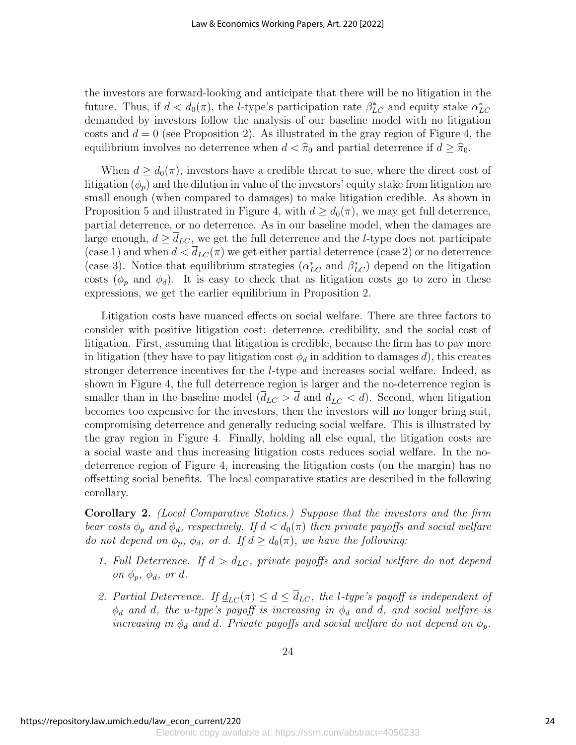the investors are forward-looking and anticipate that there will be no litigation in the future. Thus, if $d < d_0(\pi)$, the $l$-type's participation rate $\beta^*_{LC}$ and equity stake $\alpha^*_{LC}$ demanded by investors follow the analysis of our baseline model with no litigation costs and $d = 0$ (see Proposition 2). As illustrated in the gray region of Figure 4, the equilibrium involves no deterrence when $d < \widehat{\pi}_0$ and partial deterrence if $d \geq \widehat{\pi}_0$.

When $d \geq d_0(\pi)$, investors have a credible threat to sue, where the direct cost of litigation ($\phi_p$) and the dilution in value of the investors' equity stake from litigation are small enough (when compared to damages) to make litigation credible. As shown in Proposition 5 and illustrated in Figure 4, with $d \geq d_0(\pi)$, we may get full deterrence, partial deterrence, or no deterrence. As in our baseline model, when the damages are large enough, $d \geq \overline{d}_{LC}$, we get the full deterrence and the $l$-type does not participate (case 1) and when $d < \overline{d}_{LC}(\pi)$ we get either partial deterrence (case 2) or no deterrence (case 3). Notice that equilibrium strategies ($\alpha^*_{LC}$ and $\beta^*_{LC}$) depend on the litigation costs ($\phi_p$ and $\phi_d$). It is easy to check that as litigation costs go to zero in these expressions, we get the earlier equilibrium in Proposition 2.

Litigation costs have nuanced effects on social welfare. There are three factors to consider with positive litigation cost: deterrence, credibility, and the social cost of litigation. First, assuming that litigation is credible, because the firm has to pay more in litigation (they have to pay litigation cost $\phi_d$ in addition to damages $d$), this creates stronger deterrence incentives for the $l$-type and increases social welfare. Indeed, as shown in Figure 4, the full deterrence region is larger and the no-deterrence region is smaller than in the baseline model ($\overline{d}_{LC} > \overline{d}$ and $\underline{d}_{LC} < \underline{d}$). Second, when litigation becomes too expensive for the investors, then the investors will no longer bring suit, compromising deterrence and generally reducing social welfare. This is illustrated by the gray region in Figure 4. Finally, holding all else equal, the litigation costs are a social waste and thus increasing litigation costs reduces social welfare. In the no-deterrence region of Figure 4, increasing the litigation costs (on the margin) has no offsetting social benefits. The local comparative statics are described in the following corollary.

**Corollary 2.** *(Local Comparative Statics.) Suppose that the investors and the firm bear costs $\phi_p$ and $\phi_d$, respectively. If $d < d_0(\pi)$ then private payoffs and social welfare do not depend on $\phi_p$, $\phi_d$, or $d$. If $d \geq d_0(\pi)$, we have the following:*

1. *Full Deterrence. If $d > \overline{d}_{LC}$, private payoffs and social welfare do not depend on $\phi_p$, $\phi_d$, or $d$.*
2. *Partial Deterrence. If $\underline{d}_{LC}(\pi) \leq d \leq \overline{d}_{LC}$, the $l$-type's payoff is independent of $\phi_d$ and $d$, the $u$-type's payoff is increasing in $\phi_d$ and $d$, and social welfare is increasing in $\phi_d$ and $d$. Private payoffs and social welfare do not depend on $\phi_p$.*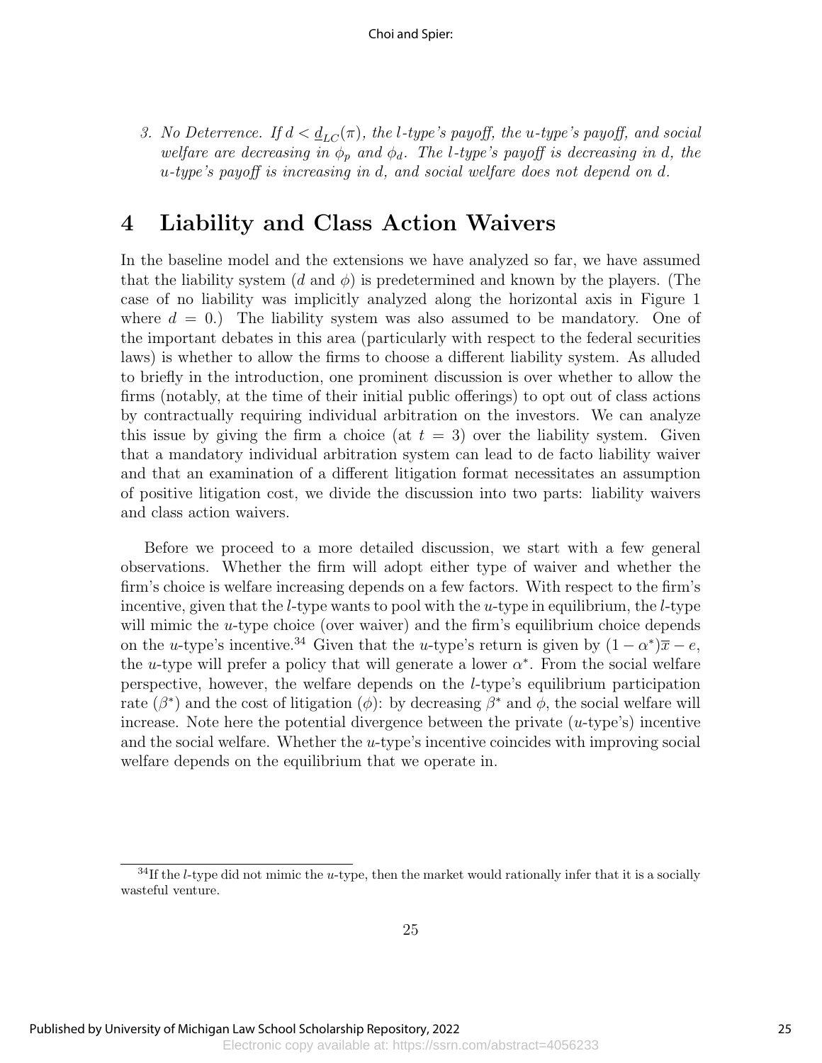3. *No Deterrence. If $d < \underline{d}_{LC}(\pi)$, the l-type's payoff, the u-type's payoff, and social welfare are decreasing in $\phi_p$ and $\phi_d$. The l-type's payoff is decreasing in d, the u-type's payoff is increasing in d, and social welfare does not depend on d.*

# 4 Liability and Class Action Waivers

In the baseline model and the extensions we have analyzed so far, we have assumed that the liability system ($d$ and $\phi$) is predetermined and known by the players. (The case of no liability was implicitly analyzed along the horizontal axis in Figure 1 where $d = 0$.) The liability system was also assumed to be mandatory. One of the important debates in this area (particularly with respect to the federal securities laws) is whether to allow the firms to choose a different liability system. As alluded to briefly in the introduction, one prominent discussion is over whether to allow the firms (notably, at the time of their initial public offerings) to opt out of class actions by contractually requiring individual arbitration on the investors. We can analyze this issue by giving the firm a choice (at $t = 3$) over the liability system. Given that a mandatory individual arbitration system can lead to de facto liability waiver and that an examination of a different litigation format necessitates an assumption of positive litigation cost, we divide the discussion into two parts: liability waivers and class action waivers.

Before we proceed to a more detailed discussion, we start with a few general observations. Whether the firm will adopt either type of waiver and whether the firm's choice is welfare increasing depends on a few factors. With respect to the firm's incentive, given that the $l$-type wants to pool with the $u$-type in equilibrium, the $l$-type will mimic the $u$-type choice (over waiver) and the firm's equilibrium choice depends on the $u$-type's incentive.[34] Given that the $u$-type's return is given by $(1 - \alpha^*)\overline{x} - e$, the $u$-type will prefer a policy that will generate a lower $\alpha^*$. From the social welfare perspective, however, the welfare depends on the $l$-type's equilibrium participation rate ($\beta^*$) and the cost of litigation ($\phi$): by decreasing $\beta^*$ and $\phi$, the social welfare will increase. Note here the potential divergence between the private ($u$-type's) incentive and the social welfare. Whether the $u$-type's incentive coincides with improving social welfare depends on the equilibrium that we operate in.

[34] If the $l$-type did not mimic the $u$-type, then the market would rationally infer that it is a socially wasteful venture.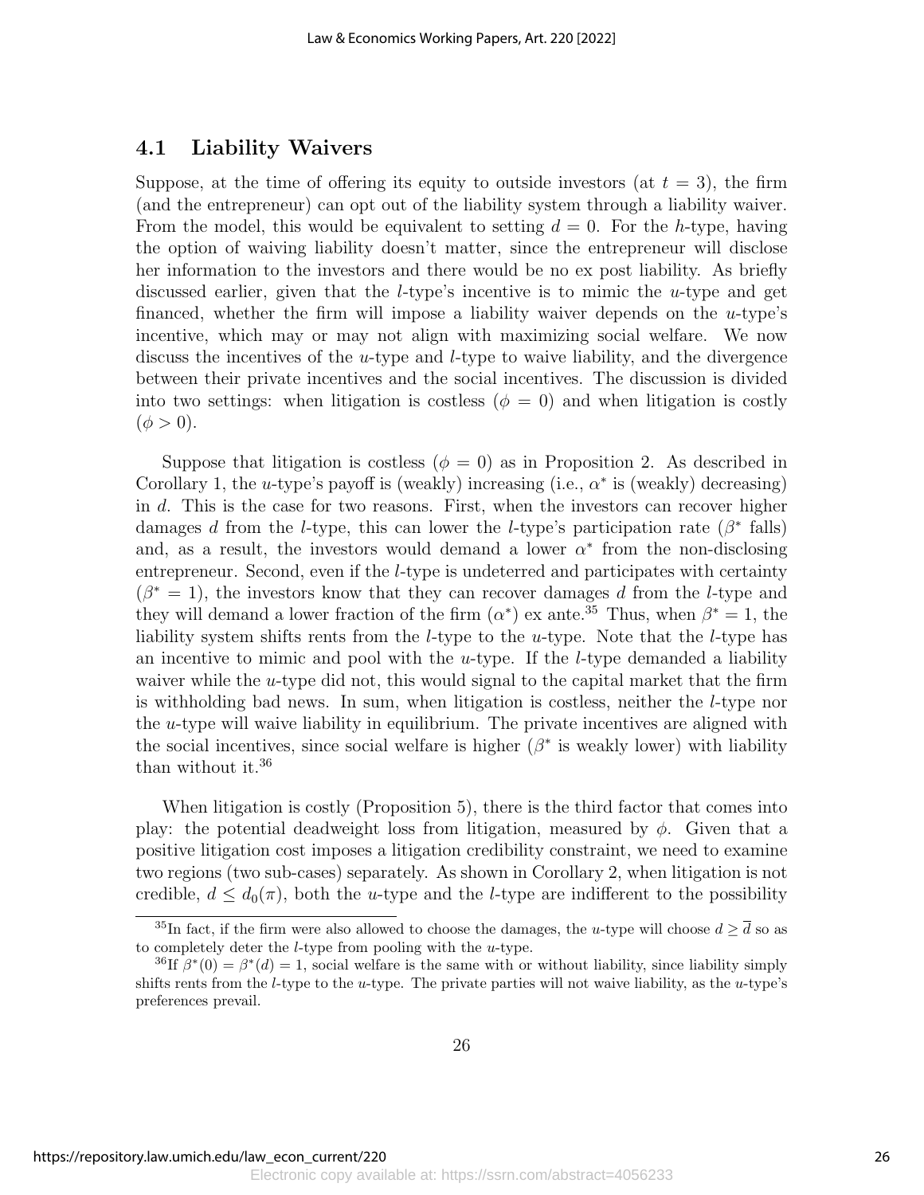### 4.1 Liability Waivers

Suppose, at the time of offering its equity to outside investors (at $t = 3$), the firm (and the entrepreneur) can opt out of the liability system through a liability waiver. From the model, this would be equivalent to setting $d = 0$. For the $h$-type, having the option of waiving liability doesn't matter, since the entrepreneur will disclose her information to the investors and there would be no ex post liability. As briefly discussed earlier, given that the $l$-type's incentive is to mimic the $u$-type and get financed, whether the firm will impose a liability waiver depends on the $u$-type's incentive, which may or may not align with maximizing social welfare. We now discuss the incentives of the $u$-type and $l$-type to waive liability, and the divergence between their private incentives and the social incentives. The discussion is divided into two settings: when litigation is costless ($\phi = 0$) and when litigation is costly ($\phi > 0$).

Suppose that litigation is costless ($\phi = 0$) as in Proposition 2. As described in Corollary 1, the $u$-type's payoff is (weakly) increasing (i.e., $\alpha^*$ is (weakly) decreasing) in $d$. This is the case for two reasons. First, when the investors can recover higher damages $d$ from the $l$-type, this can lower the $l$-type's participation rate ($\beta^*$ falls) and, as a result, the investors would demand a lower $\alpha^*$ from the non-disclosing entrepreneur. Second, even if the $l$-type is undeterred and participates with certainty ($\beta^* = 1$), the investors know that they can recover damages $d$ from the $l$-type and they will demand a lower fraction of the firm ($\alpha^*$) ex ante.[35] Thus, when $\beta^* = 1$, the liability system shifts rents from the $l$-type to the $u$-type. Note that the $l$-type has an incentive to mimic and pool with the $u$-type. If the $l$-type demanded a liability waiver while the $u$-type did not, this would signal to the capital market that the firm is withholding bad news. In sum, when litigation is costless, neither the $l$-type nor the $u$-type will waive liability in equilibrium. The private incentives are aligned with the social incentives, since social welfare is higher ($\beta^*$ is weakly lower) with liability than without it.[36]

When litigation is costly (Proposition 5), there is the third factor that comes into play: the potential deadweight loss from litigation, measured by $\phi$. Given that a positive litigation cost imposes a litigation credibility constraint, we need to examine two regions (two sub-cases) separately. As shown in Corollary 2, when litigation is not credible, $d \leq d_0(\pi)$, both the $u$-type and the $l$-type are indifferent to the possibility

[35] In fact, if the firm were also allowed to choose the damages, the $u$-type will choose $d \geq \overline{d}$ so as to completely deter the $l$-type from pooling with the $u$-type.

[36] If $\beta^*(0) = \beta^*(d) = 1$, social welfare is the same with or without liability, since liability simply shifts rents from the $l$-type to the $u$-type. The private parties will not waive liability, as the $u$-type's preferences prevail.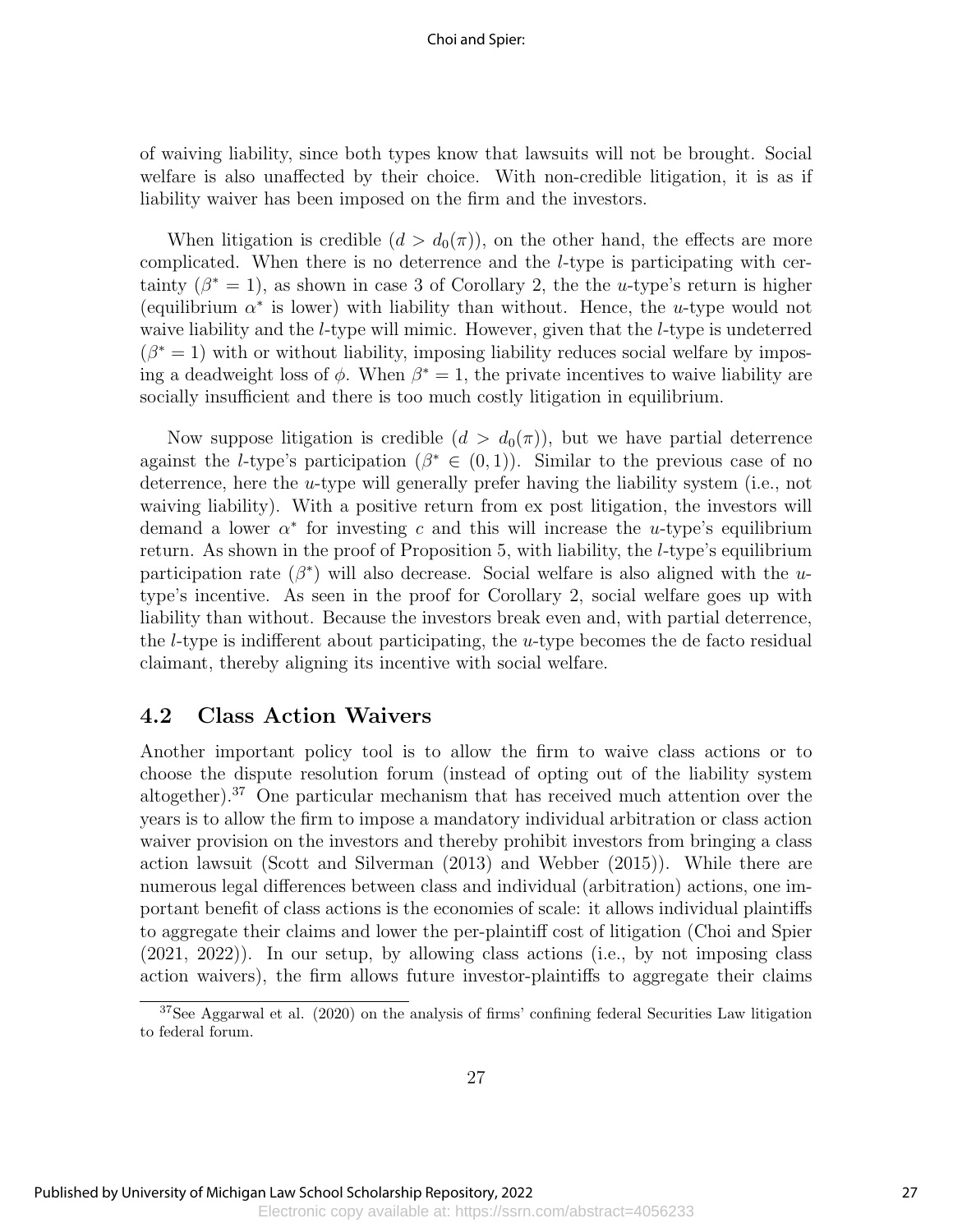of waiving liability, since both types know that lawsuits will not be brought. Social welfare is also unaffected by their choice. With non-credible litigation, it is as if liability waiver has been imposed on the firm and the investors.

When litigation is credible ($d > d_0(\pi)$), on the other hand, the effects are more complicated. When there is no deterrence and the $l$-type is participating with certainty ($\beta^* = 1$), as shown in case 3 of Corollary 2, the the $u$-type's return is higher (equilibrium $\alpha^*$ is lower) with liability than without. Hence, the $u$-type would not waive liability and the $l$-type will mimic. However, given that the $l$-type is undeterred ($\beta^* = 1$) with or without liability, imposing liability reduces social welfare by imposing a deadweight loss of $\phi$. When $\beta^* = 1$, the private incentives to waive liability are socially insufficient and there is too much costly litigation in equilibrium.

Now suppose litigation is credible ($d > d_0(\pi)$), but we have partial deterrence against the $l$-type's participation ($\beta^* \in (0, 1)$). Similar to the previous case of no deterrence, here the $u$-type will generally prefer having the liability system (i.e., not waiving liability). With a positive return from ex post litigation, the investors will demand a lower $\alpha^*$ for investing $c$ and this will increase the $u$-type's equilibrium return. As shown in the proof of Proposition 5, with liability, the $l$-type's equilibrium participation rate ($\beta^*$) will also decrease. Social welfare is also aligned with the $u$-type's incentive. As seen in the proof for Corollary 2, social welfare goes up with liability than without. Because the investors break even and, with partial deterrence, the $l$-type is indifferent about participating, the $u$-type becomes the de facto residual claimant, thereby aligning its incentive with social welfare.

## 4.2 Class Action Waivers

Another important policy tool is to allow the firm to waive class actions or to choose the dispute resolution forum (instead of opting out of the liability system altogether).[37] One particular mechanism that has received much attention over the years is to allow the firm to impose a mandatory individual arbitration or class action waiver provision on the investors and thereby prohibit investors from bringing a class action lawsuit (Scott and Silverman (2013) and Webber (2015)). While there are numerous legal differences between class and individual (arbitration) actions, one important benefit of class actions is the economies of scale: it allows individual plaintiffs to aggregate their claims and lower the per-plaintiff cost of litigation (Choi and Spier (2021, 2022)). In our setup, by allowing class actions (i.e., by not imposing class action waivers), the firm allows future investor-plaintiffs to aggregate their claims

[37] See Aggarwal et al. (2020) on the analysis of firms' confining federal Securities Law litigation to federal forum.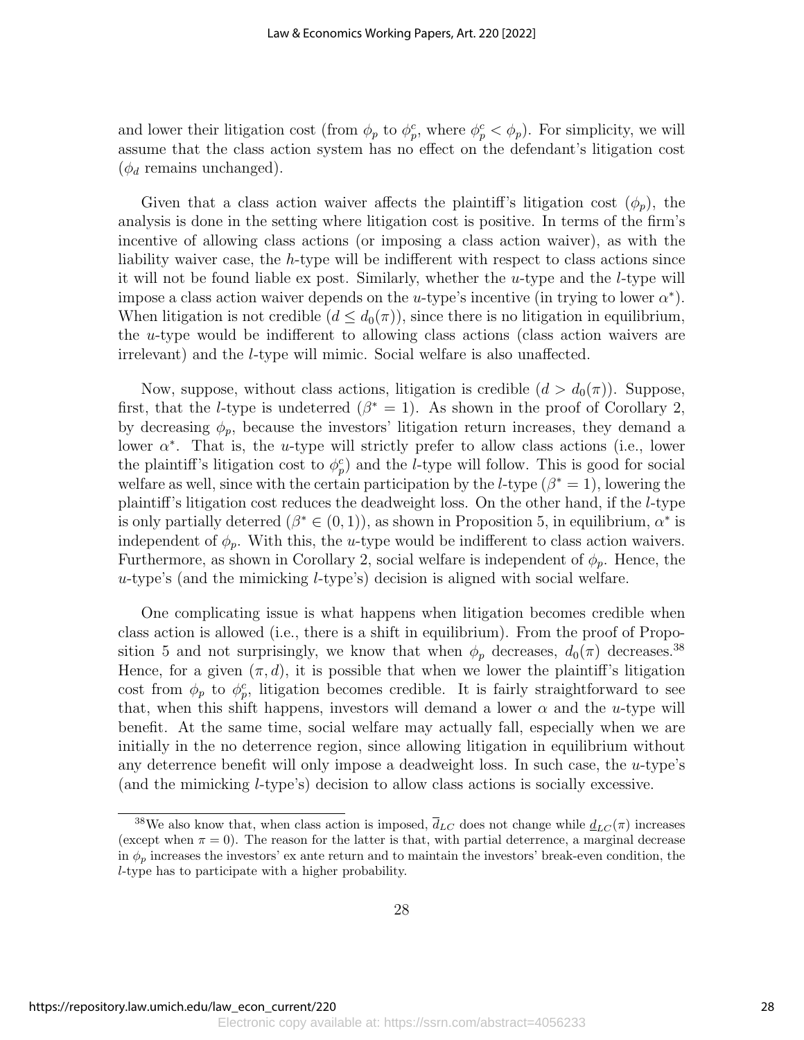and lower their litigation cost (from $\phi_p$ to $\phi_p^c$, where $\phi_p^c < \phi_p$). For simplicity, we will assume that the class action system has no effect on the defendant's litigation cost ($\phi_d$ remains unchanged).

Given that a class action waiver affects the plaintiff's litigation cost ($\phi_p$), the analysis is done in the setting where litigation cost is positive. In terms of the firm's incentive of allowing class actions (or imposing a class action waiver), as with the liability waiver case, the $h$-type will be indifferent with respect to class actions since it will not be found liable ex post. Similarly, whether the $u$-type and the $l$-type will impose a class action waiver depends on the $u$-type's incentive (in trying to lower $\alpha^*$). When litigation is not credible ($d \leq d_0(\pi)$), since there is no litigation in equilibrium, the $u$-type would be indifferent to allowing class actions (class action waivers are irrelevant) and the $l$-type will mimic. Social welfare is also unaffected.

Now, suppose, without class actions, litigation is credible ($d > d_0(\pi)$). Suppose, first, that the $l$-type is undeterred ($\beta^* = 1$). As shown in the proof of Corollary 2, by decreasing $\phi_p$, because the investors' litigation return increases, they demand a lower $\alpha^*$. That is, the $u$-type will strictly prefer to allow class actions (i.e., lower the plaintiff's litigation cost to $\phi_p^c$) and the $l$-type will follow. This is good for social welfare as well, since with the certain participation by the $l$-type ($\beta^* = 1$), lowering the plaintiff's litigation cost reduces the deadweight loss. On the other hand, if the $l$-type is only partially deterred ($\beta^* \in (0, 1)$), as shown in Proposition 5, in equilibrium, $\alpha^*$ is independent of $\phi_p$. With this, the $u$-type would be indifferent to class action waivers. Furthermore, as shown in Corollary 2, social welfare is independent of $\phi_p$. Hence, the $u$-type's (and the mimicking $l$-type's) decision is aligned with social welfare.

One complicating issue is what happens when litigation becomes credible when class action is allowed (i.e., there is a shift in equilibrium). From the proof of Proposition 5 and not surprisingly, we know that when $\phi_p$ decreases, $d_0(\pi)$ decreases.[38] Hence, for a given $(\pi, d)$, it is possible that when we lower the plaintiff's litigation cost from $\phi_p$ to $\phi_p^c$, litigation becomes credible. It is fairly straightforward to see that, when this shift happens, investors will demand a lower $\alpha$ and the $u$-type will benefit. At the same time, social welfare may actually fall, especially when we are initially in the no deterrence region, since allowing litigation in equilibrium without any deterrence benefit will only impose a deadweight loss. In such case, the $u$-type's (and the mimicking $l$-type's) decision to allow class actions is socially excessive.

[38] We also know that, when class action is imposed, $\overline{d}_{LC}$ does not change while $\underline{d}_{LC}(\pi)$ increases (except when $\pi = 0$). The reason for the latter is that, with partial deterrence, a marginal decrease in $\phi_p$ increases the investors' ex ante return and to maintain the investors' break-even condition, the $l$-type has to participate with a higher probability.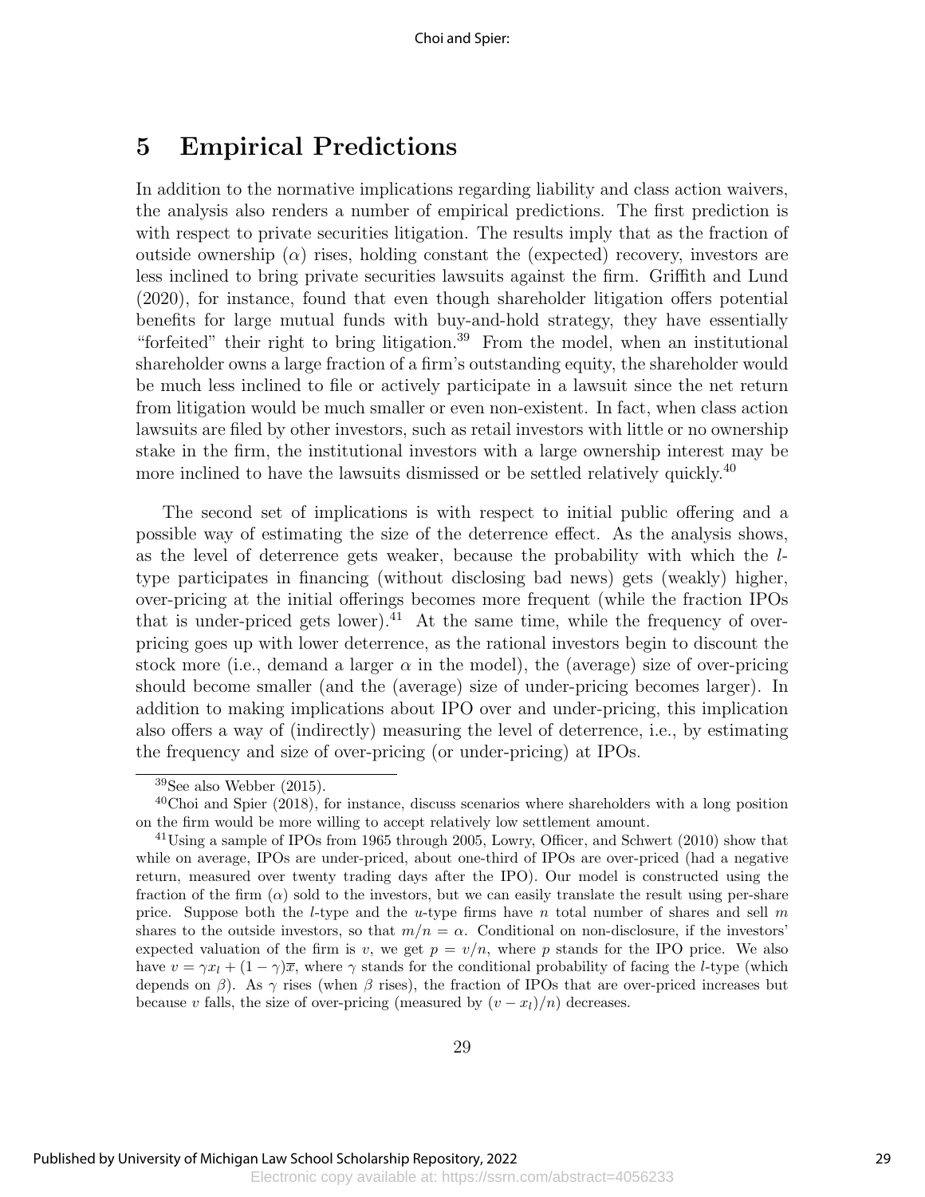## 5 Empirical Predictions

In addition to the normative implications regarding liability and class action waivers, the analysis also renders a number of empirical predictions. The first prediction is with respect to private securities litigation. The results imply that as the fraction of outside ownership ($\alpha$) rises, holding constant the (expected) recovery, investors are less inclined to bring private securities lawsuits against the firm. Griffith and Lund (2020), for instance, found that even though shareholder litigation offers potential benefits for large mutual funds with buy-and-hold strategy, they have essentially "forfeited" their right to bring litigation.[39] From the model, when an institutional shareholder owns a large fraction of a firm's outstanding equity, the shareholder would be much less inclined to file or actively participate in a lawsuit since the net return from litigation would be much smaller or even non-existent. In fact, when class action lawsuits are filed by other investors, such as retail investors with little or no ownership stake in the firm, the institutional investors with a large ownership interest may be more inclined to have the lawsuits dismissed or be settled relatively quickly.[40]

The second set of implications is with respect to initial public offering and a possible way of estimating the size of the deterrence effect. As the analysis shows, as the level of deterrence gets weaker, because the probability with which the $l$-type participates in financing (without disclosing bad news) gets (weakly) higher, over-pricing at the initial offerings becomes more frequent (while the fraction IPOs that is under-priced gets lower).[41] At the same time, while the frequency of over-pricing goes up with lower deterrence, as the rational investors begin to discount the stock more (i.e., demand a larger $\alpha$ in the model), the (average) size of over-pricing should become smaller (and the (average) size of under-pricing becomes larger). In addition to making implications about IPO over and under-pricing, this implication also offers a way of (indirectly) measuring the level of deterrence, i.e., by estimating the frequency and size of over-pricing (or under-pricing) at IPOs.

---

[39] See also Webber (2015).

[40] Choi and Spier (2018), for instance, discuss scenarios where shareholders with a long position on the firm would be more willing to accept relatively low settlement amount.

[41] Using a sample of IPOs from 1965 through 2005, Lowry, Officer, and Schwert (2010) show that while on average, IPOs are under-priced, about one-third of IPOs are over-priced (had a negative return, measured over twenty trading days after the IPO). Our model is constructed using the fraction of the firm ($\alpha$) sold to the investors, but we can easily translate the result using per-share price. Suppose both the $l$-type and the $u$-type firms have $n$ total number of shares and sell $m$ shares to the outside investors, so that $m/n = \alpha$. Conditional on non-disclosure, if the investors' expected valuation of the firm is $v$, we get $p = v/n$, where $p$ stands for the IPO price. We also have $v = \gamma x_l + (1-\gamma)\overline{x}$, where $\gamma$ stands for the conditional probability of facing the $l$-type (which depends on $\beta$). As $\gamma$ rises (when $\beta$ rises), the fraction of IPOs that are over-priced increases but because $v$ falls, the size of over-pricing (measured by $(v - x_l)/n$) decreases.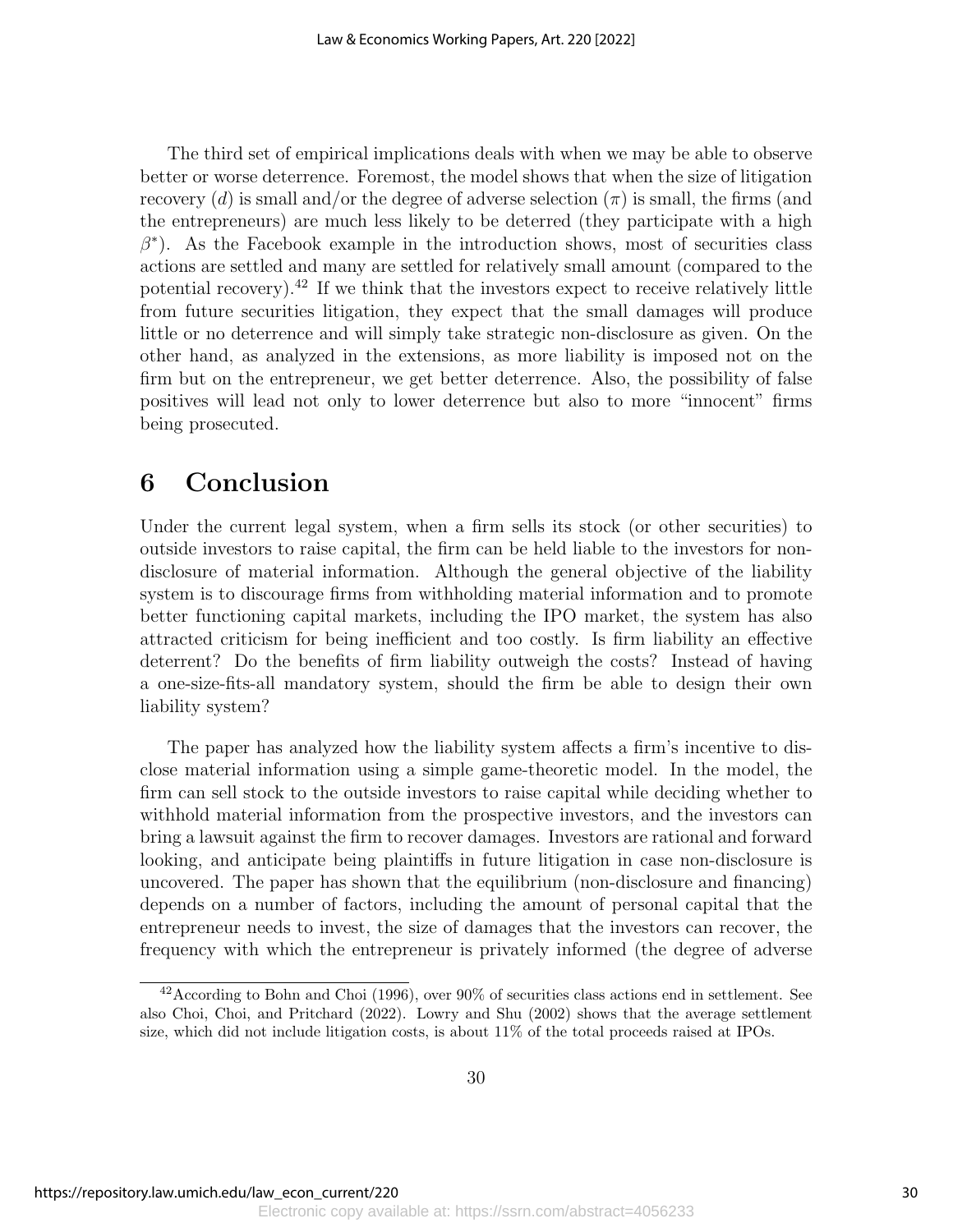The third set of empirical implications deals with when we may be able to observe better or worse deterrence. Foremost, the model shows that when the size of litigation recovery ($d$) is small and/or the degree of adverse selection ($\pi$) is small, the firms (and the entrepreneurs) are much less likely to be deterred (they participate with a high $\beta^*$). As the Facebook example in the introduction shows, most of securities class actions are settled and many are settled for relatively small amount (compared to the potential recovery).[42] If we think that the investors expect to receive relatively little from future securities litigation, they expect that the small damages will produce little or no deterrence and will simply take strategic non-disclosure as given. On the other hand, as analyzed in the extensions, as more liability is imposed not on the firm but on the entrepreneur, we get better deterrence. Also, the possibility of false positives will lead not only to lower deterrence but also to more "innocent" firms being prosecuted.

# 6 Conclusion

Under the current legal system, when a firm sells its stock (or other securities) to outside investors to raise capital, the firm can be held liable to the investors for non-disclosure of material information. Although the general objective of the liability system is to discourage firms from withholding material information and to promote better functioning capital markets, including the IPO market, the system has also attracted criticism for being inefficient and too costly. Is firm liability an effective deterrent? Do the benefits of firm liability outweigh the costs? Instead of having a one-size-fits-all mandatory system, should the firm be able to design their own liability system?

The paper has analyzed how the liability system affects a firm's incentive to disclose material information using a simple game-theoretic model. In the model, the firm can sell stock to the outside investors to raise capital while deciding whether to withhold material information from the prospective investors, and the investors can bring a lawsuit against the firm to recover damages. Investors are rational and forward looking, and anticipate being plaintiffs in future litigation in case non-disclosure is uncovered. The paper has shown that the equilibrium (non-disclosure and financing) depends on a number of factors, including the amount of personal capital that the entrepreneur needs to invest, the size of damages that the investors can recover, the frequency with which the entrepreneur is privately informed (the degree of adverse

---

[42] According to Bohn and Choi (1996), over 90% of securities class actions end in settlement. See also Choi, Choi, and Pritchard (2022). Lowry and Shu (2002) shows that the average settlement size, which did not include litigation costs, is about 11% of the total proceeds raised at IPOs.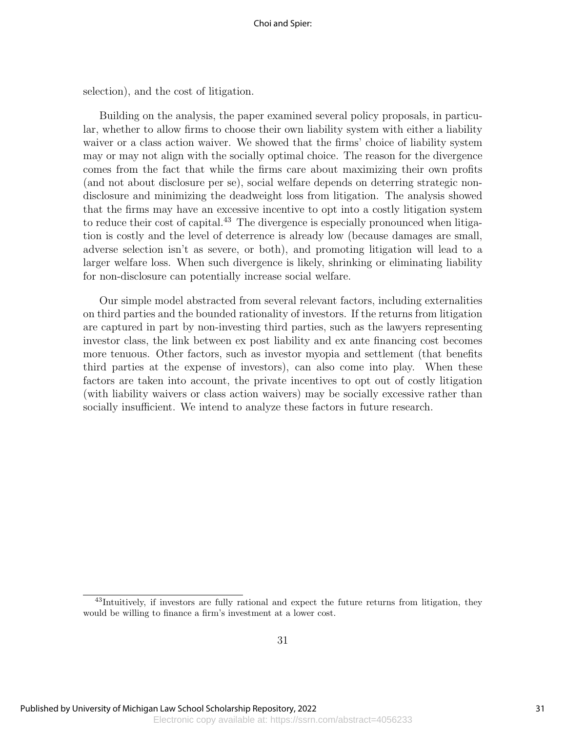selection), and the cost of litigation.

Building on the analysis, the paper examined several policy proposals, in particular, whether to allow firms to choose their own liability system with either a liability waiver or a class action waiver. We showed that the firms' choice of liability system may or may not align with the socially optimal choice. The reason for the divergence comes from the fact that while the firms care about maximizing their own profits (and not about disclosure per se), social welfare depends on deterring strategic non-disclosure and minimizing the deadweight loss from litigation. The analysis showed that the firms may have an excessive incentive to opt into a costly litigation system to reduce their cost of capital.[43] The divergence is especially pronounced when litigation is costly and the level of deterrence is already low (because damages are small, adverse selection isn't as severe, or both), and promoting litigation will lead to a larger welfare loss. When such divergence is likely, shrinking or eliminating liability for non-disclosure can potentially increase social welfare.

Our simple model abstracted from several relevant factors, including externalities on third parties and the bounded rationality of investors. If the returns from litigation are captured in part by non-investing third parties, such as the lawyers representing investor class, the link between ex post liability and ex ante financing cost becomes more tenuous. Other factors, such as investor myopia and settlement (that benefits third parties at the expense of investors), can also come into play. When these factors are taken into account, the private incentives to opt out of costly litigation (with liability waivers or class action waivers) may be socially excessive rather than socially insufficient. We intend to analyze these factors in future research.

[43] Intuitively, if investors are fully rational and expect the future returns from litigation, they would be willing to finance a firm's investment at a lower cost.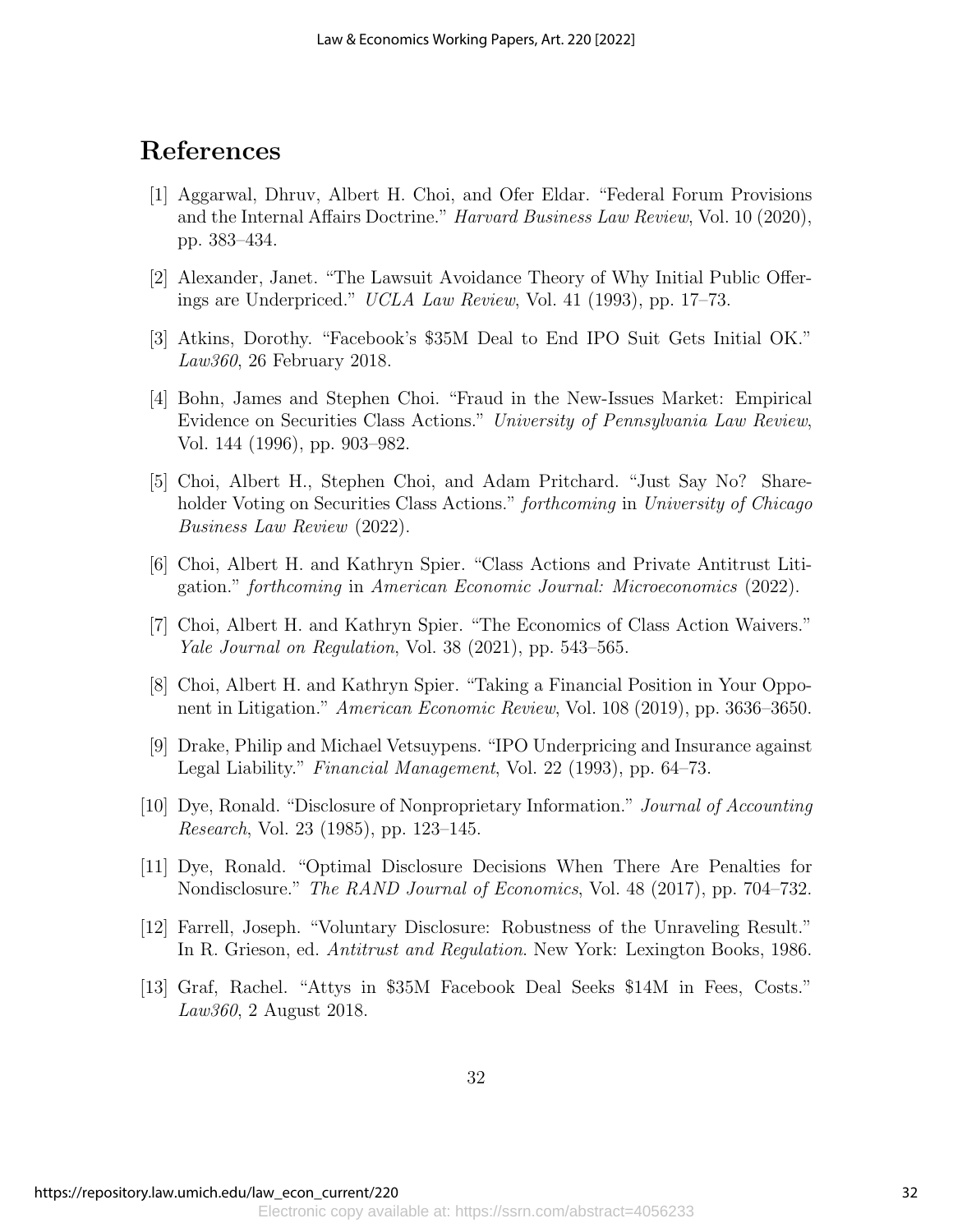## References

[1] Aggarwal, Dhruv, Albert H. Choi, and Ofer Eldar. "Federal Forum Provisions and the Internal Affairs Doctrine." *Harvard Business Law Review*, Vol. 10 (2020), pp. 383–434.

[2] Alexander, Janet. "The Lawsuit Avoidance Theory of Why Initial Public Offerings are Underpriced." *UCLA Law Review*, Vol. 41 (1993), pp. 17–73.

[3] Atkins, Dorothy. "Facebook's $35M Deal to End IPO Suit Gets Initial OK." *Law360*, 26 February 2018.

[4] Bohn, James and Stephen Choi. "Fraud in the New-Issues Market: Empirical Evidence on Securities Class Actions." *University of Pennsylvania Law Review*, Vol. 144 (1996), pp. 903–982.

[5] Choi, Albert H., Stephen Choi, and Adam Pritchard. "Just Say No? Shareholder Voting on Securities Class Actions." *forthcoming* in *University of Chicago Business Law Review* (2022).

[6] Choi, Albert H. and Kathryn Spier. "Class Actions and Private Antitrust Litigation." *forthcoming* in *American Economic Journal: Microeconomics* (2022).

[7] Choi, Albert H. and Kathryn Spier. "The Economics of Class Action Waivers." *Yale Journal on Regulation*, Vol. 38 (2021), pp. 543–565.

[8] Choi, Albert H. and Kathryn Spier. "Taking a Financial Position in Your Opponent in Litigation." *American Economic Review*, Vol. 108 (2019), pp. 3636–3650.

[9] Drake, Philip and Michael Vetsuypens. "IPO Underpricing and Insurance against Legal Liability." *Financial Management*, Vol. 22 (1993), pp. 64–73.

[10] Dye, Ronald. "Disclosure of Nonproprietary Information." *Journal of Accounting Research*, Vol. 23 (1985), pp. 123–145.

[11] Dye, Ronald. "Optimal Disclosure Decisions When There Are Penalties for Nondisclosure." *The RAND Journal of Economics*, Vol. 48 (2017), pp. 704–732.

[12] Farrell, Joseph. "Voluntary Disclosure: Robustness of the Unraveling Result." In R. Grieson, ed. *Antitrust and Regulation*. New York: Lexington Books, 1986.

[13] Graf, Rachel. "Attys in $35M Facebook Deal Seeks $14M in Fees, Costs." *Law360*, 2 August 2018.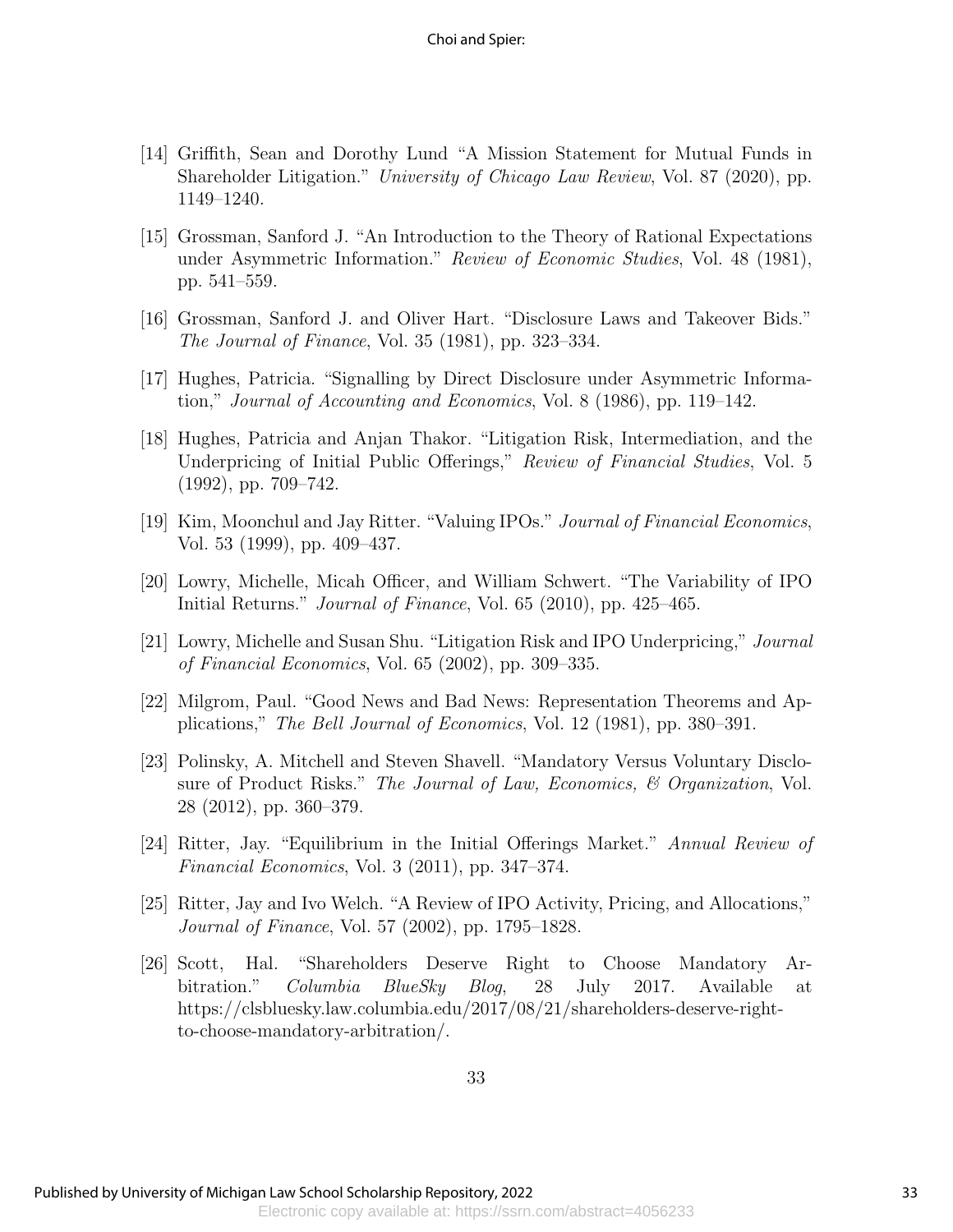[14] Griffith, Sean and Dorothy Lund "A Mission Statement for Mutual Funds in Shareholder Litigation." *University of Chicago Law Review*, Vol. 87 (2020), pp. 1149–1240.

[15] Grossman, Sanford J. "An Introduction to the Theory of Rational Expectations under Asymmetric Information." *Review of Economic Studies*, Vol. 48 (1981), pp. 541–559.

[16] Grossman, Sanford J. and Oliver Hart. "Disclosure Laws and Takeover Bids." *The Journal of Finance*, Vol. 35 (1981), pp. 323–334.

[17] Hughes, Patricia. "Signalling by Direct Disclosure under Asymmetric Information," *Journal of Accounting and Economics*, Vol. 8 (1986), pp. 119–142.

[18] Hughes, Patricia and Anjan Thakor. "Litigation Risk, Intermediation, and the Underpricing of Initial Public Offerings," *Review of Financial Studies*, Vol. 5 (1992), pp. 709–742.

[19] Kim, Moonchul and Jay Ritter. "Valuing IPOs." *Journal of Financial Economics*, Vol. 53 (1999), pp. 409–437.

[20] Lowry, Michelle, Micah Officer, and William Schwert. "The Variability of IPO Initial Returns." *Journal of Finance*, Vol. 65 (2010), pp. 425–465.

[21] Lowry, Michelle and Susan Shu. "Litigation Risk and IPO Underpricing," *Journal of Financial Economics*, Vol. 65 (2002), pp. 309–335.

[22] Milgrom, Paul. "Good News and Bad News: Representation Theorems and Applications," *The Bell Journal of Economics*, Vol. 12 (1981), pp. 380–391.

[23] Polinsky, A. Mitchell and Steven Shavell. "Mandatory Versus Voluntary Disclosure of Product Risks." *The Journal of Law, Economics, & Organization*, Vol. 28 (2012), pp. 360–379.

[24] Ritter, Jay. "Equilibrium in the Initial Offerings Market." *Annual Review of Financial Economics*, Vol. 3 (2011), pp. 347–374.

[25] Ritter, Jay and Ivo Welch. "A Review of IPO Activity, Pricing, and Allocations," *Journal of Finance*, Vol. 57 (2002), pp. 1795–1828.

[26] Scott, Hal. "Shareholders Deserve Right to Choose Mandatory Arbitration." *Columbia BlueSky Blog*, 28 July 2017. Available at https://clsbluesky.law.columbia.edu/2017/08/21/shareholders-deserve-right-to-choose-mandatory-arbitration/.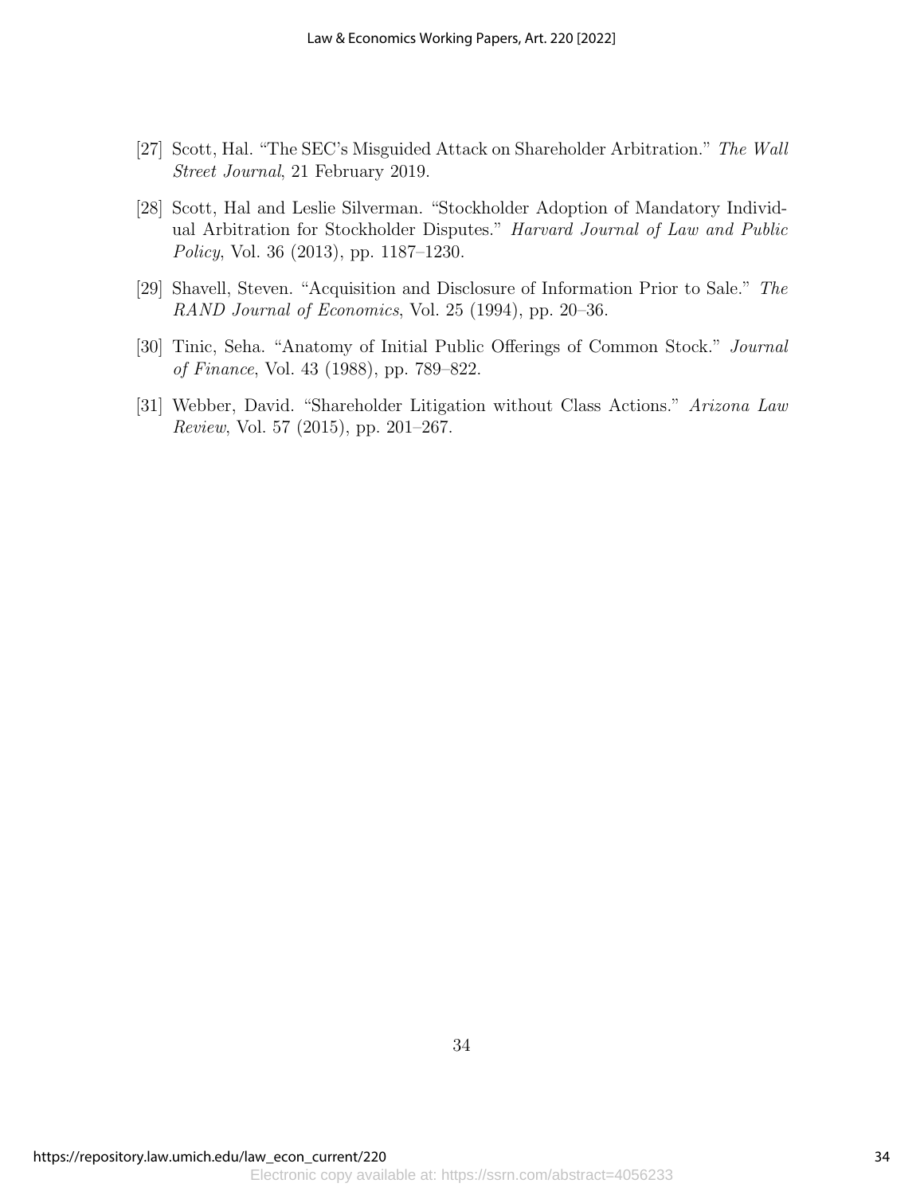[27] Scott, Hal. "The SEC's Misguided Attack on Shareholder Arbitration." *The Wall Street Journal*, 21 February 2019.

[28] Scott, Hal and Leslie Silverman. "Stockholder Adoption of Mandatory Individual Arbitration for Stockholder Disputes." *Harvard Journal of Law and Public Policy*, Vol. 36 (2013), pp. 1187–1230.

[29] Shavell, Steven. "Acquisition and Disclosure of Information Prior to Sale." *The RAND Journal of Economics*, Vol. 25 (1994), pp. 20–36.

[30] Tinic, Seha. "Anatomy of Initial Public Offerings of Common Stock." *Journal of Finance*, Vol. 43 (1988), pp. 789–822.

[31] Webber, David. "Shareholder Litigation without Class Actions." *Arizona Law Review*, Vol. 57 (2015), pp. 201–267.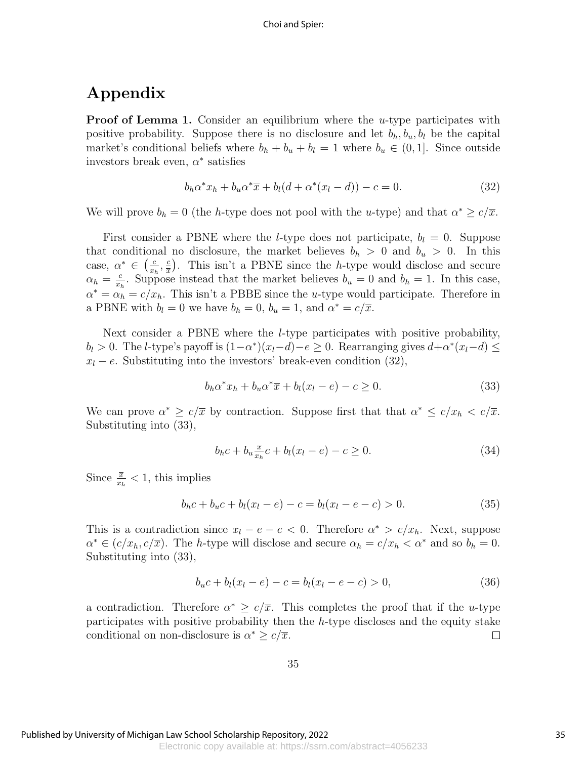# Appendix

**Proof of Lemma 1.** Consider an equilibrium where the $u$-type participates with positive probability. Suppose there is no disclosure and let $b_h, b_u, b_l$ be the capital market's conditional beliefs where $b_h + b_u + b_l = 1$ where $b_u \in (0, 1]$. Since outside investors break even, $\alpha^*$ satisfies

$$b_h \alpha^* x_h + b_u \alpha^* \overline{x} + b_l(d + \alpha^*(x_l - d)) - c = 0. \tag{32}$$

We will prove $b_h = 0$ (the $h$-type does not pool with the $u$-type) and that $\alpha^* \geq c/\overline{x}$.

First consider a PBNE where the $l$-type does not participate, $b_l = 0$. Suppose that conditional no disclosure, the market believes $b_h > 0$ and $b_u > 0$. In this case, $\alpha^* \in \left(\frac{c}{x_h}, \frac{c}{\overline{x}}\right)$. This isn't a PBNE since the $h$-type would disclose and secure $\alpha_h = \frac{c}{x_h}$. Suppose instead that the market believes $b_u = 0$ and $b_h = 1$. In this case, $\alpha^* = \alpha_h = c/x_h$. This isn't a PBBE since the $u$-type would participate. Therefore in a PBNE with $b_l = 0$ we have $b_h = 0$, $b_u = 1$, and $\alpha^* = c/\overline{x}$.

Next consider a PBNE where the $l$-type participates with positive probability, $b_l > 0$. The $l$-type's payoff is $(1-\alpha^*)(x_l - d) - e \geq 0$. Rearranging gives $d + \alpha^*(x_l - d) \leq x_l - e$. Substituting into the investors' break-even condition (32),

$$b_h \alpha^* x_h + b_u \alpha^* \overline{x} + b_l(x_l - e) - c \geq 0. \tag{33}$$

We can prove $\alpha^* \geq c/\overline{x}$ by contraction. Suppose first that that $\alpha^* \leq c/x_h < c/\overline{x}$. Substituting into (33),

$$b_h c + b_u \tfrac{\overline{x}}{x_h} c + b_l(x_l - e) - c \geq 0. \tag{34}$$

Since $\frac{\overline{x}}{x_h} < 1$, this implies

$$b_h c + b_u c + b_l(x_l - e) - c = b_l(x_l - e - c) > 0. \tag{35}$$

This is a contradiction since $x_l - e - c < 0$. Therefore $\alpha^* > c/x_h$. Next, suppose $\alpha^* \in (c/x_h, c/\overline{x})$. The $h$-type will disclose and secure $\alpha_h = c/x_h < \alpha^*$ and so $b_h = 0$. Substituting into (33),

$$b_u c + b_l(x_l - e) - c = b_l(x_l - e - c) > 0, \tag{36}$$

a contradiction. Therefore $\alpha^* \geq c/\overline{x}$. This completes the proof that if the $u$-type participates with positive probability then the $h$-type discloses and the equity stake conditional on non-disclosure is $\alpha^* \geq c/\overline{x}$. □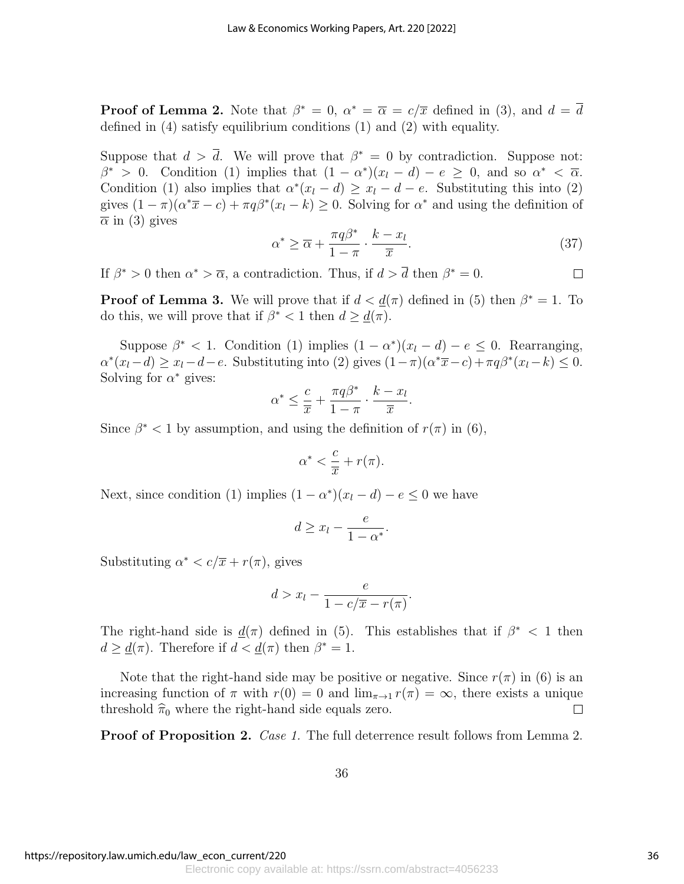**Proof of Lemma 2.** Note that $\beta^* = 0$, $\alpha^* = \overline{\alpha} = c/\overline{x}$ defined in (3), and $d = \overline{d}$ defined in (4) satisfy equilibrium conditions (1) and (2) with equality.

Suppose that $d > \overline{d}$. We will prove that $\beta^* = 0$ by contradiction. Suppose not: $\beta^* > 0$. Condition (1) implies that $(1 - \alpha^*)(x_l - d) - e \geq 0$, and so $\alpha^* < \overline{\alpha}$. Condition (1) also implies that $\alpha^*(x_l - d) \geq x_l - d - e$. Substituting this into (2) gives $(1 - \pi)(\alpha^* \overline{x} - c) + \pi q \beta^*(x_l - k) \geq 0$. Solving for $\alpha^*$ and using the definition of $\overline{\alpha}$ in (3) gives

$$\alpha^* \geq \overline{\alpha} + \frac{\pi q \beta^*}{1 - \pi} \cdot \frac{k - x_l}{\overline{x}}. \tag{37}$$

If $\beta^* > 0$ then $\alpha^* > \overline{\alpha}$, a contradiction. Thus, if $d > \overline{d}$ then $\beta^* = 0$. □

**Proof of Lemma 3.** We will prove that if $d < \underline{d}(\pi)$ defined in (5) then $\beta^* = 1$. To do this, we will prove that if $\beta^* < 1$ then $d \geq \underline{d}(\pi)$.

Suppose $\beta^* < 1$. Condition (1) implies $(1 - \alpha^*)(x_l - d) - e \leq 0$. Rearranging, $\alpha^*(x_l - d) \geq x_l - d - e$. Substituting into (2) gives $(1 - \pi)(\alpha^* \overline{x} - c) + \pi q \beta^*(x_l - k) \leq 0$. Solving for $\alpha^*$ gives:

$$\alpha^* \leq \frac{c}{\overline{x}} + \frac{\pi q \beta^*}{1 - \pi} \cdot \frac{k - x_l}{\overline{x}}.$$

Since $\beta^* < 1$ by assumption, and using the definition of $r(\pi)$ in (6),

$$\alpha^* < \frac{c}{\overline{x}} + r(\pi).$$

Next, since condition (1) implies $(1 - \alpha^*)(x_l - d) - e \leq 0$ we have

$$d \geq x_l - \frac{e}{1 - \alpha^*}.$$

Substituting $\alpha^* < c/\overline{x} + r(\pi)$, gives

$$d > x_l - \frac{e}{1 - c/\overline{x} - r(\pi)}.$$

The right-hand side is $\underline{d}(\pi)$ defined in (5). This establishes that if $\beta^* < 1$ then $d \geq \underline{d}(\pi)$. Therefore if $d < \underline{d}(\pi)$ then $\beta^* = 1$.

Note that the right-hand side may be positive or negative. Since $r(\pi)$ in (6) is an increasing function of $\pi$ with $r(0) = 0$ and $\lim_{\pi \to 1} r(\pi) = \infty$, there exists a unique threshold $\widehat{\pi}_0$ where the right-hand side equals zero. □

**Proof of Proposition 2.** *Case 1.* The full deterrence result follows from Lemma 2.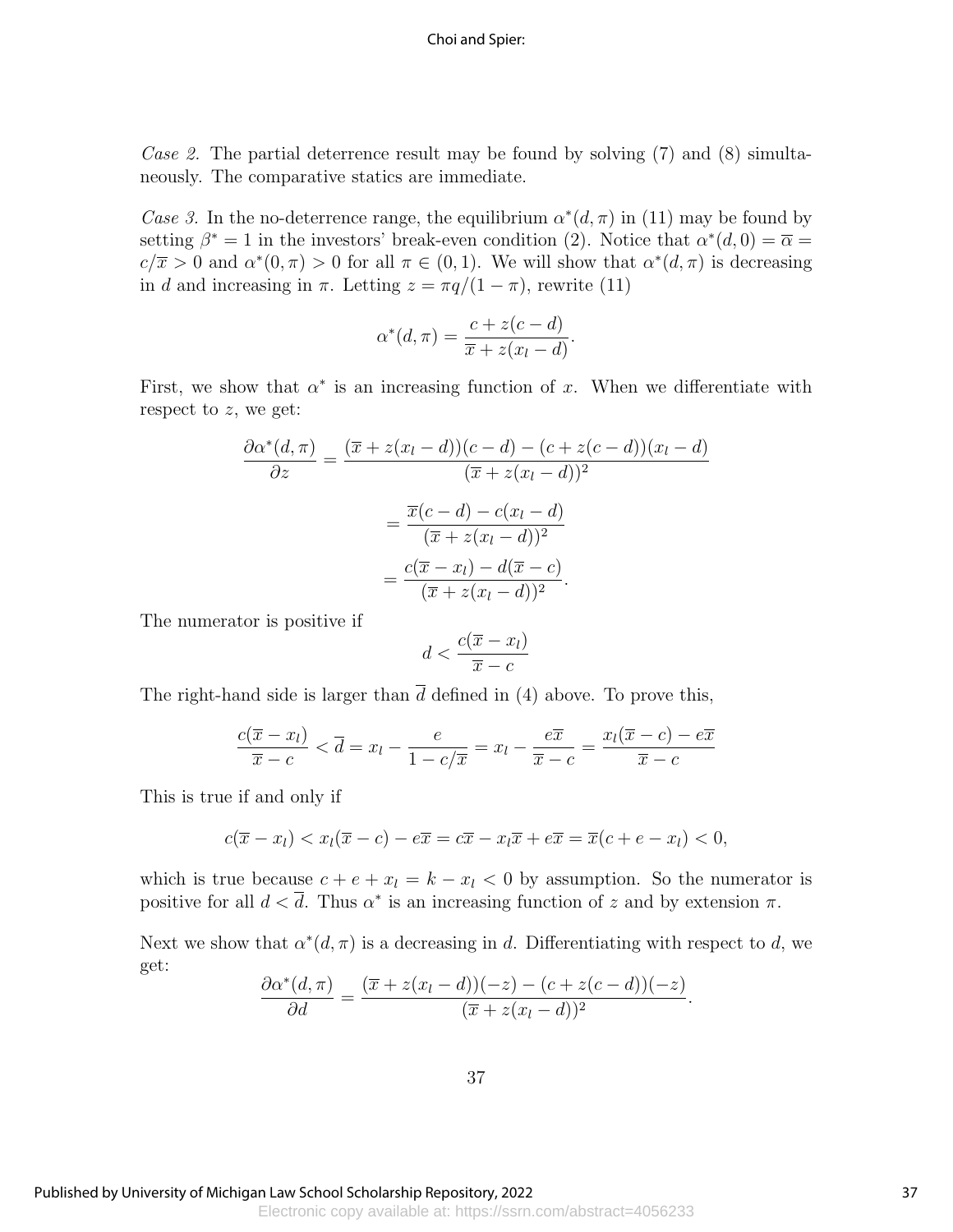*Case 2.* The partial deterrence result may be found by solving (7) and (8) simultaneously. The comparative statics are immediate.

*Case 3.* In the no-deterrence range, the equilibrium $\alpha^*(d, \pi)$ in (11) may be found by setting $\beta^* = 1$ in the investors' break-even condition (2). Notice that $\alpha^*(d, 0) = \overline{\alpha} = c/\overline{x} > 0$ and $\alpha^*(0, \pi) > 0$ for all $\pi \in (0, 1)$. We will show that $\alpha^*(d, \pi)$ is decreasing in $d$ and increasing in $\pi$. Letting $z = \pi q/(1 - \pi)$, rewrite (11)

$$\alpha^*(d, \pi) = \frac{c + z(c - d)}{\overline{x} + z(x_l - d)}.$$

First, we show that $\alpha^*$ is an increasing function of $x$. When we differentiate with respect to $z$, we get:

$$\frac{\partial \alpha^*(d, \pi)}{\partial z} = \frac{(\overline{x} + z(x_l - d))(c - d) - (c + z(c - d))(x_l - d)}{(\overline{x} + z(x_l - d))^2}$$

$$= \frac{\overline{x}(c - d) - c(x_l - d)}{(\overline{x} + z(x_l - d))^2}$$

$$= \frac{c(\overline{x} - x_l) - d(\overline{x} - c)}{(\overline{x} + z(x_l - d))^2}.$$

The numerator is positive if

$$d < \frac{c(\overline{x} - x_l)}{\overline{x} - c}$$

The right-hand side is larger than $\overline{d}$ defined in (4) above. To prove this,

$$\frac{c(\overline{x} - x_l)}{\overline{x} - c} < \overline{d} = x_l - \frac{e}{1 - c/\overline{x}} = x_l - \frac{e\overline{x}}{\overline{x} - c} = \frac{x_l(\overline{x} - c) - e\overline{x}}{\overline{x} - c}$$

This is true if and only if

$$c(\overline{x} - x_l) < x_l(\overline{x} - c) - e\overline{x} = c\overline{x} - x_l\overline{x} + e\overline{x} = \overline{x}(c + e - x_l) < 0,$$

which is true because $c + e + x_l = k - x_l < 0$ by assumption. So the numerator is positive for all $d < \overline{d}$. Thus $\alpha^*$ is an increasing function of $z$ and by extension $\pi$.

Next we show that $\alpha^*(d, \pi)$ is a decreasing in $d$. Differentiating with respect to $d$, we get:

$$\frac{\partial \alpha^*(d, \pi)}{\partial d} = \frac{(\overline{x} + z(x_l - d))(-z) - (c + z(c - d))(-z)}{(\overline{x} + z(x_l - d))^2}.$$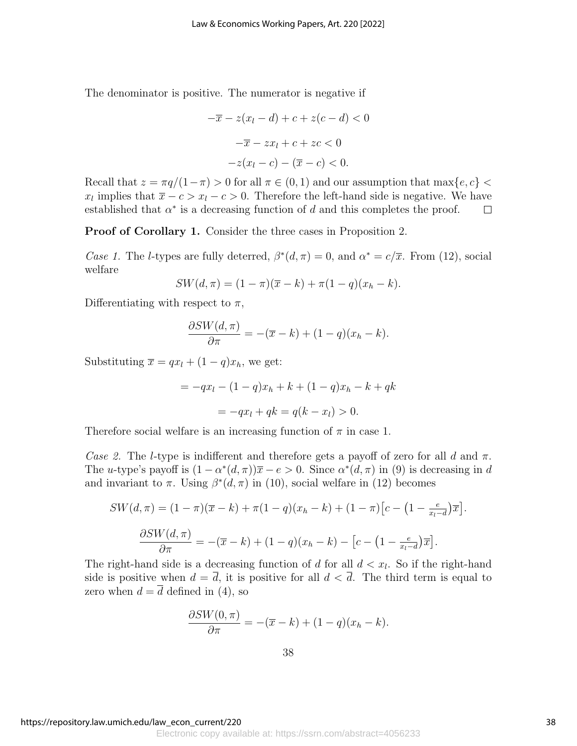The denominator is positive. The numerator is negative if

$$-\overline{x} - z(x_l - d) + c + z(c - d) < 0$$

$$-\overline{x} - zx_l + c + zc < 0$$

$$-z(x_l - c) - (\overline{x} - c) < 0.$$

Recall that $z = \pi q/(1-\pi) > 0$ for all $\pi \in (0, 1)$ and our assumption that $\max\{e, c\} < x_l$ implies that $\overline{x} - c > x_l - c > 0$. Therefore the left-hand side is negative. We have established that $\alpha^*$ is a decreasing function of $d$ and this completes the proof. $\square$

**Proof of Corollary 1.** Consider the three cases in Proposition 2.

*Case 1.* The $l$-types are fully deterred, $\beta^*(d, \pi) = 0$, and $\alpha^* = c/\overline{x}$. From (12), social welfare

$$SW(d, \pi) = (1 - \pi)(\overline{x} - k) + \pi(1 - q)(x_h - k).$$

Differentiating with respect to $\pi$,

$$\frac{\partial SW(d, \pi)}{\partial \pi} = -(\overline{x} - k) + (1 - q)(x_h - k).$$

Substituting $\overline{x} = qx_l + (1 - q)x_h$, we get:

$$= -qx_l - (1 - q)x_h + k + (1 - q)x_h - k + qk$$

$$= -qx_l + qk = q(k - x_l) > 0.$$

Therefore social welfare is an increasing function of $\pi$ in case 1.

*Case 2.* The $l$-type is indifferent and therefore gets a payoff of zero for all $d$ and $\pi$. The $u$-type's payoff is $(1 - \alpha^*(d, \pi))\overline{x} - e > 0$. Since $\alpha^*(d, \pi)$ in (9) is decreasing in $d$ and invariant to $\pi$. Using $\beta^*(d, \pi)$ in (10), social welfare in (12) becomes

$$SW(d, \pi) = (1 - \pi)(\overline{x} - k) + \pi(1 - q)(x_h - k) + (1 - \pi)\big[c - \big(1 - \tfrac{e}{x_l - d}\big)\overline{x}\big].$$

$$\frac{\partial SW(d, \pi)}{\partial \pi} = -(\overline{x} - k) + (1 - q)(x_h - k) - \big[c - \big(1 - \tfrac{e}{x_l - d}\big)\overline{x}\big].$$

The right-hand side is a decreasing function of $d$ for all $d < x_l$. So if the right-hand side is positive when $d = \overline{d}$, it is positive for all $d < \overline{d}$. The third term is equal to zero when $d = \overline{d}$ defined in (4), so

$$\frac{\partial SW(0, \pi)}{\partial \pi} = -(\overline{x} - k) + (1 - q)(x_h - k).$$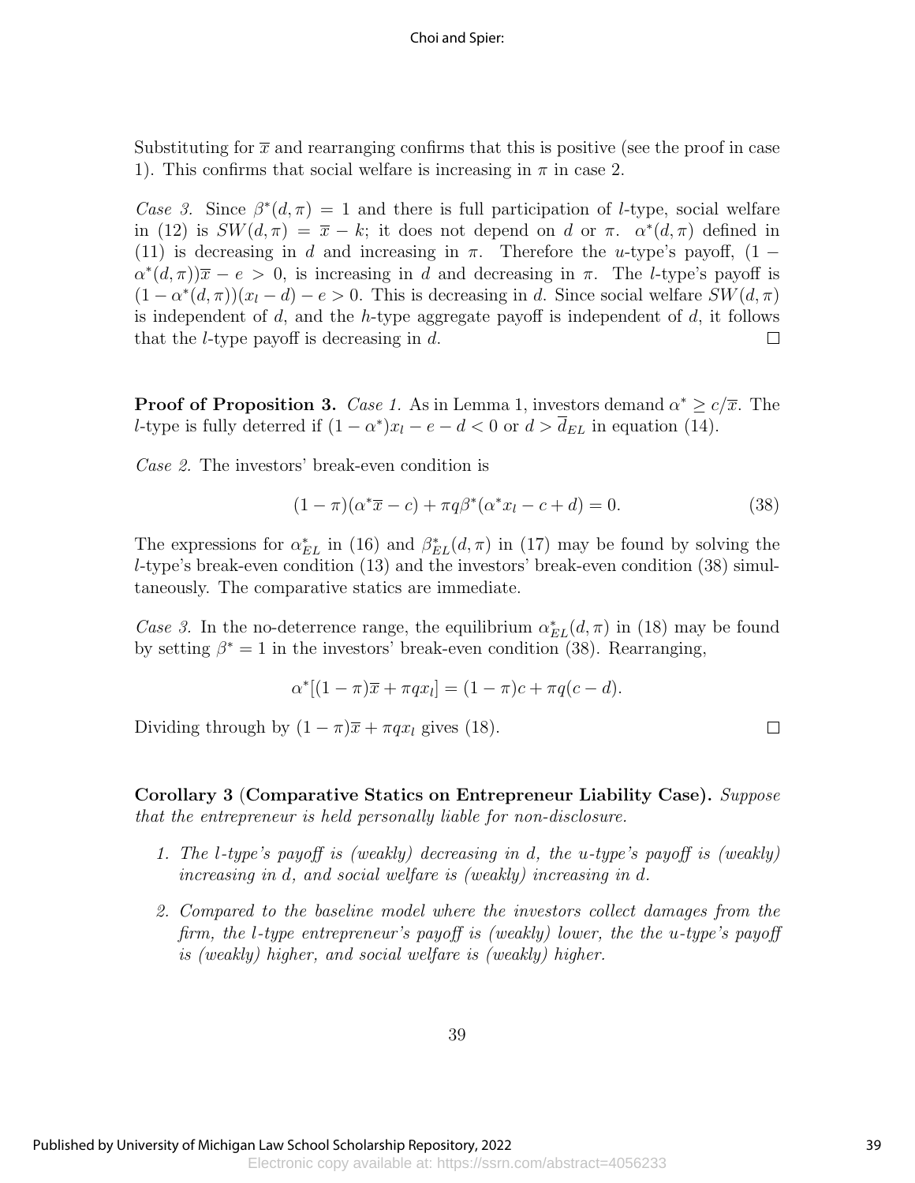Substituting for $\overline{x}$ and rearranging confirms that this is positive (see the proof in case 1). This confirms that social welfare is increasing in $\pi$ in case 2.

*Case 3.* Since $\beta^*(d,\pi) = 1$ and there is full participation of $l$-type, social welfare in (12) is $SW(d,\pi) = \overline{x} - k$; it does not depend on $d$ or $\pi$. $\alpha^*(d,\pi)$ defined in (11) is decreasing in $d$ and increasing in $\pi$. Therefore the $u$-type's payoff, $(1 - \alpha^*(d,\pi))\overline{x} - e > 0$, is increasing in $d$ and decreasing in $\pi$. The $l$-type's payoff is $(1 - \alpha^*(d,\pi))(x_l - d) - e > 0$. This is decreasing in $d$. Since social welfare $SW(d,\pi)$ is independent of $d$, and the $h$-type aggregate payoff is independent of $d$, it follows that the $l$-type payoff is decreasing in $d$. □

**Proof of Proposition 3.** *Case 1.* As in Lemma 1, investors demand $\alpha^* \geq c/\overline{x}$. The $l$-type is fully deterred if $(1 - \alpha^*)x_l - e - d < 0$ or $d > \overline{d}_{EL}$ in equation (14).

*Case 2.* The investors' break-even condition is

$$(1 - \pi)(\alpha^*\overline{x} - c) + \pi q \beta^*(\alpha^* x_l - c + d) = 0. \tag{38}$$

The expressions for $\alpha^*_{EL}$ in (16) and $\beta^*_{EL}(d,\pi)$ in (17) may be found by solving the $l$-type's break-even condition (13) and the investors' break-even condition (38) simultaneously. The comparative statics are immediate.

*Case 3.* In the no-deterrence range, the equilibrium $\alpha^*_{EL}(d,\pi)$ in (18) may be found by setting $\beta^* = 1$ in the investors' break-even condition (38). Rearranging,

$$\alpha^*[(1 - \pi)\overline{x} + \pi q x_l] = (1 - \pi)c + \pi q(c - d).$$

Dividing through by $(1 - \pi)\overline{x} + \pi q x_l$ gives (18). □

**Corollary 3 (Comparative Statics on Entrepreneur Liability Case).** *Suppose that the entrepreneur is held personally liable for non-disclosure.*

1. *The $l$-type's payoff is (weakly) decreasing in $d$, the $u$-type's payoff is (weakly) increasing in $d$, and social welfare is (weakly) increasing in $d$.*
2. *Compared to the baseline model where the investors collect damages from the firm, the $l$-type entrepreneur's payoff is (weakly) lower, the the $u$-type's payoff is (weakly) higher, and social welfare is (weakly) higher.*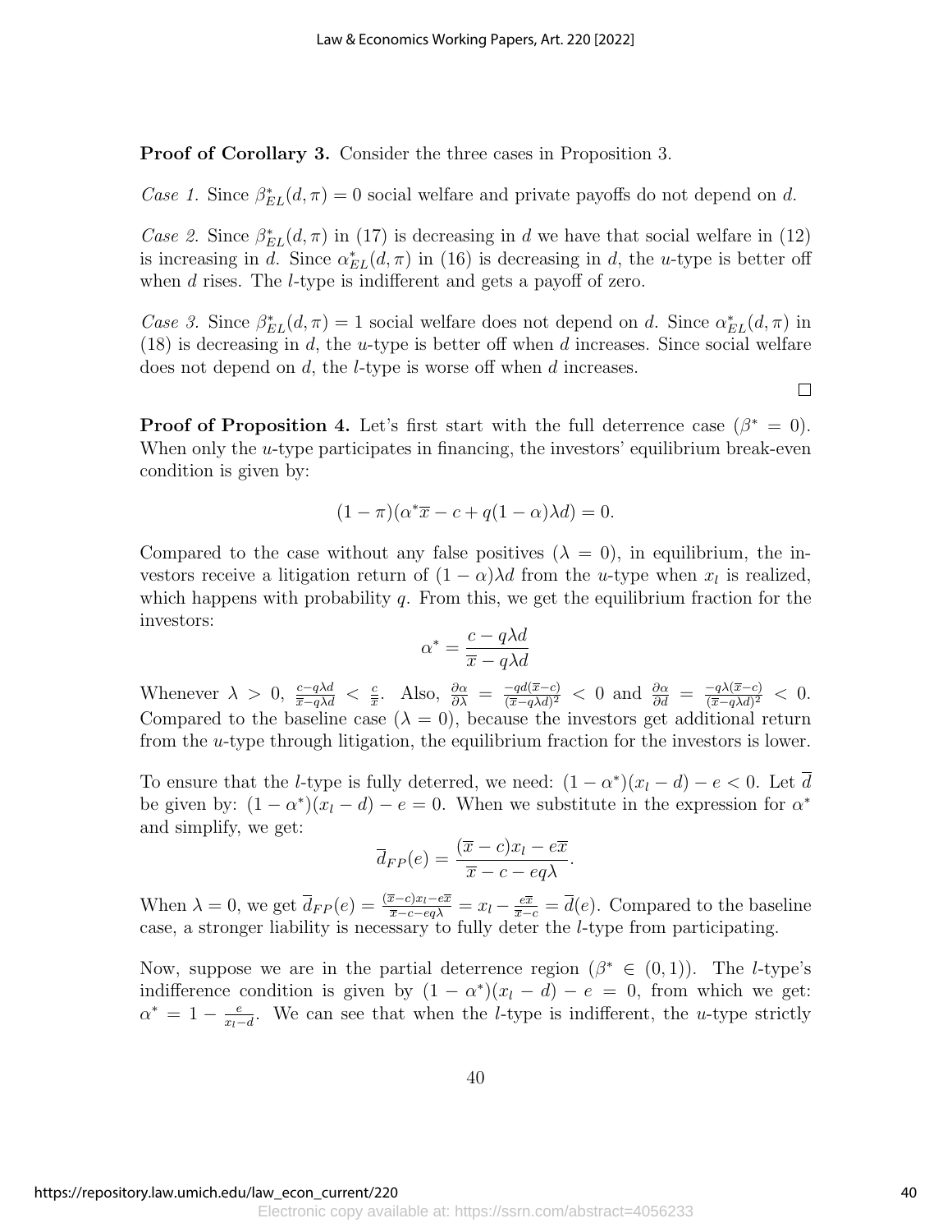**Proof of Corollary 3.** Consider the three cases in Proposition 3.

*Case 1.* Since $\beta^*_{EL}(d, \pi) = 0$ social welfare and private payoffs do not depend on $d$.

*Case 2.* Since $\beta^*_{EL}(d, \pi)$ in (17) is decreasing in $d$ we have that social welfare in (12) is increasing in $d$. Since $\alpha^*_{EL}(d, \pi)$ in (16) is decreasing in $d$, the $u$-type is better off when $d$ rises. The $l$-type is indifferent and gets a payoff of zero.

*Case 3.* Since $\beta^*_{EL}(d, \pi) = 1$ social welfare does not depend on $d$. Since $\alpha^*_{EL}(d, \pi)$ in (18) is decreasing in $d$, the $u$-type is better off when $d$ increases. Since social welfare does not depend on $d$, the $l$-type is worse off when $d$ increases.

□

**Proof of Proposition 4.** Let's first start with the full deterrence case ($\beta^* = 0$). When only the $u$-type participates in financing, the investors' equilibrium break-even condition is given by:

$$(1 - \pi)(\alpha^* \overline{x} - c + q(1 - \alpha)\lambda d) = 0.$$

Compared to the case without any false positives ($\lambda = 0$), in equilibrium, the investors receive a litigation return of $(1 - \alpha)\lambda d$ from the $u$-type when $x_l$ is realized, which happens with probability $q$. From this, we get the equilibrium fraction for the investors:

$$\alpha^* = \frac{c - q\lambda d}{\overline{x} - q\lambda d}$$

Whenever $\lambda > 0$, $\frac{c - q\lambda d}{\overline{x} - q\lambda d} < \frac{c}{\overline{x}}$. Also, $\frac{\partial \alpha}{\partial \lambda} = \frac{-qd(\overline{x} - c)}{(\overline{x} - q\lambda d)^2} < 0$ and $\frac{\partial \alpha}{\partial d} = \frac{-q\lambda(\overline{x} - c)}{(\overline{x} - q\lambda d)^2} < 0$. Compared to the baseline case ($\lambda = 0$), because the investors get additional return from the $u$-type through litigation, the equilibrium fraction for the investors is lower.

To ensure that the $l$-type is fully deterred, we need: $(1 - \alpha^*)(x_l - d) - e < 0$. Let $\overline{d}$ be given by: $(1 - \alpha^*)(x_l - d) - e = 0$. When we substitute in the expression for $\alpha^*$ and simplify, we get:

$$\overline{d}_{FP}(e) = \frac{(\overline{x} - c)x_l - e\overline{x}}{\overline{x} - c - eq\lambda}.$$

When $\lambda = 0$, we get $\overline{d}_{FP}(e) = \frac{(\overline{x} - c)x_l - e\overline{x}}{\overline{x} - c - eq\lambda} = x_l - \frac{e\overline{x}}{\overline{x} - c} = \overline{d}(e)$. Compared to the baseline case, a stronger liability is necessary to fully deter the $l$-type from participating.

Now, suppose we are in the partial deterrence region ($\beta^* \in (0, 1)$). The $l$-type's indifference condition is given by $(1 - \alpha^*)(x_l - d) - e = 0$, from which we get: $\alpha^* = 1 - \frac{e}{x_l - d}$. We can see that when the $l$-type is indifferent, the $u$-type strictly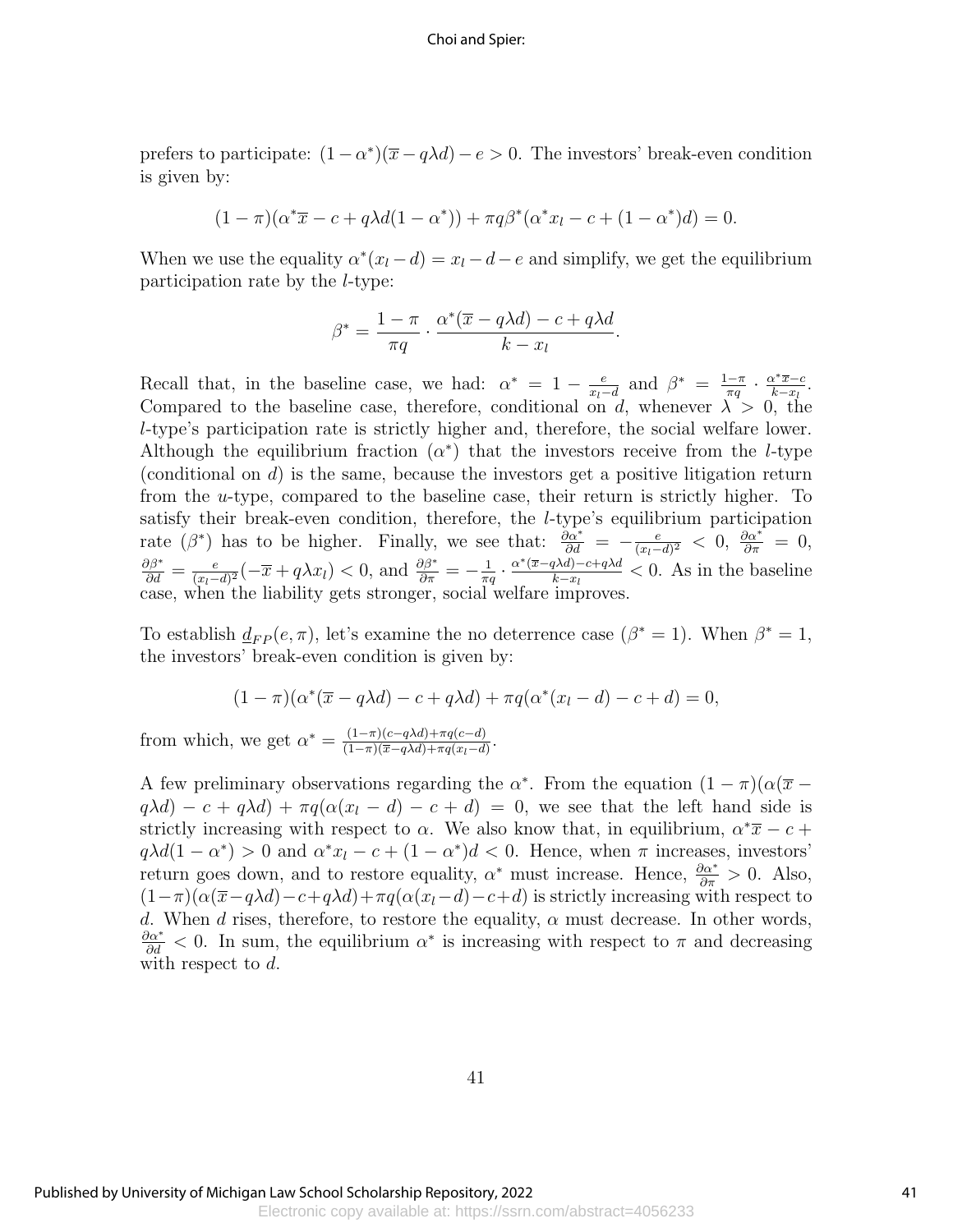prefers to participate: $(1-\alpha^*)(\overline{x}-q\lambda d)-e>0$. The investors' break-even condition is given by:

$$(1-\pi)(\alpha^*\overline{x}-c+q\lambda d(1-\alpha^*))+\pi q\beta^*(\alpha^* x_l - c+(1-\alpha^*)d)=0.$$

When we use the equality $\alpha^*(x_l-d)=x_l-d-e$ and simplify, we get the equilibrium participation rate by the $l$-type:

$$\beta^*=\frac{1-\pi}{\pi q}\cdot\frac{\alpha^*(\overline{x}-q\lambda d)-c+q\lambda d}{k-x_l}.$$

Recall that, in the baseline case, we had: $\alpha^*=1-\frac{e}{x_l-d}$ and $\beta^*=\frac{1-\pi}{\pi q}\cdot\frac{\alpha^*\overline{x}-c}{k-x_l}$. Compared to the baseline case, therefore, conditional on $d$, whenever $\lambda>0$, the $l$-type's participation rate is strictly higher and, therefore, the social welfare lower. Although the equilibrium fraction ($\alpha^*$) that the investors receive from the $l$-type (conditional on $d$) is the same, because the investors get a positive litigation return from the $u$-type, compared to the baseline case, their return is strictly higher. To satisfy their break-even condition, therefore, the $l$-type's equilibrium participation rate ($\beta^*$) has to be higher. Finally, we see that: $\frac{\partial\alpha^*}{\partial d}=-\frac{e}{(x_l-d)^2}<0$, $\frac{\partial\alpha^*}{\partial\pi}=0$, $\frac{\partial\beta^*}{\partial d}=\frac{e}{(x_l-d)^2}(-\overline{x}+q\lambda x_l)<0$, and $\frac{\partial\beta^*}{\partial\pi}=-\frac{1}{\pi q}\cdot\frac{\alpha^*(\overline{x}-q\lambda d)-c+q\lambda d}{k-x_l}<0$. As in the baseline case, when the liability gets stronger, social welfare improves.

To establish $\underline{d}_{FP}(e,\pi)$, let's examine the no deterrence case ($\beta^*=1$). When $\beta^*=1$, the investors' break-even condition is given by:

$$(1-\pi)(\alpha^*(\overline{x}-q\lambda d)-c+q\lambda d)+\pi q(\alpha^*(x_l-d)-c+d)=0,$$

from which, we get $\alpha^*=\frac{(1-\pi)(c-q\lambda d)+\pi q(c-d)}{(1-\pi)(\overline{x}-q\lambda d)+\pi q(x_l-d)}$.

A few preliminary observations regarding the $\alpha^*$. From the equation $(1-\pi)(\alpha(\overline{x}-q\lambda d)-c+q\lambda d)+\pi q(\alpha(x_l-d)-c+d)=0$, we see that the left hand side is strictly increasing with respect to $\alpha$. We also know that, in equilibrium, $\alpha^*\overline{x}-c+q\lambda d(1-\alpha^*)>0$ and $\alpha^* x_l-c+(1-\alpha^*)d<0$. Hence, when $\pi$ increases, investors' return goes down, and to restore equality, $\alpha^*$ must increase. Hence, $\frac{\partial\alpha^*}{\partial\pi}>0$. Also, $(1-\pi)(\alpha(\overline{x}-q\lambda d)-c+q\lambda d)+\pi q(\alpha(x_l-d)-c+d)$ is strictly increasing with respect to $d$. When $d$ rises, therefore, to restore the equality, $\alpha$ must decrease. In other words, $\frac{\partial\alpha^*}{\partial d}<0$. In sum, the equilibrium $\alpha^*$ is increasing with respect to $\pi$ and decreasing with respect to $d$.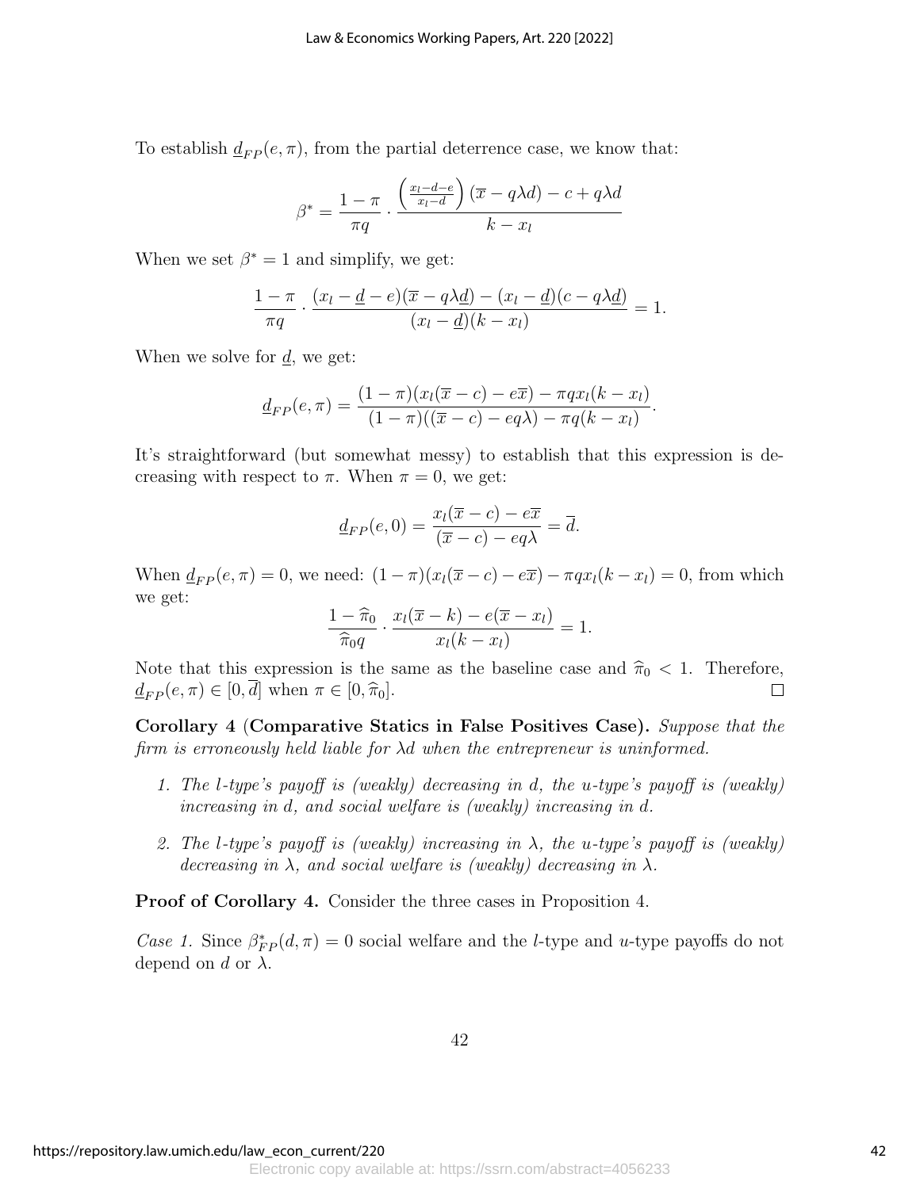To establish $\underline{d}_{FP}(e, \pi)$, from the partial deterrence case, we know that:

$$\beta^* = \frac{1-\pi}{\pi q} \cdot \frac{\left(\frac{x_l - d - e}{x_l - d}\right)(\overline{x} - q\lambda d) - c + q\lambda d}{k - x_l}$$

When we set $\beta^* = 1$ and simplify, we get:

$$\frac{1-\pi}{\pi q} \cdot \frac{(x_l - \underline{d} - e)(\overline{x} - q\lambda \underline{d}) - (x_l - \underline{d})(c - q\lambda \underline{d})}{(x_l - \underline{d})(k - x_l)} = 1.$$

When we solve for $\underline{d}$, we get:

$$\underline{d}_{FP}(e, \pi) = \frac{(1-\pi)(x_l(\overline{x} - c) - e\overline{x}) - \pi q x_l(k - x_l)}{(1-\pi)((\overline{x} - c) - eq\lambda) - \pi q(k - x_l)}.$$

It's straightforward (but somewhat messy) to establish that this expression is decreasing with respect to $\pi$. When $\pi = 0$, we get:

$$\underline{d}_{FP}(e, 0) = \frac{x_l(\overline{x} - c) - e\overline{x}}{(\overline{x} - c) - eq\lambda} = \overline{d}.$$

When $\underline{d}_{FP}(e, \pi) = 0$, we need: $(1-\pi)(x_l(\overline{x} - c) - e\overline{x}) - \pi q x_l(k - x_l) = 0$, from which we get:

$$\frac{1 - \widehat{\pi}_0}{\widehat{\pi}_0 q} \cdot \frac{x_l(\overline{x} - k) - e(\overline{x} - x_l)}{x_l(k - x_l)} = 1.$$

Note that this expression is the same as the baseline case and $\widehat{\pi}_0 < 1$. Therefore, $\underline{d}_{FP}(e, \pi) \in [0, \overline{d}]$ when $\pi \in [0, \widehat{\pi}_0]$. □

**Corollary 4 (Comparative Statics in False Positives Case).** *Suppose that the firm is erroneously held liable for $\lambda d$ when the entrepreneur is uninformed.*

1. *The $l$-type's payoff is (weakly) decreasing in $d$, the $u$-type's payoff is (weakly) increasing in $d$, and social welfare is (weakly) increasing in $d$.*
2. *The $l$-type's payoff is (weakly) increasing in $\lambda$, the $u$-type's payoff is (weakly) decreasing in $\lambda$, and social welfare is (weakly) decreasing in $\lambda$.*

**Proof of Corollary 4.** Consider the three cases in Proposition 4.

*Case 1.* Since $\beta^*_{FP}(d, \pi) = 0$ social welfare and the $l$-type and $u$-type payoffs do not depend on $d$ or $\lambda$.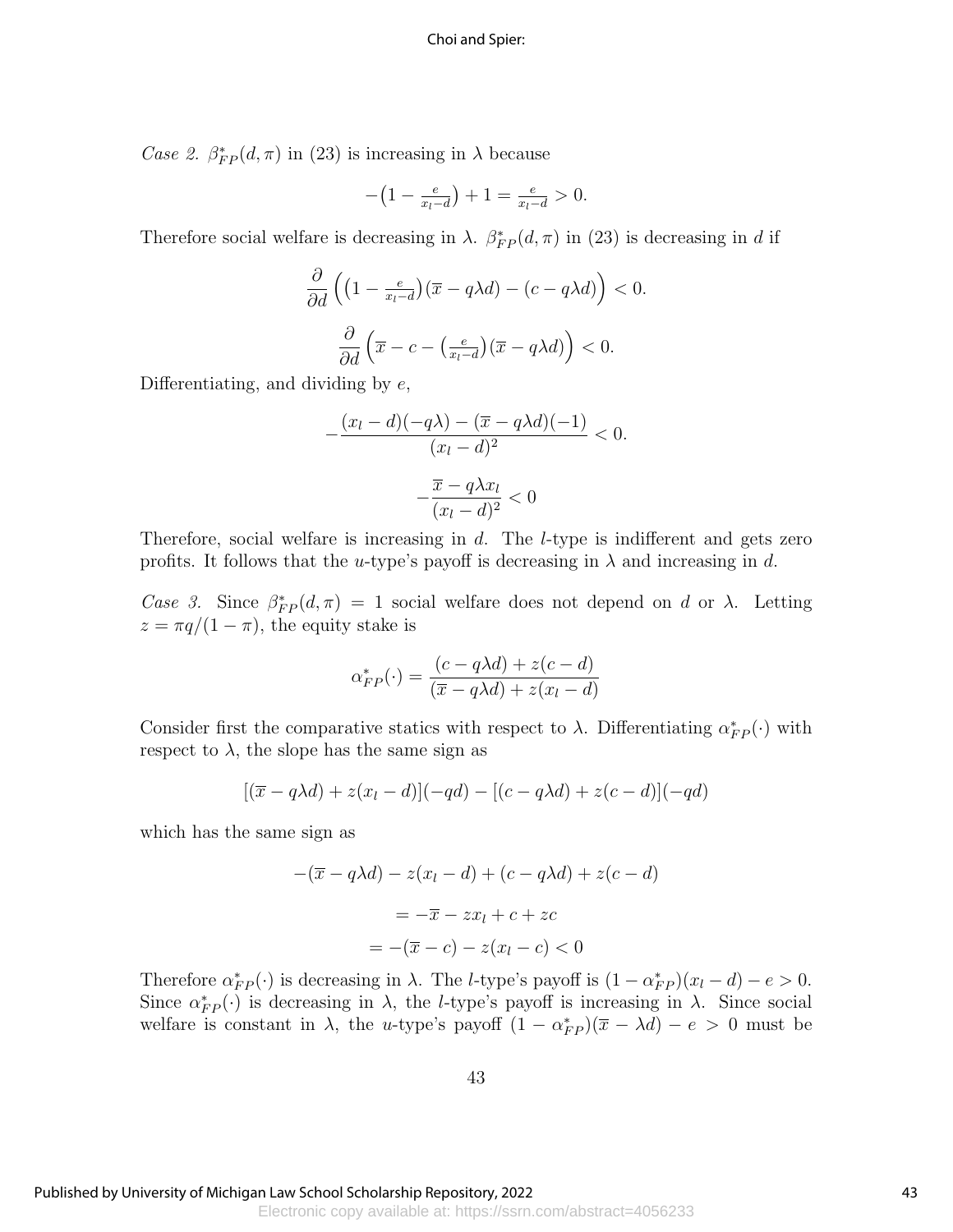*Case 2.* $\beta^*_{FP}(d, \pi)$ in (23) is increasing in $\lambda$ because

$$-\left(1 - \tfrac{e}{x_l - d}\right) + 1 = \tfrac{e}{x_l - d} > 0.$$

Therefore social welfare is decreasing in $\lambda$. $\beta^*_{FP}(d, \pi)$ in (23) is decreasing in $d$ if

$$\frac{\partial}{\partial d}\left(\left(1 - \tfrac{e}{x_l - d}\right)(\overline{x} - q\lambda d) - (c - q\lambda d)\right) < 0.$$

$$\frac{\partial}{\partial d}\left(\overline{x} - c - \left(\tfrac{e}{x_l - d}\right)(\overline{x} - q\lambda d)\right) < 0.$$

Differentiating, and dividing by $e$,

$$-\frac{(x_l - d)(-q\lambda) - (\overline{x} - q\lambda d)(-1)}{(x_l - d)^2} < 0.$$

$$-\frac{\overline{x} - q\lambda x_l}{(x_l - d)^2} < 0$$

Therefore, social welfare is increasing in $d$. The $l$-type is indifferent and gets zero profits. It follows that the $u$-type's payoff is decreasing in $\lambda$ and increasing in $d$.

*Case 3.* Since $\beta^*_{FP}(d, \pi) = 1$ social welfare does not depend on $d$ or $\lambda$. Letting $z = \pi q/(1 - \pi)$, the equity stake is

$$\alpha^*_{FP}(\cdot) = \frac{(c - q\lambda d) + z(c - d)}{(\overline{x} - q\lambda d) + z(x_l - d)}$$

Consider first the comparative statics with respect to $\lambda$. Differentiating $\alpha^*_{FP}(\cdot)$ with respect to $\lambda$, the slope has the same sign as

$$[(\overline{x} - q\lambda d) + z(x_l - d)](-qd) - [(c - q\lambda d) + z(c - d)](-qd)$$

which has the same sign as

$$-(\overline{x} - q\lambda d) - z(x_l - d) + (c - q\lambda d) + z(c - d)$$

$$= -\overline{x} - zx_l + c + zc$$

$$= -(\overline{x} - c) - z(x_l - c) < 0$$

Therefore $\alpha^*_{FP}(\cdot)$ is decreasing in $\lambda$. The $l$-type's payoff is $(1 - \alpha^*_{FP})(x_l - d) - e > 0$. Since $\alpha^*_{FP}(\cdot)$ is decreasing in $\lambda$, the $l$-type's payoff is increasing in $\lambda$. Since social welfare is constant in $\lambda$, the $u$-type's payoff $(1 - \alpha^*_{FP})(\overline{x} - \lambda d) - e > 0$ must be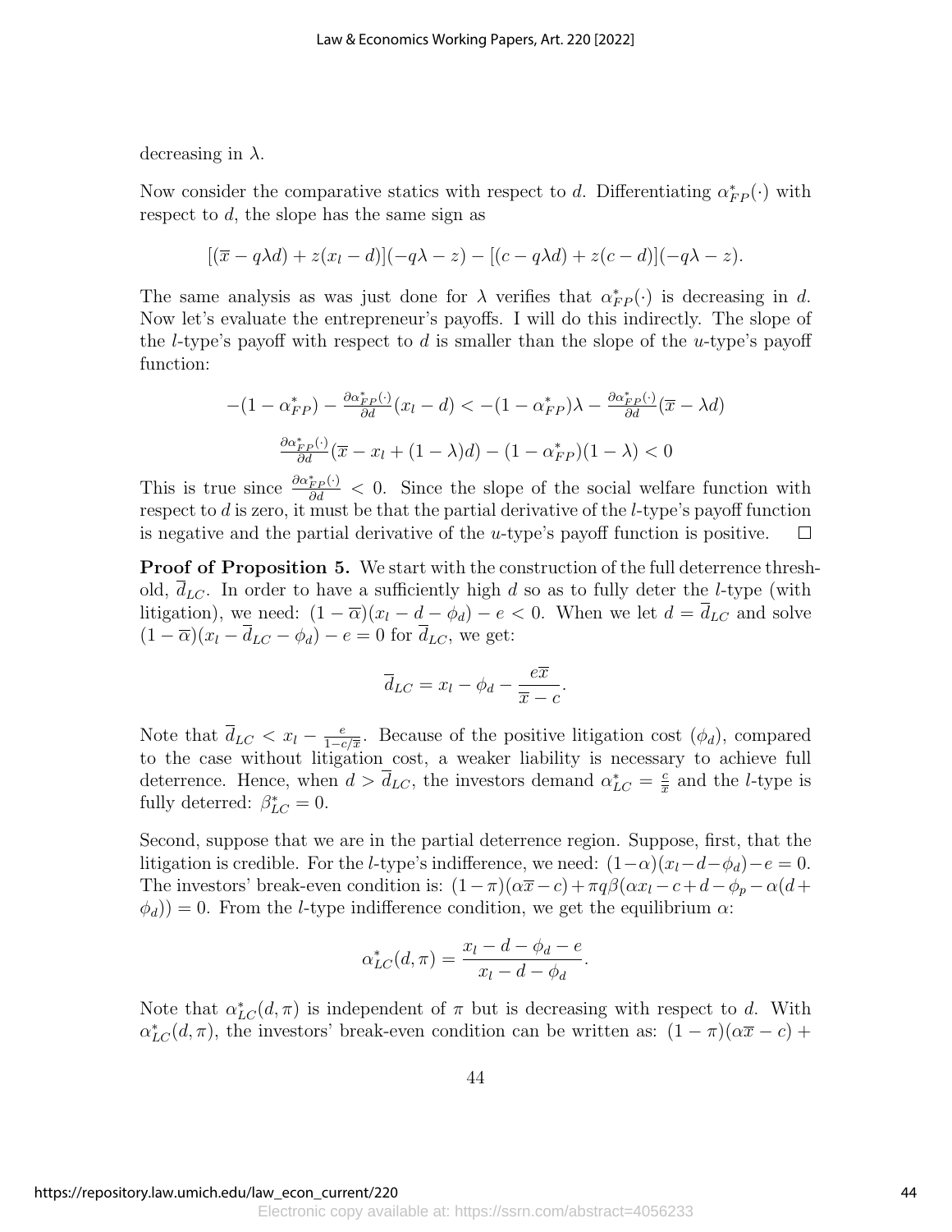decreasing in $\lambda$.

Now consider the comparative statics with respect to $d$. Differentiating $\alpha^*_{FP}(\cdot)$ with respect to $d$, the slope has the same sign as

$$[(\overline{x} - q\lambda d) + z(x_l - d)](-q\lambda - z) - [(c - q\lambda d) + z(c - d)](-q\lambda - z).$$

The same analysis as was just done for $\lambda$ verifies that $\alpha^*_{FP}(\cdot)$ is decreasing in $d$. Now let's evaluate the entrepreneur's payoffs. I will do this indirectly. The slope of the $l$-type's payoff with respect to $d$ is smaller than the slope of the $u$-type's payoff function:

$$-(1 - \alpha^*_{FP}) - \tfrac{\partial \alpha^*_{FP}(\cdot)}{\partial d}(x_l - d) < -(1 - \alpha^*_{FP})\lambda - \tfrac{\partial \alpha^*_{FP}(\cdot)}{\partial d}(\overline{x} - \lambda d)$$

$$\tfrac{\partial \alpha^*_{FP}(\cdot)}{\partial d}(\overline{x} - x_l + (1 - \lambda)d) - (1 - \alpha^*_{FP})(1 - \lambda) < 0$$

This is true since $\frac{\partial \alpha^*_{FP}(\cdot)}{\partial d} < 0$. Since the slope of the social welfare function with respect to $d$ is zero, it must be that the partial derivative of the $l$-type's payoff function is negative and the partial derivative of the $u$-type's payoff function is positive. $\square$

**Proof of Proposition 5.** We start with the construction of the full deterrence threshold, $\overline{d}_{LC}$. In order to have a sufficiently high $d$ so as to fully deter the $l$-type (with litigation), we need: $(1 - \overline{\alpha})(x_l - d - \phi_d) - e < 0$. When we let $d = \overline{d}_{LC}$ and solve $(1 - \overline{\alpha})(x_l - \overline{d}_{LC} - \phi_d) - e = 0$ for $\overline{d}_{LC}$, we get:

$$\overline{d}_{LC} = x_l - \phi_d - \frac{e\overline{x}}{\overline{x} - c}.$$

Note that $\overline{d}_{LC} < x_l - \frac{e}{1 - c/\overline{x}}$. Because of the positive litigation cost ($\phi_d$), compared to the case without litigation cost, a weaker liability is necessary to achieve full deterrence. Hence, when $d > \overline{d}_{LC}$, the investors demand $\alpha^*_{LC} = \frac{c}{\overline{x}}$ and the $l$-type is fully deterred: $\beta^*_{LC} = 0$.

Second, suppose that we are in the partial deterrence region. Suppose, first, that the litigation is credible. For the $l$-type's indifference, we need: $(1 - \alpha)(x_l - d - \phi_d) - e = 0$. The investors' break-even condition is: $(1 - \pi)(\alpha\overline{x} - c) + \pi q\beta(\alpha x_l - c + d - \phi_p - \alpha(d + \phi_d)) = 0$. From the $l$-type indifference condition, we get the equilibrium $\alpha$:

$$\alpha^*_{LC}(d, \pi) = \frac{x_l - d - \phi_d - e}{x_l - d - \phi_d}.$$

Note that $\alpha^*_{LC}(d, \pi)$ is independent of $\pi$ but is decreasing with respect to $d$. With $\alpha^*_{LC}(d, \pi)$, the investors' break-even condition can be written as: $(1 - \pi)(\alpha\overline{x} - c) +$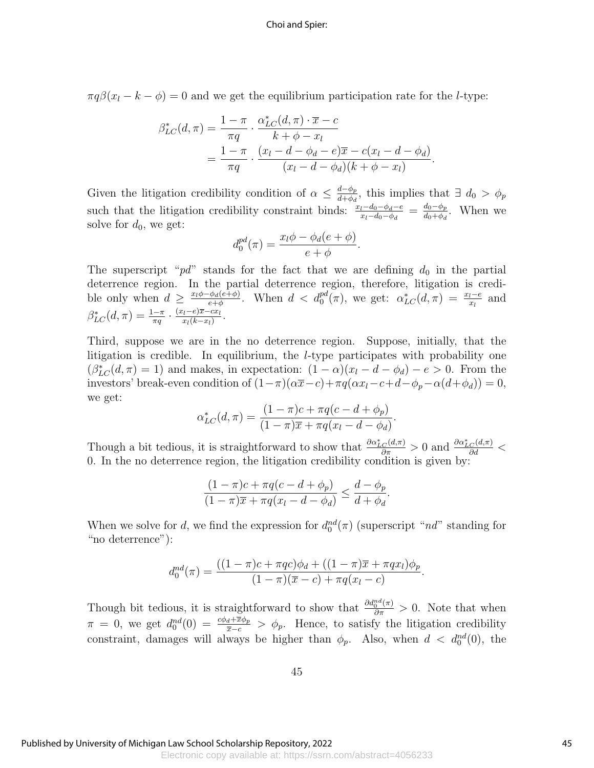$\pi q\beta(x_l - k - \phi) = 0$ and we get the equilibrium participation rate for the $l$-type:

$$\beta^*_{LC}(d,\pi) = \frac{1-\pi}{\pi q} \cdot \frac{\alpha^*_{LC}(d,\pi)\cdot \overline{x} - c}{k+\phi - x_l}$$
$$= \frac{1-\pi}{\pi q} \cdot \frac{(x_l - d - \phi_d - e)\overline{x} - c(x_l - d - \phi_d)}{(x_l - d - \phi_d)(k + \phi - x_l)}.$$

Given the litigation credibility condition of $\alpha \leq \frac{d-\phi_p}{d+\phi_d}$, this implies that $\exists\ d_0 > \phi_p$ such that the litigation credibility constraint binds: $\frac{x_l - d_0 - \phi_d - e}{x_l - d_0 - \phi_d} = \frac{d_0 - \phi_p}{d_0 + \phi_d}$. When we solve for $d_0$, we get:

$$d_0^{pd}(\pi) = \frac{x_l\phi - \phi_d(e+\phi)}{e+\phi}.$$

The superscript "$pd$" stands for the fact that we are defining $d_0$ in the partial deterrence region. In the partial deterrence region, therefore, litigation is credible only when $d \geq \frac{x_l\phi - \phi_d(e+\phi)}{e+\phi}$. When $d < d_0^{pd}(\pi)$, we get: $\alpha^*_{LC}(d,\pi) = \frac{x_l - e}{x_l}$ and $\beta^*_{LC}(d,\pi) = \frac{1-\pi}{\pi q} \cdot \frac{(x_l - e)\overline{x} - cx_l}{x_l(k - x_l)}$.

Third, suppose we are in the no deterrence region. Suppose, initially, that the litigation is credible. In equilibrium, the $l$-type participates with probability one ($\beta^*_{LC}(d,\pi) = 1$) and makes, in expectation: $(1-\alpha)(x_l - d - \phi_d) - e > 0$. From the investors' break-even condition of $(1-\pi)(\alpha\overline{x} - c) + \pi q(\alpha x_l - c + d - \phi_p - \alpha(d + \phi_d)) = 0$, we get:

$$\alpha^*_{LC}(d,\pi) = \frac{(1-\pi)c + \pi q(c - d + \phi_p)}{(1-\pi)\overline{x} + \pi q(x_l - d - \phi_d)}.$$

Though a bit tedious, it is straightforward to show that $\frac{\partial \alpha^*_{LC}(d,\pi)}{\partial \pi} > 0$ and $\frac{\partial \alpha^*_{LC}(d,\pi)}{\partial d} < 0$. In the no deterrence region, the litigation credibility condition is given by:

$$\frac{(1-\pi)c + \pi q(c - d + \phi_p)}{(1-\pi)\overline{x} + \pi q(x_l - d - \phi_d)} \leq \frac{d - \phi_p}{d + \phi_d}.$$

When we solve for $d$, we find the expression for $d_0^{nd}(\pi)$ (superscript "$nd$" standing for "no deterrence"):

$$d_0^{nd}(\pi) = \frac{((1-\pi)c + \pi qc)\phi_d + ((1-\pi)\overline{x} + \pi q x_l)\phi_p}{(1-\pi)(\overline{x} - c) + \pi q(x_l - c)}.$$

Though bit tedious, it is straightforward to show that $\frac{\partial d_0^{nd}(\pi)}{\partial \pi} > 0$. Note that when $\pi = 0$, we get $d_0^{nd}(0) = \frac{c\phi_d + \overline{x}\phi_p}{\overline{x} - c} > \phi_p$. Hence, to satisfy the litigation credibility constraint, damages will always be higher than $\phi_p$. Also, when $d < d_0^{nd}(0)$, the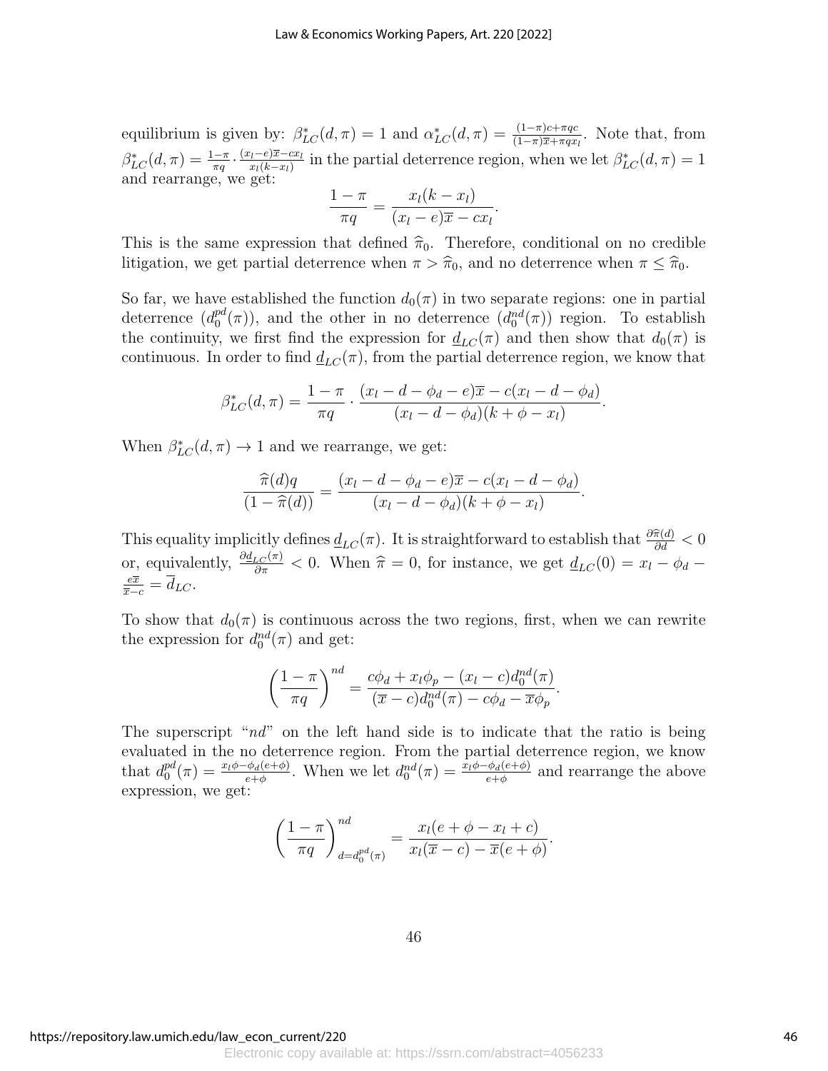equilibrium is given by: $\beta^*_{LC}(d,\pi) = 1$ and $\alpha^*_{LC}(d,\pi) = \frac{(1-\pi)c+\pi qc}{(1-\pi)\overline{x}+\pi q x_l}$. Note that, from $\beta^*_{LC}(d,\pi) = \frac{1-\pi}{\pi q} \cdot \frac{(x_l-e)\overline{x}-cx_l}{x_l(k-x_l)}$ in the partial deterrence region, when we let $\beta^*_{LC}(d,\pi) = 1$ and rearrange, we get:

$$\frac{1-\pi}{\pi q} = \frac{x_l(k-x_l)}{(x_l-e)\overline{x}-cx_l}.$$

This is the same expression that defined $\widehat{\pi}_0$. Therefore, conditional on no credible litigation, we get partial deterrence when $\pi > \widehat{\pi}_0$, and no deterrence when $\pi \leq \widehat{\pi}_0$.

So far, we have established the function $d_0(\pi)$ in two separate regions: one in partial deterrence ($d_0^{pd}(\pi)$), and the other in no deterrence ($d_0^{nd}(\pi)$) region. To establish the continuity, we first find the expression for $\underline{d}_{LC}(\pi)$ and then show that $d_0(\pi)$ is continuous. In order to find $\underline{d}_{LC}(\pi)$, from the partial deterrence region, we know that

$$\beta^*_{LC}(d,\pi) = \frac{1-\pi}{\pi q} \cdot \frac{(x_l-d-\phi_d-e)\overline{x}-c(x_l-d-\phi_d)}{(x_l-d-\phi_d)(k+\phi-x_l)}.$$

When $\beta^*_{LC}(d,\pi) \to 1$ and we rearrange, we get:

$$\frac{\widehat{\pi}(d)q}{(1-\widehat{\pi}(d))} = \frac{(x_l-d-\phi_d-e)\overline{x}-c(x_l-d-\phi_d)}{(x_l-d-\phi_d)(k+\phi-x_l)}.$$

This equality implicitly defines $\underline{d}_{LC}(\pi)$. It is straightforward to establish that $\frac{\partial \widehat{\pi}(d)}{\partial d} < 0$ or, equivalently, $\frac{\partial \underline{d}_{LC}(\pi)}{\partial \pi} < 0$. When $\widehat{\pi} = 0$, for instance, we get $\underline{d}_{LC}(0) = x_l - \phi_d - \frac{e\overline{x}}{\overline{x}-c} = \overline{d}_{LC}$.

To show that $d_0(\pi)$ is continuous across the two regions, first, when we can rewrite the expression for $d_0^{nd}(\pi)$ and get:

$$\left(\frac{1-\pi}{\pi q}\right)^{nd} = \frac{c\phi_d + x_l\phi_p - (x_l-c)d_0^{nd}(\pi)}{(\overline{x}-c)d_0^{nd}(\pi) - c\phi_d - \overline{x}\phi_p}.$$

The superscript "$nd$" on the left hand side is to indicate that the ratio is being evaluated in the no deterrence region. From the partial deterrence region, we know that $d_0^{pd}(\pi) = \frac{x_l\phi - \phi_d(e+\phi)}{e+\phi}$. When we let $d_0^{nd}(\pi) = \frac{x_l\phi-\phi_d(e+\phi)}{e+\phi}$ and rearrange the above expression, we get:

$$\left(\frac{1-\pi}{\pi q}\right)^{nd}_{d=d_0^{pd}(\pi)} = \frac{x_l(e+\phi-x_l+c)}{x_l(\overline{x}-c)-\overline{x}(e+\phi)}.$$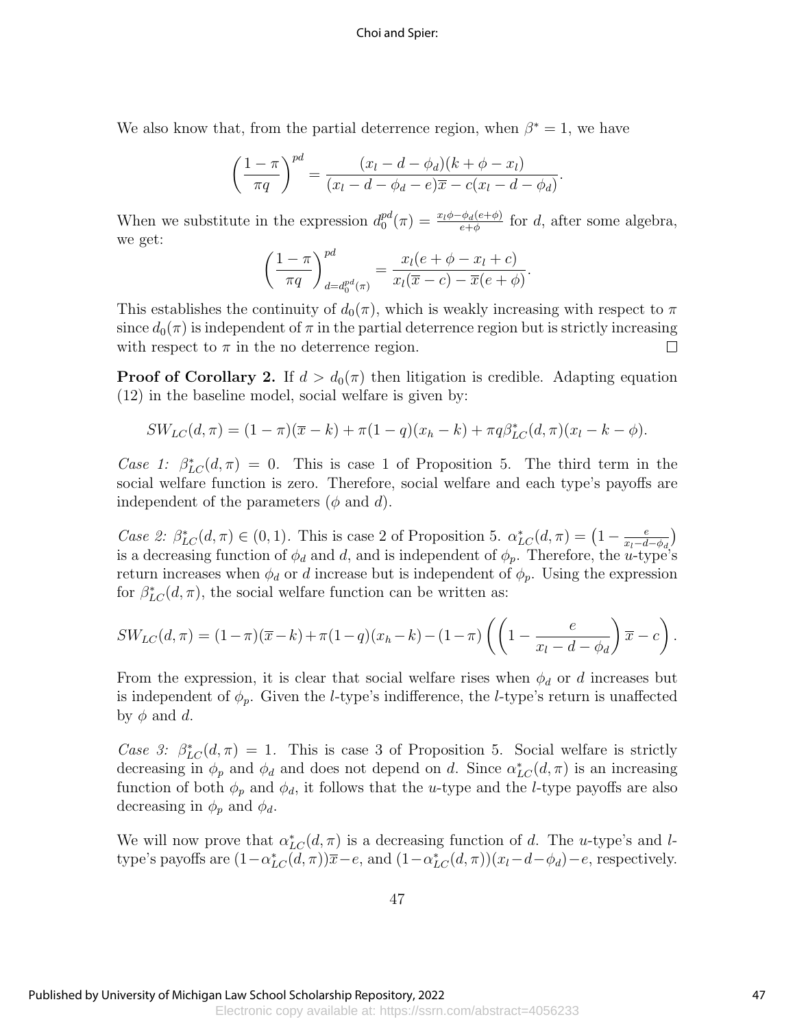We also know that, from the partial deterrence region, when $\beta^* = 1$, we have

$$\left(\frac{1-\pi}{\pi q}\right)^{pd} = \frac{(x_l - d - \phi_d)(k + \phi - x_l)}{(x_l - d - \phi_d - e)\overline{x} - c(x_l - d - \phi_d)}.$$

When we substitute in the expression $d_0^{pd}(\pi) = \frac{x_l \phi - \phi_d(e+\phi)}{e+\phi}$ for $d$, after some algebra, we get:

$$\left(\frac{1-\pi}{\pi q}\right)^{pd}_{d=d_0^{pd}(\pi)} = \frac{x_l(e + \phi - x_l + c)}{x_l(\overline{x} - c) - \overline{x}(e + \phi)}.$$

This establishes the continuity of $d_0(\pi)$, which is weakly increasing with respect to $\pi$ since $d_0(\pi)$ is independent of $\pi$ in the partial deterrence region but is strictly increasing with respect to $\pi$ in the no deterrence region. □

**Proof of Corollary 2.** If $d > d_0(\pi)$ then litigation is credible. Adapting equation (12) in the baseline model, social welfare is given by:

$$SW_{LC}(d, \pi) = (1 - \pi)(\overline{x} - k) + \pi(1 - q)(x_h - k) + \pi q \beta^*_{LC}(d, \pi)(x_l - k - \phi).$$

*Case 1:* $\beta^*_{LC}(d, \pi) = 0$. This is case 1 of Proposition 5. The third term in the social welfare function is zero. Therefore, social welfare and each type's payoffs are independent of the parameters ($\phi$ and $d$).

*Case 2:* $\beta^*_{LC}(d, \pi) \in (0, 1)$. This is case 2 of Proposition 5. $\alpha^*_{LC}(d, \pi) = \left(1 - \frac{e}{x_l - d - \phi_d}\right)$ is a decreasing function of $\phi_d$ and $d$, and is independent of $\phi_p$. Therefore, the $u$-type's return increases when $\phi_d$ or $d$ increase but is independent of $\phi_p$. Using the expression for $\beta^*_{LC}(d, \pi)$, the social welfare function can be written as:

$$SW_{LC}(d, \pi) = (1-\pi)(\overline{x}-k) + \pi(1-q)(x_h - k) - (1-\pi)\left(\left(1 - \frac{e}{x_l - d - \phi_d}\right)\overline{x} - c\right).$$

From the expression, it is clear that social welfare rises when $\phi_d$ or $d$ increases but is independent of $\phi_p$. Given the $l$-type's indifference, the $l$-type's return is unaffected by $\phi$ and $d$.

*Case 3:* $\beta^*_{LC}(d, \pi) = 1$. This is case 3 of Proposition 5. Social welfare is strictly decreasing in $\phi_p$ and $\phi_d$ and does not depend on $d$. Since $\alpha^*_{LC}(d, \pi)$ is an increasing function of both $\phi_p$ and $\phi_d$, it follows that the $u$-type and the $l$-type payoffs are also decreasing in $\phi_p$ and $\phi_d$.

We will now prove that $\alpha^*_{LC}(d, \pi)$ is a decreasing function of $d$. The $u$-type's and $l$-type's payoffs are $(1 - \alpha^*_{LC}(d, \pi))\overline{x} - e$, and $(1 - \alpha^*_{LC}(d, \pi))(x_l - d - \phi_d) - e$, respectively.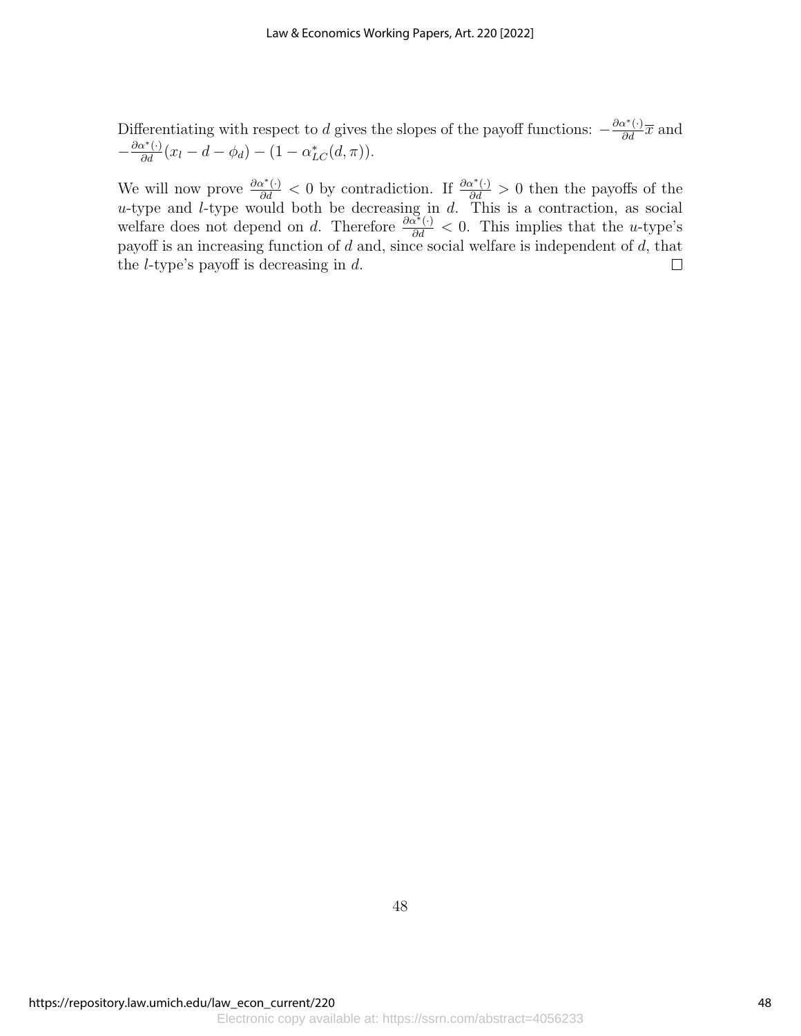Differentiating with respect to $d$ gives the slopes of the payoff functions: $-\frac{\partial \alpha^*(\cdot)}{\partial d}\overline{x}$ and $-\frac{\partial \alpha^*(\cdot)}{\partial d}(x_l - d - \phi_d) - (1 - \alpha^*_{LC}(d, \pi))$.

We will now prove $\frac{\partial \alpha^*(\cdot)}{\partial d} < 0$ by contradiction. If $\frac{\partial \alpha^*(\cdot)}{\partial d} > 0$ then the payoffs of the $u$-type and $l$-type would both be decreasing in $d$. This is a contraction, as social welfare does not depend on $d$. Therefore $\frac{\partial \alpha^*(\cdot)}{\partial d} < 0$. This implies that the $u$-type's payoff is an increasing function of $d$ and, since social welfare is independent of $d$, that the $l$-type's payoff is decreasing in $d$. □